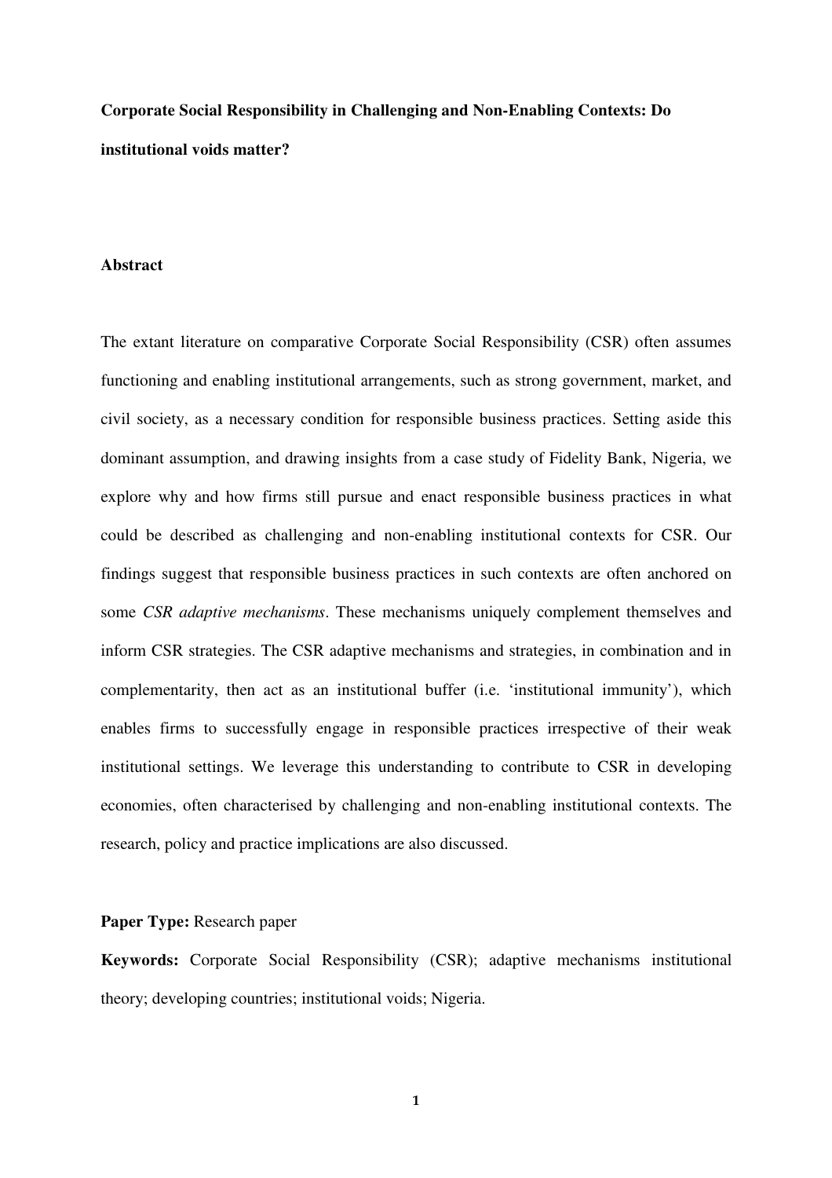# Corporate Social Responsibility in Challenging and Non-Enabling Contexts: Do institutional voids matter?

## Abstract

The extant literature on comparative Corporate Social Responsibility (CSR) often assumes functioning and enabling institutional arrangements, such as strong government, market, and civil society, as a necessary condition for responsible business practices. Setting aside this dominant assumption, and drawing insights from a case study of Fidelity Bank, Nigeria, we explore why and how firms still pursue and enact responsible business practices in what could be described as challenging and non-enabling institutional contexts for CSR. Our findings suggest that responsible business practices in such contexts are often anchored on some *CSR adaptive mechanisms*. These mechanisms uniquely complement themselves and inform CSR strategies. The CSR adaptive mechanisms and strategies, in combination and in complementarity, then act as an institutional buffer (i.e. 'institutional immunity'), which enables firms to successfully engage in responsible practices irrespective of their weak institutional settings. We leverage this understanding to contribute to CSR in developing economies, often characterised by challenging and non-enabling institutional contexts. The research, policy and practice implications are also discussed.

**Paper Type:** Research paper

**Keywords:** Corporate Social Responsibility (CSR); adaptive mechanisms institutional theory; developing countries; institutional voids; Nigeria.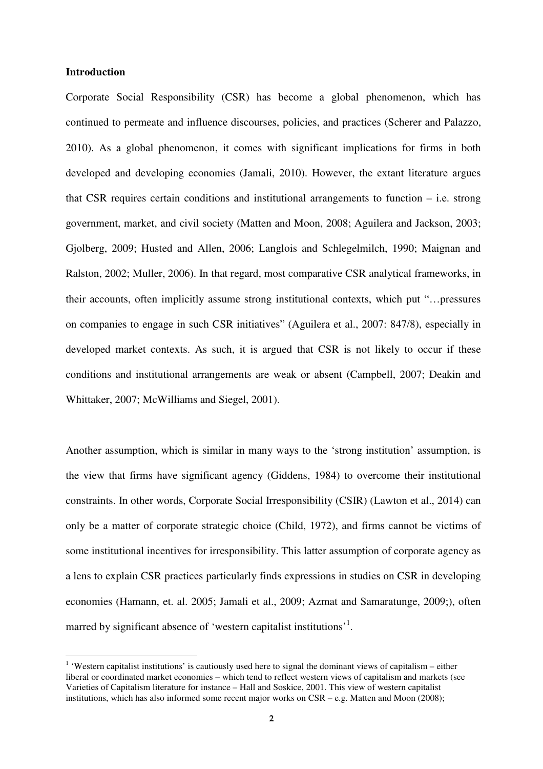**Introduction**

Corporate Social Responsibility (CSR) has become a global phenomenon, which has continued to permeate and influence discourses, policies, and practices (Scherer and Palazzo, 2010). As a global phenomenon, it comes with significant implications for firms in both developed and developing economies (Jamali, 2010). However, the extant literature argues that CSR requires certain conditions and institutional arrangements to function – i.e. strong government, market, and civil society (Matten and Moon, 2008; Aguilera and Jackson, 2003; Gjolberg, 2009; Husted and Allen, 2006; Langlois and Schlegelmilch, 1990; Maignan and Ralston, 2002; Muller, 2006). In that regard, most comparative CSR analytical frameworks, in their accounts, often implicitly assume strong institutional contexts, which put "…pressures on companies to engage in such CSR initiatives" (Aguilera et al., 2007: 847/8), especially in developed market contexts. As such, it is argued that CSR is not likely to occur if these conditions and institutional arrangements are weak or absent (Campbell, 2007; Deakin and Whittaker, 2007; McWilliams and Siegel, 2001).

Another assumption, which is similar in many ways to the 'strong institution' assumption, is the view that firms have significant agency (Giddens, 1984) to overcome their institutional constraints. In other words, Corporate Social Irresponsibility (CSIR) (Lawton et al., 2014) can only be a matter of corporate strategic choice (Child, 1972), and firms cannot be victims of some institutional incentives for irresponsibility. This latter assumption of corporate agency as a lens to explain CSR practices particularly finds expressions in studies on CSR in developing economies (Hamann, et. al. 2005; Jamali et al., 2009; Azmat and Samaratunge, 2009;), often marred by significant absence of 'western capitalist institutions'[1].

[1] 'Western capitalist institutions' is cautiously used here to signal the dominant views of capitalism – either liberal or coordinated market economies – which tend to reflect western views of capitalism and markets (see Varieties of Capitalism literature for instance – Hall and Soskice, 2001. This view of western capitalist institutions, which has also informed some recent major works on CSR – e.g. Matten and Moon (2008);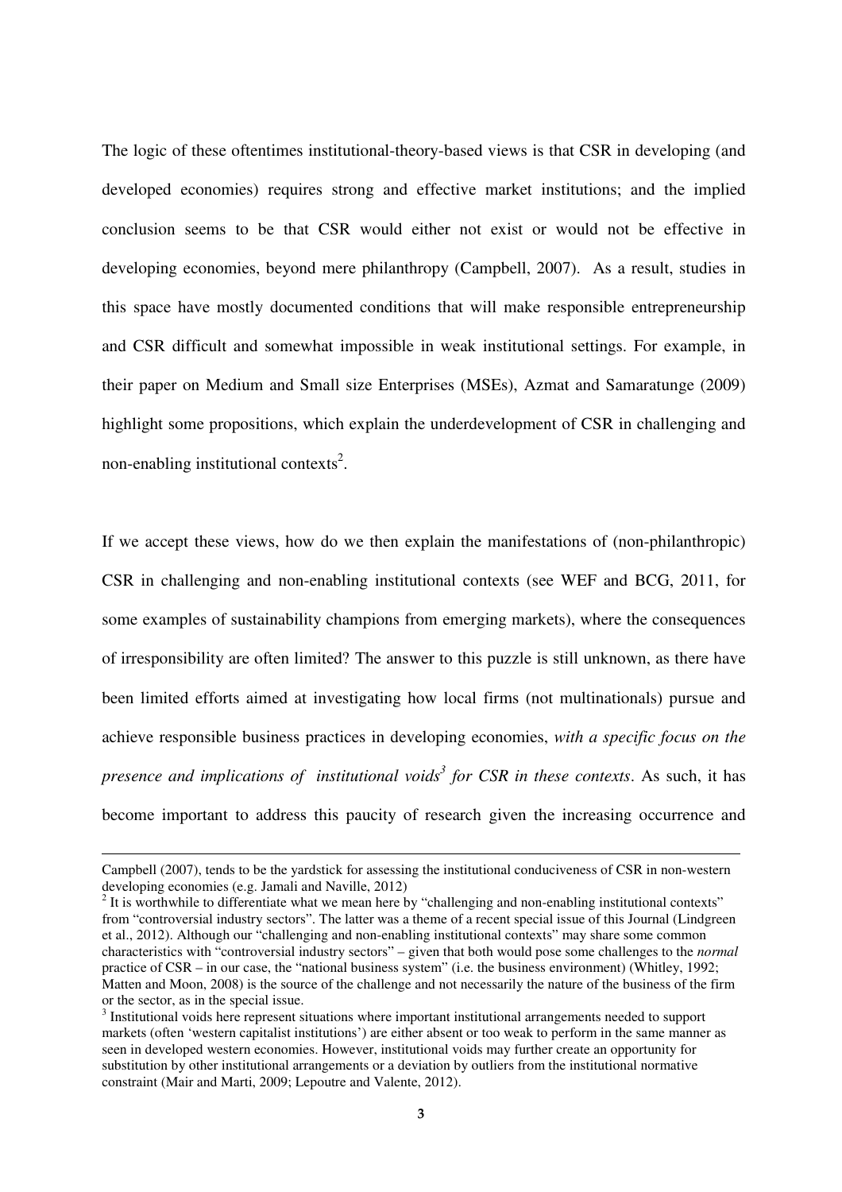The logic of these oftentimes institutional-theory-based views is that CSR in developing (and developed economies) requires strong and effective market institutions; and the implied conclusion seems to be that CSR would either not exist or would not be effective in developing economies, beyond mere philanthropy (Campbell, 2007). As a result, studies in this space have mostly documented conditions that will make responsible entrepreneurship and CSR difficult and somewhat impossible in weak institutional settings. For example, in their paper on Medium and Small size Enterprises (MSEs), Azmat and Samaratunge (2009) highlight some propositions, which explain the underdevelopment of CSR in challenging and non-enabling institutional contexts[2].

If we accept these views, how do we then explain the manifestations of (non-philanthropic) CSR in challenging and non-enabling institutional contexts (see WEF and BCG, 2011, for some examples of sustainability champions from emerging markets), where the consequences of irresponsibility are often limited? The answer to this puzzle is still unknown, as there have been limited efforts aimed at investigating how local firms (not multinationals) pursue and achieve responsible business practices in developing economies, *with a specific focus on the presence and implications of institutional voids[3] for CSR in these contexts*. As such, it has become important to address this paucity of research given the increasing occurrence and

---

Campbell (2007), tends to be the yardstick for assessing the institutional conduciveness of CSR in non-western developing economies (e.g. Jamali and Naville, 2012)

[2] It is worthwhile to differentiate what we mean here by "challenging and non-enabling institutional contexts" from "controversial industry sectors". The latter was a theme of a recent special issue of this Journal (Lindgreen et al., 2012). Although our "challenging and non-enabling institutional contexts" may share some common characteristics with "controversial industry sectors" – given that both would pose some challenges to the *normal* practice of CSR – in our case, the "national business system" (i.e. the business environment) (Whitley, 1992; Matten and Moon, 2008) is the source of the challenge and not necessarily the nature of the business of the firm or the sector, as in the special issue.

[3] Institutional voids here represent situations where important institutional arrangements needed to support markets (often 'western capitalist institutions') are either absent or too weak to perform in the same manner as seen in developed western economies. However, institutional voids may further create an opportunity for substitution by other institutional arrangements or a deviation by outliers from the institutional normative constraint (Mair and Marti, 2009; Lepoutre and Valente, 2012).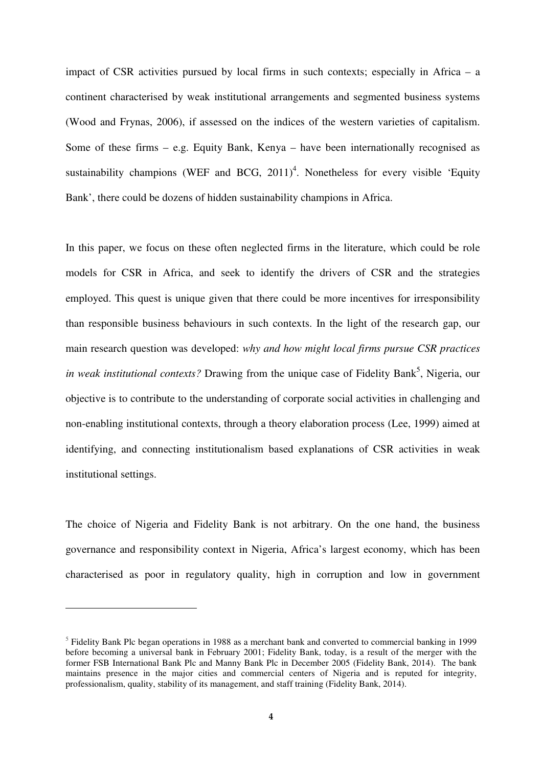impact of CSR activities pursued by local firms in such contexts; especially in Africa – a continent characterised by weak institutional arrangements and segmented business systems (Wood and Frynas, 2006), if assessed on the indices of the western varieties of capitalism. Some of these firms – e.g. Equity Bank, Kenya – have been internationally recognised as sustainability champions (WEF and BCG, 2011)[4]. Nonetheless for every visible 'Equity Bank', there could be dozens of hidden sustainability champions in Africa.

In this paper, we focus on these often neglected firms in the literature, which could be role models for CSR in Africa, and seek to identify the drivers of CSR and the strategies employed. This quest is unique given that there could be more incentives for irresponsibility than responsible business behaviours in such contexts. In the light of the research gap, our main research question was developed: *why and how might local firms pursue CSR practices in weak institutional contexts?* Drawing from the unique case of Fidelity Bank[5], Nigeria, our objective is to contribute to the understanding of corporate social activities in challenging and non-enabling institutional contexts, through a theory elaboration process (Lee, 1999) aimed at identifying, and connecting institutionalism based explanations of CSR activities in weak institutional settings.

The choice of Nigeria and Fidelity Bank is not arbitrary. On the one hand, the business governance and responsibility context in Nigeria, Africa's largest economy, which has been characterised as poor in regulatory quality, high in corruption and low in government

---

[5] Fidelity Bank Plc began operations in 1988 as a merchant bank and converted to commercial banking in 1999 before becoming a universal bank in February 2001; Fidelity Bank, today, is a result of the merger with the former FSB International Bank Plc and Manny Bank Plc in December 2005 (Fidelity Bank, 2014). The bank maintains presence in the major cities and commercial centers of Nigeria and is reputed for integrity, professionalism, quality, stability of its management, and staff training (Fidelity Bank, 2014).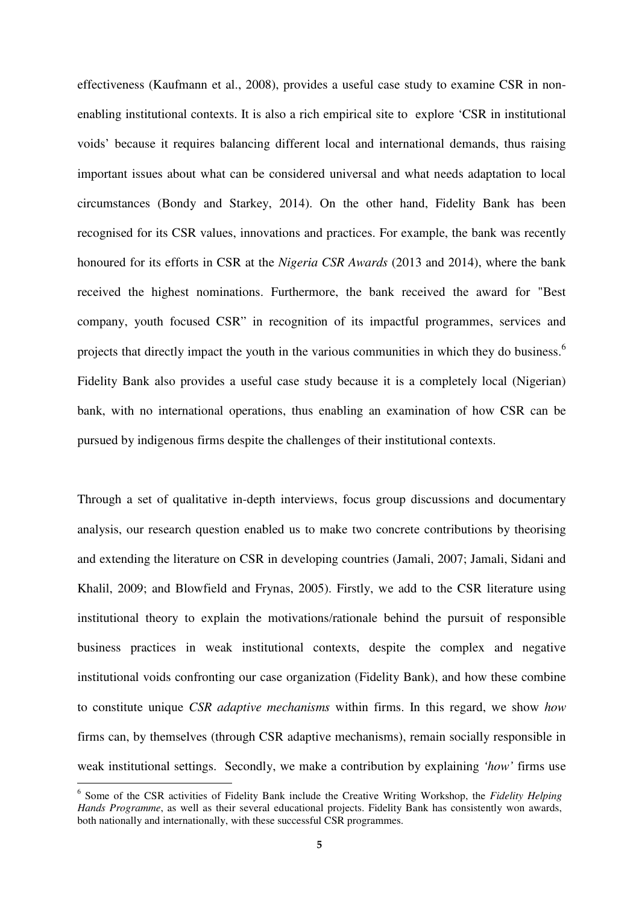effectiveness (Kaufmann et al., 2008), provides a useful case study to examine CSR in non-enabling institutional contexts. It is also a rich empirical site to explore 'CSR in institutional voids' because it requires balancing different local and international demands, thus raising important issues about what can be considered universal and what needs adaptation to local circumstances (Bondy and Starkey, 2014). On the other hand, Fidelity Bank has been recognised for its CSR values, innovations and practices. For example, the bank was recently honoured for its efforts in CSR at the *Nigeria CSR Awards* (2013 and 2014), where the bank received the highest nominations. Furthermore, the bank received the award for "Best company, youth focused CSR" in recognition of its impactful programmes, services and projects that directly impact the youth in the various communities in which they do business.[6] Fidelity Bank also provides a useful case study because it is a completely local (Nigerian) bank, with no international operations, thus enabling an examination of how CSR can be pursued by indigenous firms despite the challenges of their institutional contexts.

Through a set of qualitative in-depth interviews, focus group discussions and documentary analysis, our research question enabled us to make two concrete contributions by theorising and extending the literature on CSR in developing countries (Jamali, 2007; Jamali, Sidani and Khalil, 2009; and Blowfield and Frynas, 2005). Firstly, we add to the CSR literature using institutional theory to explain the motivations/rationale behind the pursuit of responsible business practices in weak institutional contexts, despite the complex and negative institutional voids confronting our case organization (Fidelity Bank), and how these combine to constitute unique *CSR adaptive mechanisms* within firms. In this regard, we show *how* firms can, by themselves (through CSR adaptive mechanisms), remain socially responsible in weak institutional settings. Secondly, we make a contribution by explaining *'how'* firms use

[6] Some of the CSR activities of Fidelity Bank include the Creative Writing Workshop, the *Fidelity Helping Hands Programme*, as well as their several educational projects. Fidelity Bank has consistently won awards, both nationally and internationally, with these successful CSR programmes.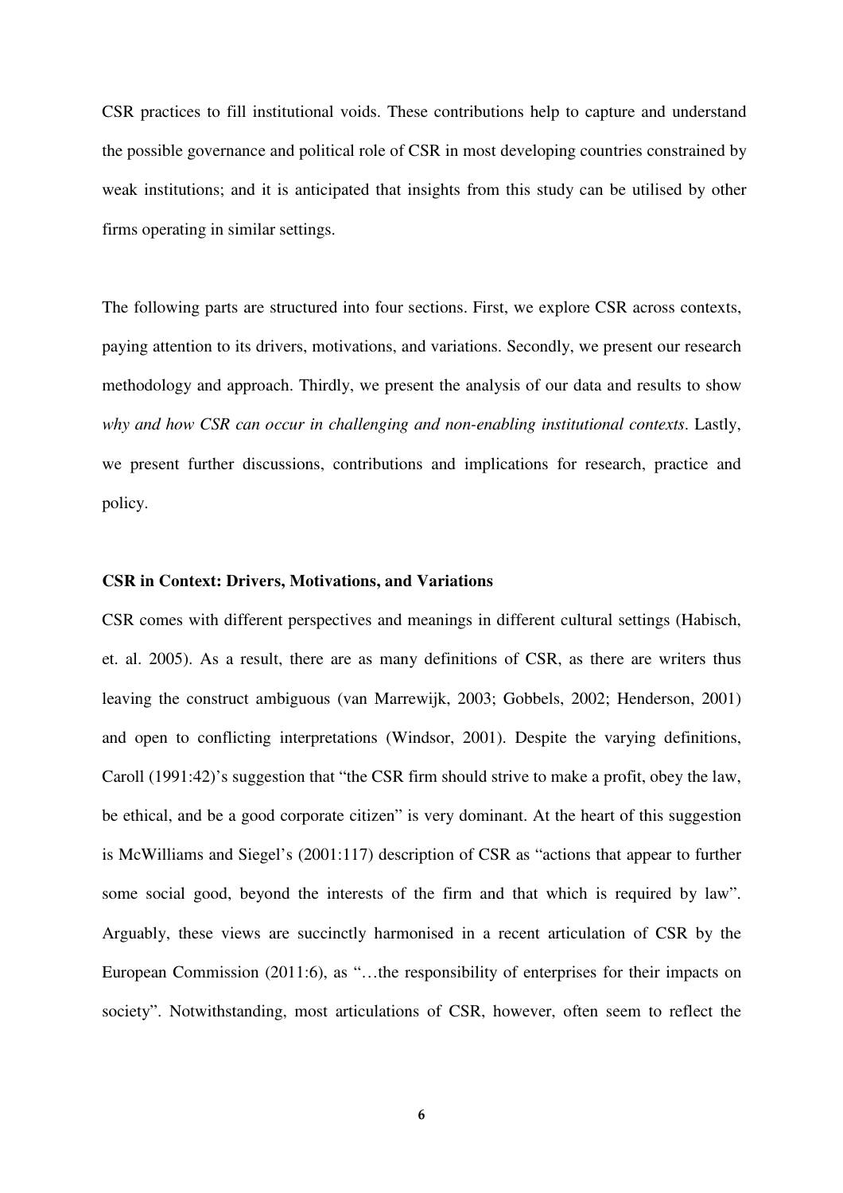CSR practices to fill institutional voids. These contributions help to capture and understand the possible governance and political role of CSR in most developing countries constrained by weak institutions; and it is anticipated that insights from this study can be utilised by other firms operating in similar settings.

The following parts are structured into four sections. First, we explore CSR across contexts, paying attention to its drivers, motivations, and variations. Secondly, we present our research methodology and approach. Thirdly, we present the analysis of our data and results to show *why and how CSR can occur in challenging and non-enabling institutional contexts*. Lastly, we present further discussions, contributions and implications for research, practice and policy.

## CSR in Context: Drivers, Motivations, and Variations

CSR comes with different perspectives and meanings in different cultural settings (Habisch, et. al. 2005). As a result, there are as many definitions of CSR, as there are writers thus leaving the construct ambiguous (van Marrewijk, 2003; Gobbels, 2002; Henderson, 2001) and open to conflicting interpretations (Windsor, 2001). Despite the varying definitions, Caroll (1991:42)'s suggestion that "the CSR firm should strive to make a profit, obey the law, be ethical, and be a good corporate citizen" is very dominant. At the heart of this suggestion is McWilliams and Siegel's (2001:117) description of CSR as "actions that appear to further some social good, beyond the interests of the firm and that which is required by law". Arguably, these views are succinctly harmonised in a recent articulation of CSR by the European Commission (2011:6), as "…the responsibility of enterprises for their impacts on society". Notwithstanding, most articulations of CSR, however, often seem to reflect the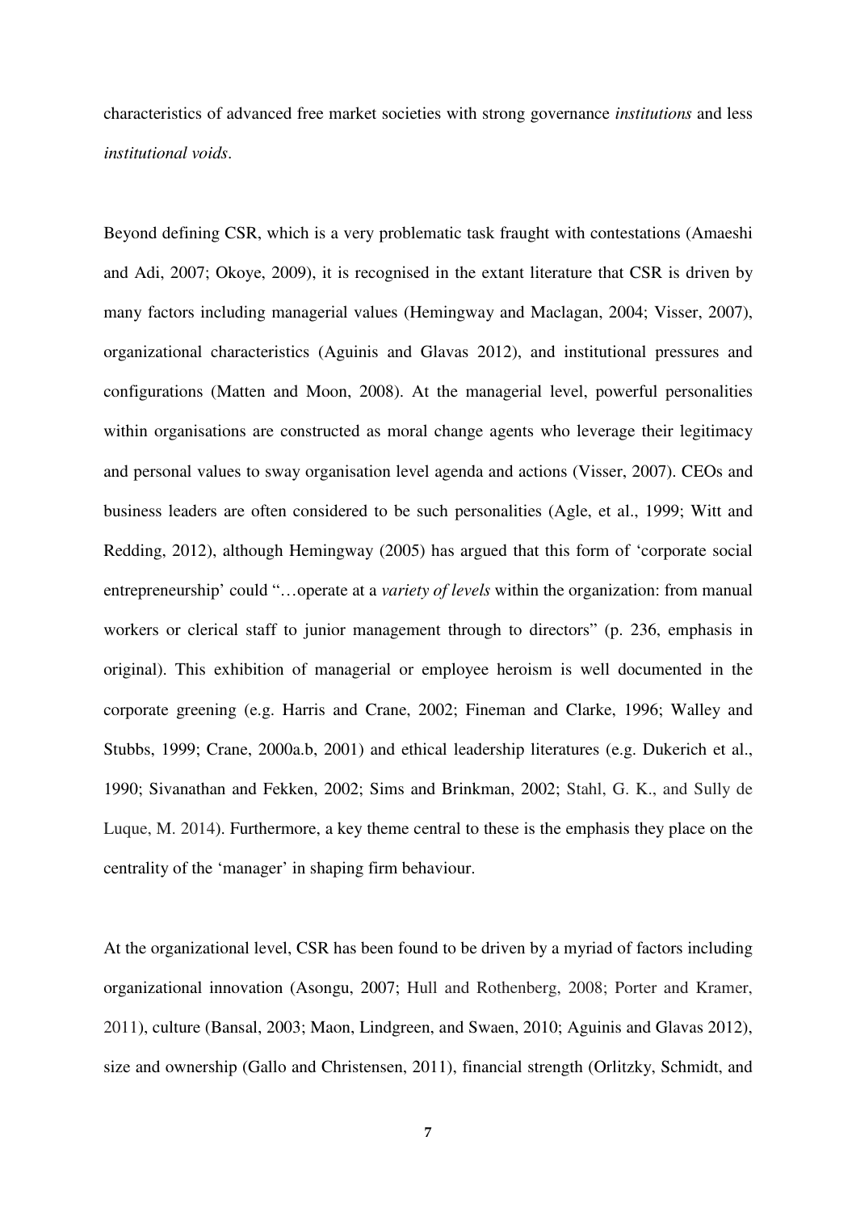characteristics of advanced free market societies with strong governance *institutions* and less *institutional voids*.

Beyond defining CSR, which is a very problematic task fraught with contestations (Amaeshi and Adi, 2007; Okoye, 2009), it is recognised in the extant literature that CSR is driven by many factors including managerial values (Hemingway and Maclagan, 2004; Visser, 2007), organizational characteristics (Aguinis and Glavas 2012), and institutional pressures and configurations (Matten and Moon, 2008). At the managerial level, powerful personalities within organisations are constructed as moral change agents who leverage their legitimacy and personal values to sway organisation level agenda and actions (Visser, 2007). CEOs and business leaders are often considered to be such personalities (Agle, et al., 1999; Witt and Redding, 2012), although Hemingway (2005) has argued that this form of 'corporate social entrepreneurship' could "…operate at a *variety of levels* within the organization: from manual workers or clerical staff to junior management through to directors" (p. 236, emphasis in original). This exhibition of managerial or employee heroism is well documented in the corporate greening (e.g. Harris and Crane, 2002; Fineman and Clarke, 1996; Walley and Stubbs, 1999; Crane, 2000a.b, 2001) and ethical leadership literatures (e.g. Dukerich et al., 1990; Sivanathan and Fekken, 2002; Sims and Brinkman, 2002; Stahl, G. K., and Sully de Luque, M. 2014). Furthermore, a key theme central to these is the emphasis they place on the centrality of the 'manager' in shaping firm behaviour.

At the organizational level, CSR has been found to be driven by a myriad of factors including organizational innovation (Asongu, 2007; Hull and Rothenberg, 2008; Porter and Kramer, 2011), culture (Bansal, 2003; Maon, Lindgreen, and Swaen, 2010; Aguinis and Glavas 2012), size and ownership (Gallo and Christensen, 2011), financial strength (Orlitzky, Schmidt, and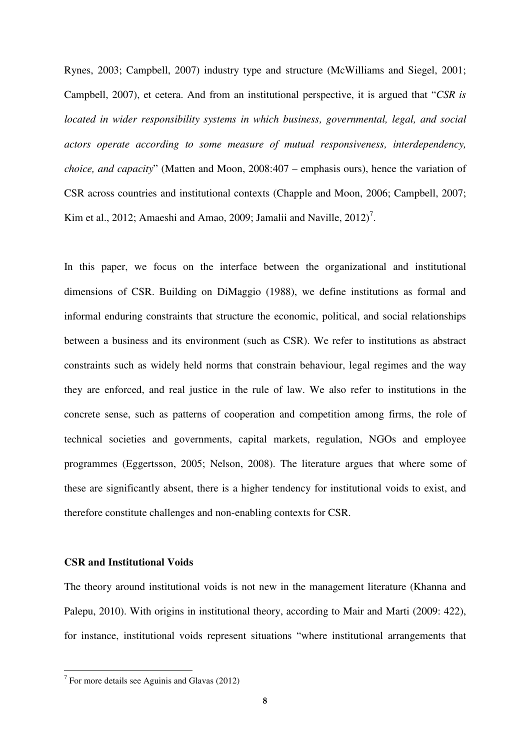Rynes, 2003; Campbell, 2007) industry type and structure (McWilliams and Siegel, 2001; Campbell, 2007), et cetera. And from an institutional perspective, it is argued that "*CSR is located in wider responsibility systems in which business, governmental, legal, and social actors operate according to some measure of mutual responsiveness, interdependency, choice, and capacity*" (Matten and Moon, 2008:407 – emphasis ours), hence the variation of CSR across countries and institutional contexts (Chapple and Moon, 2006; Campbell, 2007; Kim et al., 2012; Amaeshi and Amao, 2009; Jamalii and Naville, 2012)[7].

In this paper, we focus on the interface between the organizational and institutional dimensions of CSR. Building on DiMaggio (1988), we define institutions as formal and informal enduring constraints that structure the economic, political, and social relationships between a business and its environment (such as CSR). We refer to institutions as abstract constraints such as widely held norms that constrain behaviour, legal regimes and the way they are enforced, and real justice in the rule of law. We also refer to institutions in the concrete sense, such as patterns of cooperation and competition among firms, the role of technical societies and governments, capital markets, regulation, NGOs and employee programmes (Eggertsson, 2005; Nelson, 2008). The literature argues that where some of these are significantly absent, there is a higher tendency for institutional voids to exist, and therefore constitute challenges and non-enabling contexts for CSR.

**CSR and Institutional Voids**

The theory around institutional voids is not new in the management literature (Khanna and Palepu, 2010). With origins in institutional theory, according to Mair and Marti (2009: 422), for instance, institutional voids represent situations "where institutional arrangements that

[7] For more details see Aguinis and Glavas (2012)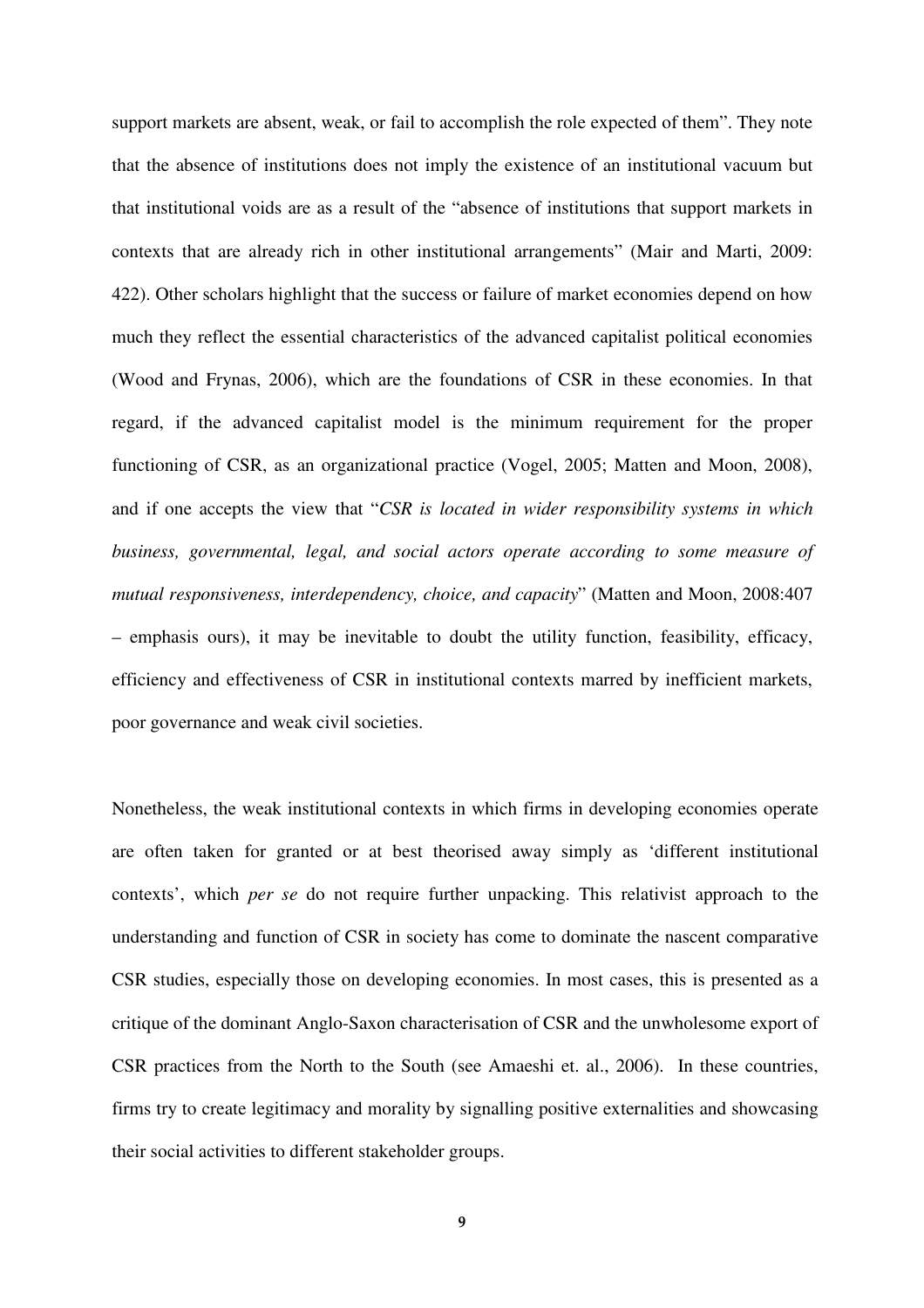support markets are absent, weak, or fail to accomplish the role expected of them". They note that the absence of institutions does not imply the existence of an institutional vacuum but that institutional voids are as a result of the "absence of institutions that support markets in contexts that are already rich in other institutional arrangements" (Mair and Marti, 2009: 422). Other scholars highlight that the success or failure of market economies depend on how much they reflect the essential characteristics of the advanced capitalist political economies (Wood and Frynas, 2006), which are the foundations of CSR in these economies. In that regard, if the advanced capitalist model is the minimum requirement for the proper functioning of CSR, as an organizational practice (Vogel, 2005; Matten and Moon, 2008), and if one accepts the view that "*CSR is located in wider responsibility systems in which business, governmental, legal, and social actors operate according to some measure of mutual responsiveness, interdependency, choice, and capacity*" (Matten and Moon, 2008:407 – emphasis ours), it may be inevitable to doubt the utility function, feasibility, efficacy, efficiency and effectiveness of CSR in institutional contexts marred by inefficient markets, poor governance and weak civil societies.

Nonetheless, the weak institutional contexts in which firms in developing economies operate are often taken for granted or at best theorised away simply as 'different institutional contexts', which *per se* do not require further unpacking. This relativist approach to the understanding and function of CSR in society has come to dominate the nascent comparative CSR studies, especially those on developing economies. In most cases, this is presented as a critique of the dominant Anglo-Saxon characterisation of CSR and the unwholesome export of CSR practices from the North to the South (see Amaeshi et. al., 2006). In these countries, firms try to create legitimacy and morality by signalling positive externalities and showcasing their social activities to different stakeholder groups.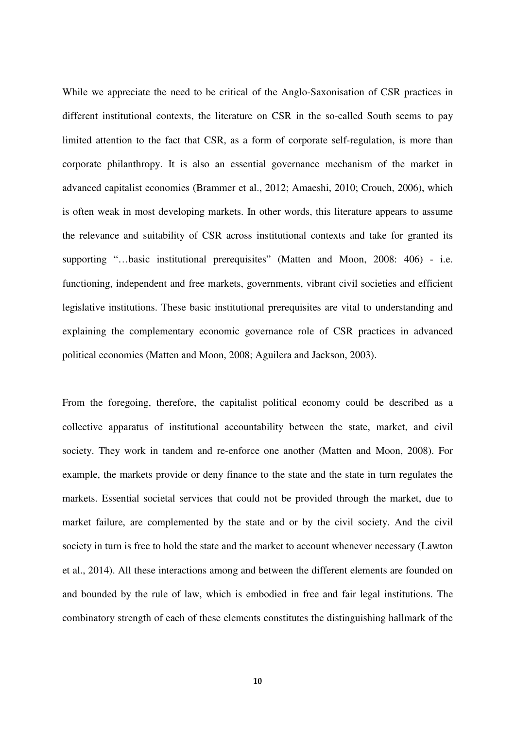While we appreciate the need to be critical of the Anglo-Saxonisation of CSR practices in different institutional contexts, the literature on CSR in the so-called South seems to pay limited attention to the fact that CSR, as a form of corporate self-regulation, is more than corporate philanthropy. It is also an essential governance mechanism of the market in advanced capitalist economies (Brammer et al., 2012; Amaeshi, 2010; Crouch, 2006), which is often weak in most developing markets. In other words, this literature appears to assume the relevance and suitability of CSR across institutional contexts and take for granted its supporting "…basic institutional prerequisites" (Matten and Moon, 2008: 406) - i.e. functioning, independent and free markets, governments, vibrant civil societies and efficient legislative institutions. These basic institutional prerequisites are vital to understanding and explaining the complementary economic governance role of CSR practices in advanced political economies (Matten and Moon, 2008; Aguilera and Jackson, 2003).

From the foregoing, therefore, the capitalist political economy could be described as a collective apparatus of institutional accountability between the state, market, and civil society. They work in tandem and re-enforce one another (Matten and Moon, 2008). For example, the markets provide or deny finance to the state and the state in turn regulates the markets. Essential societal services that could not be provided through the market, due to market failure, are complemented by the state and or by the civil society. And the civil society in turn is free to hold the state and the market to account whenever necessary (Lawton et al., 2014). All these interactions among and between the different elements are founded on and bounded by the rule of law, which is embodied in free and fair legal institutions. The combinatory strength of each of these elements constitutes the distinguishing hallmark of the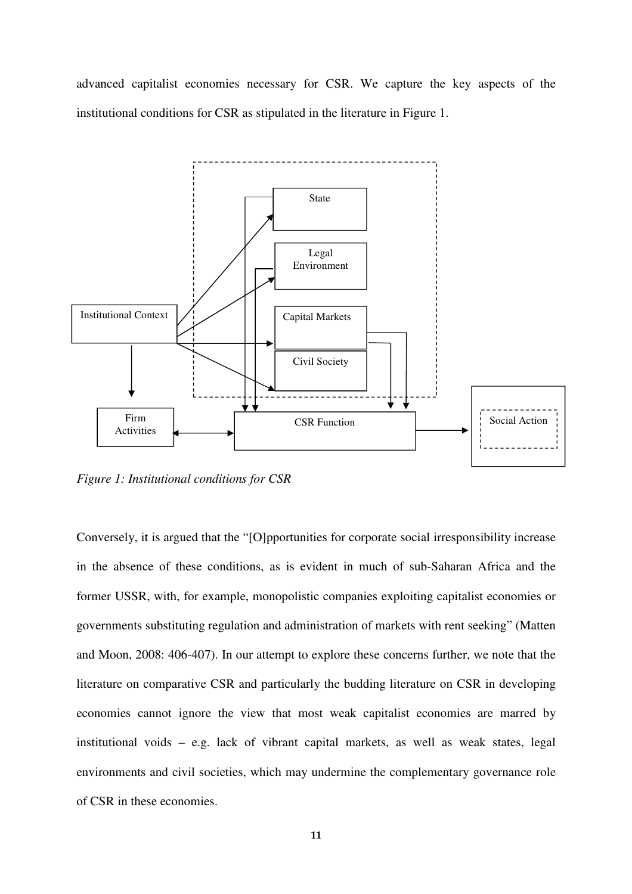advanced capitalist economies necessary for CSR. We capture the key aspects of the institutional conditions for CSR as stipulated in the literature in Figure 1.

*Figure 1: Institutional conditions for CSR*

Conversely, it is argued that the "[O]pportunities for corporate social irresponsibility increase in the absence of these conditions, as is evident in much of sub-Saharan Africa and the former USSR, with, for example, monopolistic companies exploiting capitalist economies or governments substituting regulation and administration of markets with rent seeking" (Matten and Moon, 2008: 406-407). In our attempt to explore these concerns further, we note that the literature on comparative CSR and particularly the budding literature on CSR in developing economies cannot ignore the view that most weak capitalist economies are marred by institutional voids – e.g. lack of vibrant capital markets, as well as weak states, legal environments and civil societies, which may undermine the complementary governance role of CSR in these economies.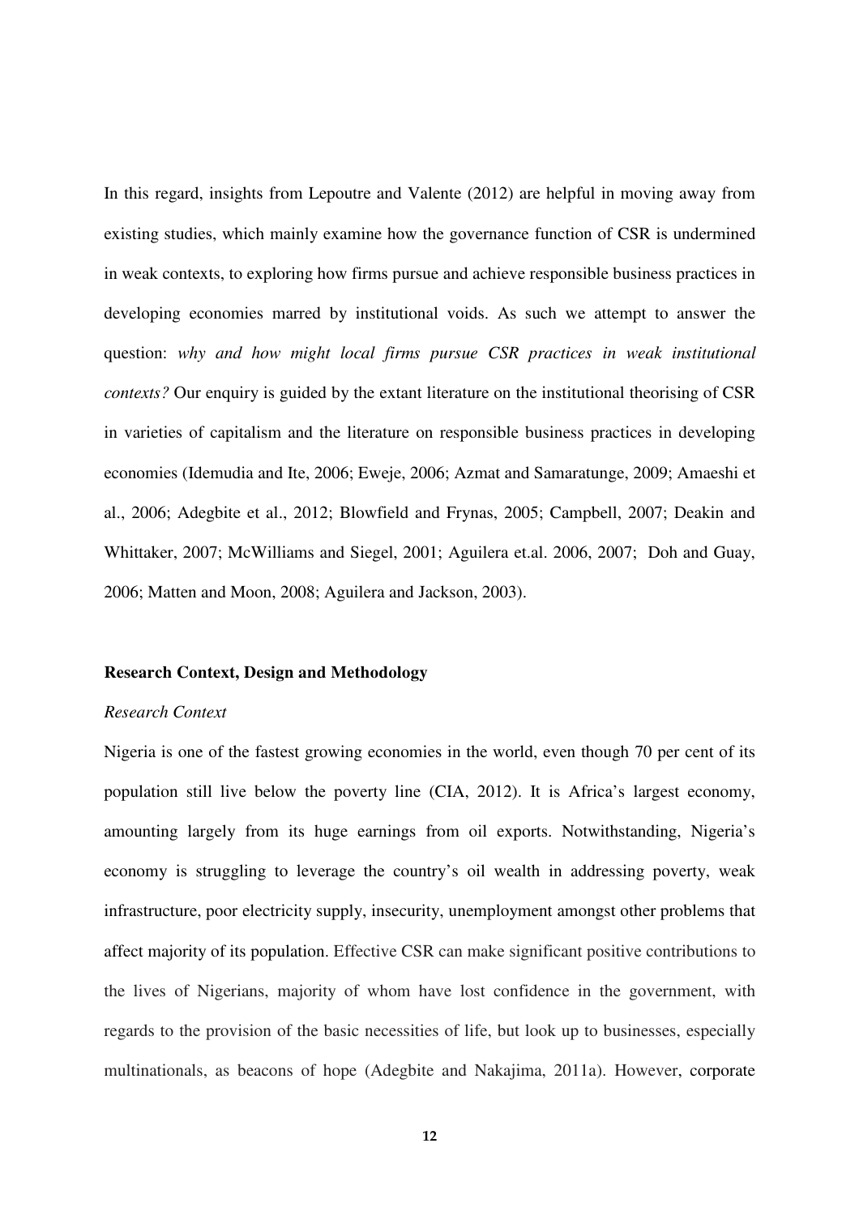In this regard, insights from Lepoutre and Valente (2012) are helpful in moving away from existing studies, which mainly examine how the governance function of CSR is undermined in weak contexts, to exploring how firms pursue and achieve responsible business practices in developing economies marred by institutional voids. As such we attempt to answer the question: *why and how might local firms pursue CSR practices in weak institutional contexts?* Our enquiry is guided by the extant literature on the institutional theorising of CSR in varieties of capitalism and the literature on responsible business practices in developing economies (Idemudia and Ite, 2006; Eweje, 2006; Azmat and Samaratunge, 2009; Amaeshi et al., 2006; Adegbite et al., 2012; Blowfield and Frynas, 2005; Campbell, 2007; Deakin and Whittaker, 2007; McWilliams and Siegel, 2001; Aguilera et.al. 2006, 2007; Doh and Guay, 2006; Matten and Moon, 2008; Aguilera and Jackson, 2003).

## Research Context, Design and Methodology

### *Research Context*

Nigeria is one of the fastest growing economies in the world, even though 70 per cent of its population still live below the poverty line (CIA, 2012). It is Africa's largest economy, amounting largely from its huge earnings from oil exports. Notwithstanding, Nigeria's economy is struggling to leverage the country's oil wealth in addressing poverty, weak infrastructure, poor electricity supply, insecurity, unemployment amongst other problems that affect majority of its population. Effective CSR can make significant positive contributions to the lives of Nigerians, majority of whom have lost confidence in the government, with regards to the provision of the basic necessities of life, but look up to businesses, especially multinationals, as beacons of hope (Adegbite and Nakajima, 2011a). However, corporate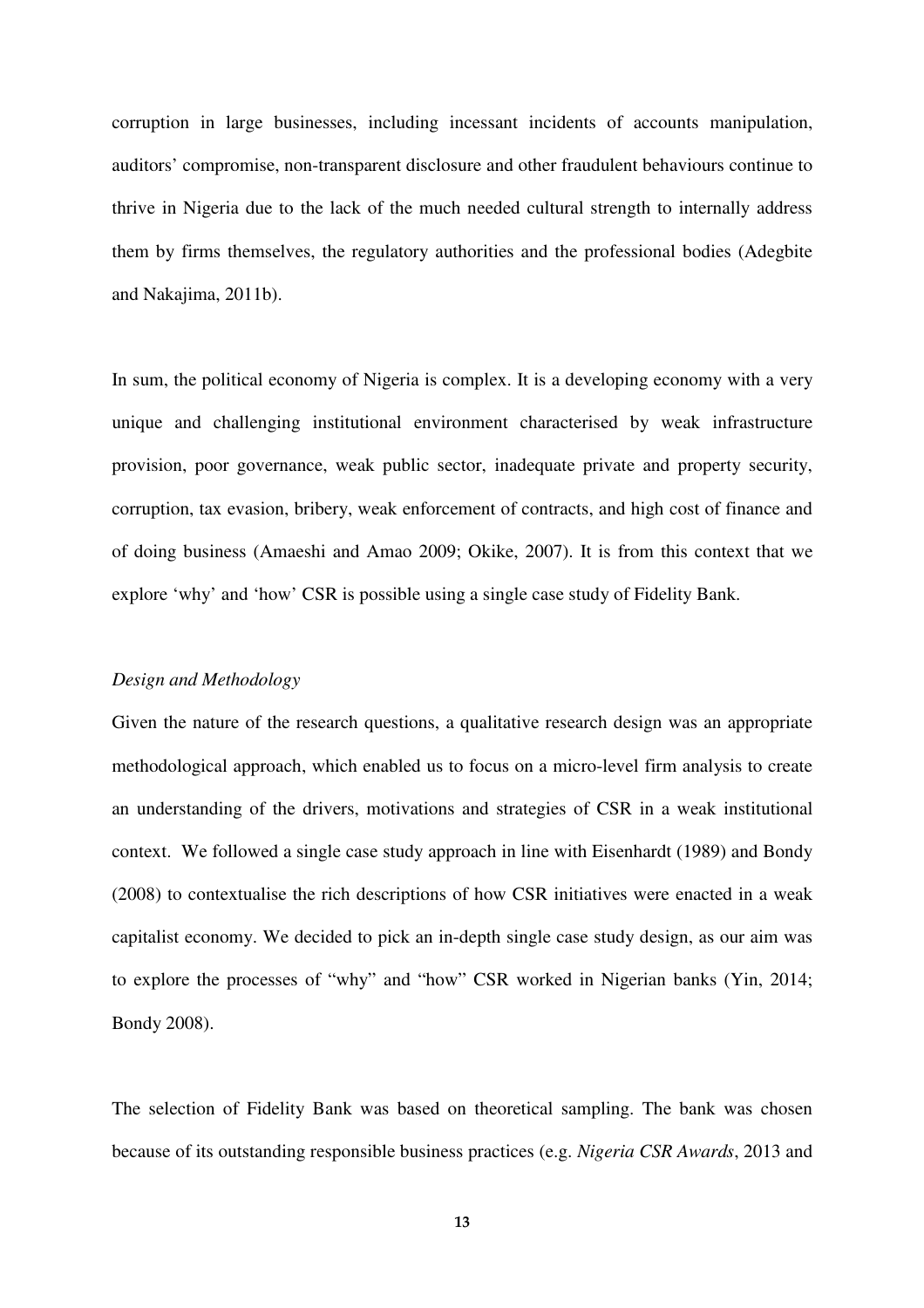corruption in large businesses, including incessant incidents of accounts manipulation, auditors' compromise, non-transparent disclosure and other fraudulent behaviours continue to thrive in Nigeria due to the lack of the much needed cultural strength to internally address them by firms themselves, the regulatory authorities and the professional bodies (Adegbite and Nakajima, 2011b).

In sum, the political economy of Nigeria is complex. It is a developing economy with a very unique and challenging institutional environment characterised by weak infrastructure provision, poor governance, weak public sector, inadequate private and property security, corruption, tax evasion, bribery, weak enforcement of contracts, and high cost of finance and of doing business (Amaeshi and Amao 2009; Okike, 2007). It is from this context that we explore 'why' and 'how' CSR is possible using a single case study of Fidelity Bank.

*Design and Methodology*

Given the nature of the research questions, a qualitative research design was an appropriate methodological approach, which enabled us to focus on a micro-level firm analysis to create an understanding of the drivers, motivations and strategies of CSR in a weak institutional context. We followed a single case study approach in line with Eisenhardt (1989) and Bondy (2008) to contextualise the rich descriptions of how CSR initiatives were enacted in a weak capitalist economy. We decided to pick an in-depth single case study design, as our aim was to explore the processes of "why" and "how" CSR worked in Nigerian banks (Yin, 2014; Bondy 2008).

The selection of Fidelity Bank was based on theoretical sampling. The bank was chosen because of its outstanding responsible business practices (e.g. *Nigeria CSR Awards*, 2013 and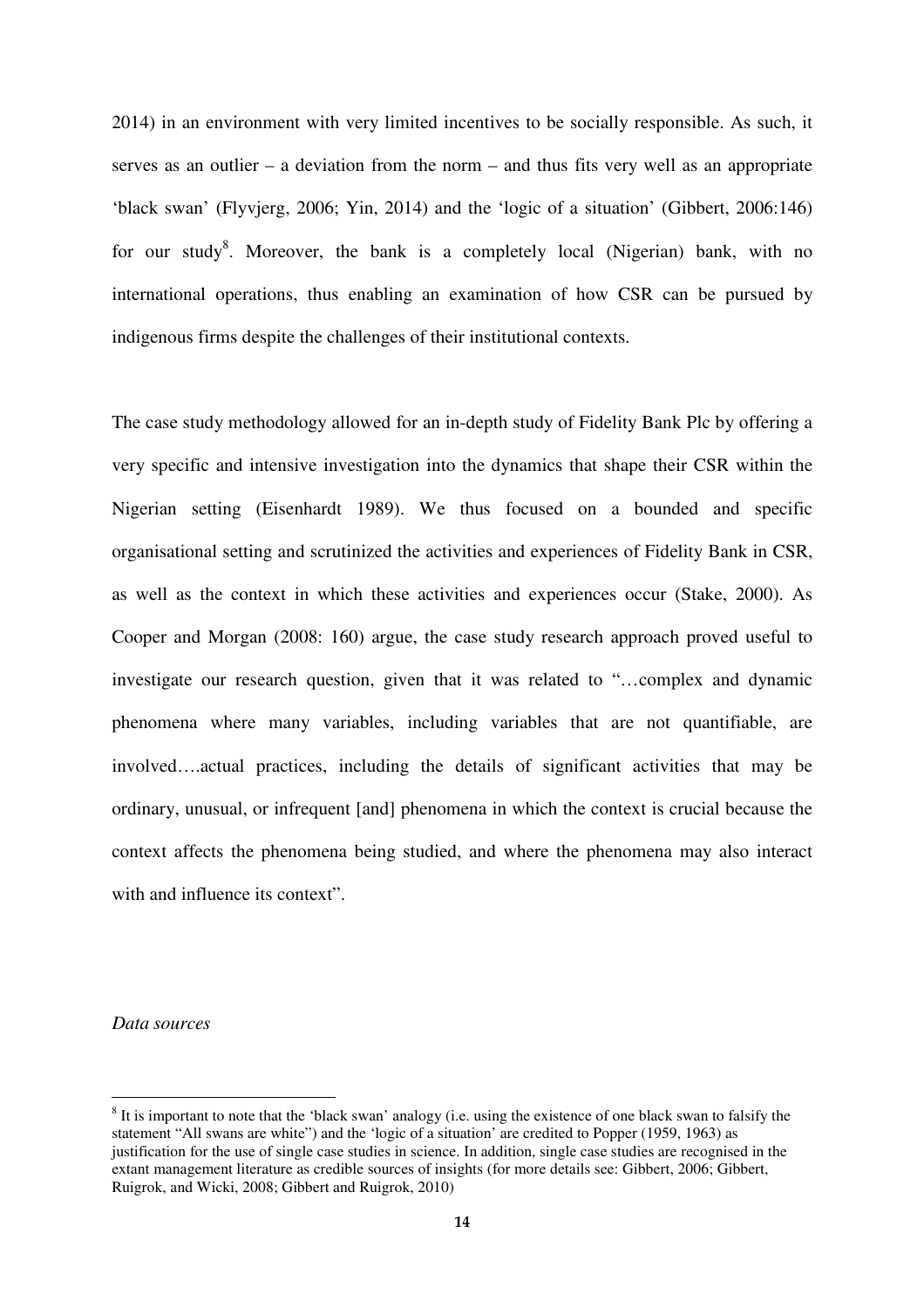2014) in an environment with very limited incentives to be socially responsible. As such, it serves as an outlier – a deviation from the norm – and thus fits very well as an appropriate 'black swan' (Flyvjerg, 2006; Yin, 2014) and the 'logic of a situation' (Gibbert, 2006:146) for our study[8]. Moreover, the bank is a completely local (Nigerian) bank, with no international operations, thus enabling an examination of how CSR can be pursued by indigenous firms despite the challenges of their institutional contexts.

The case study methodology allowed for an in-depth study of Fidelity Bank Plc by offering a very specific and intensive investigation into the dynamics that shape their CSR within the Nigerian setting (Eisenhardt 1989). We thus focused on a bounded and specific organisational setting and scrutinized the activities and experiences of Fidelity Bank in CSR, as well as the context in which these activities and experiences occur (Stake, 2000). As Cooper and Morgan (2008: 160) argue, the case study research approach proved useful to investigate our research question, given that it was related to "…complex and dynamic phenomena where many variables, including variables that are not quantifiable, are involved….actual practices, including the details of significant activities that may be ordinary, unusual, or infrequent [and] phenomena in which the context is crucial because the context affects the phenomena being studied, and where the phenomena may also interact with and influence its context".

*Data sources*

[8] It is important to note that the 'black swan' analogy (i.e. using the existence of one black swan to falsify the statement "All swans are white") and the 'logic of a situation' are credited to Popper (1959, 1963) as justification for the use of single case studies in science. In addition, single case studies are recognised in the extant management literature as credible sources of insights (for more details see: Gibbert, 2006; Gibbert, Ruigrok, and Wicki, 2008; Gibbert and Ruigrok, 2010)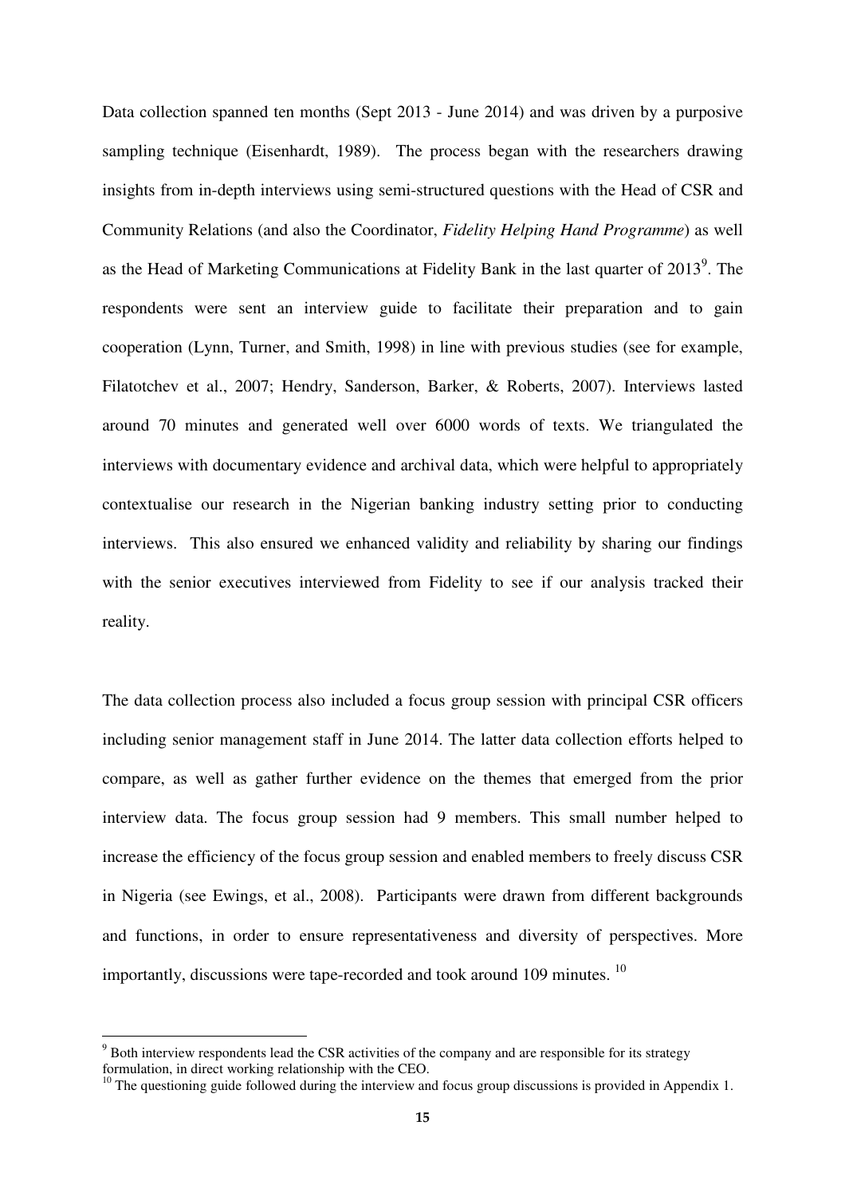Data collection spanned ten months (Sept 2013 - June 2014) and was driven by a purposive sampling technique (Eisenhardt, 1989). The process began with the researchers drawing insights from in-depth interviews using semi-structured questions with the Head of CSR and Community Relations (and also the Coordinator, *Fidelity Helping Hand Programme*) as well as the Head of Marketing Communications at Fidelity Bank in the last quarter of 2013[9]. The respondents were sent an interview guide to facilitate their preparation and to gain cooperation (Lynn, Turner, and Smith, 1998) in line with previous studies (see for example, Filatotchev et al., 2007; Hendry, Sanderson, Barker, & Roberts, 2007). Interviews lasted around 70 minutes and generated well over 6000 words of texts. We triangulated the interviews with documentary evidence and archival data, which were helpful to appropriately contextualise our research in the Nigerian banking industry setting prior to conducting interviews. This also ensured we enhanced validity and reliability by sharing our findings with the senior executives interviewed from Fidelity to see if our analysis tracked their reality.

The data collection process also included a focus group session with principal CSR officers including senior management staff in June 2014. The latter data collection efforts helped to compare, as well as gather further evidence on the themes that emerged from the prior interview data. The focus group session had 9 members. This small number helped to increase the efficiency of the focus group session and enabled members to freely discuss CSR in Nigeria (see Ewings, et al., 2008). Participants were drawn from different backgrounds and functions, in order to ensure representativeness and diversity of perspectives. More importantly, discussions were tape-recorded and took around 109 minutes. [10]

---

[9] Both interview respondents lead the CSR activities of the company and are responsible for its strategy formulation, in direct working relationship with the CEO.

[10] The questioning guide followed during the interview and focus group discussions is provided in Appendix 1.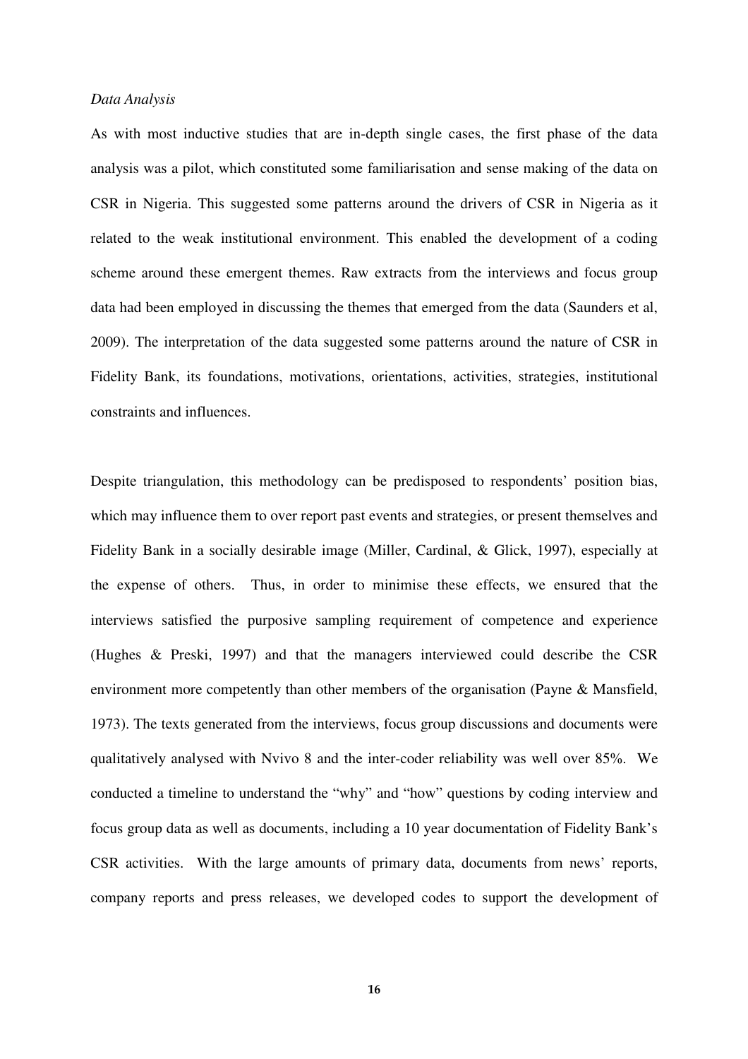*Data Analysis*

As with most inductive studies that are in-depth single cases, the first phase of the data analysis was a pilot, which constituted some familiarisation and sense making of the data on CSR in Nigeria. This suggested some patterns around the drivers of CSR in Nigeria as it related to the weak institutional environment. This enabled the development of a coding scheme around these emergent themes. Raw extracts from the interviews and focus group data had been employed in discussing the themes that emerged from the data (Saunders et al, 2009). The interpretation of the data suggested some patterns around the nature of CSR in Fidelity Bank, its foundations, motivations, orientations, activities, strategies, institutional constraints and influences.

Despite triangulation, this methodology can be predisposed to respondents' position bias, which may influence them to over report past events and strategies, or present themselves and Fidelity Bank in a socially desirable image (Miller, Cardinal, & Glick, 1997), especially at the expense of others. Thus, in order to minimise these effects, we ensured that the interviews satisfied the purposive sampling requirement of competence and experience (Hughes & Preski, 1997) and that the managers interviewed could describe the CSR environment more competently than other members of the organisation (Payne & Mansfield, 1973). The texts generated from the interviews, focus group discussions and documents were qualitatively analysed with Nvivo 8 and the inter-coder reliability was well over 85%. We conducted a timeline to understand the "why" and "how" questions by coding interview and focus group data as well as documents, including a 10 year documentation of Fidelity Bank's CSR activities. With the large amounts of primary data, documents from news' reports, company reports and press releases, we developed codes to support the development of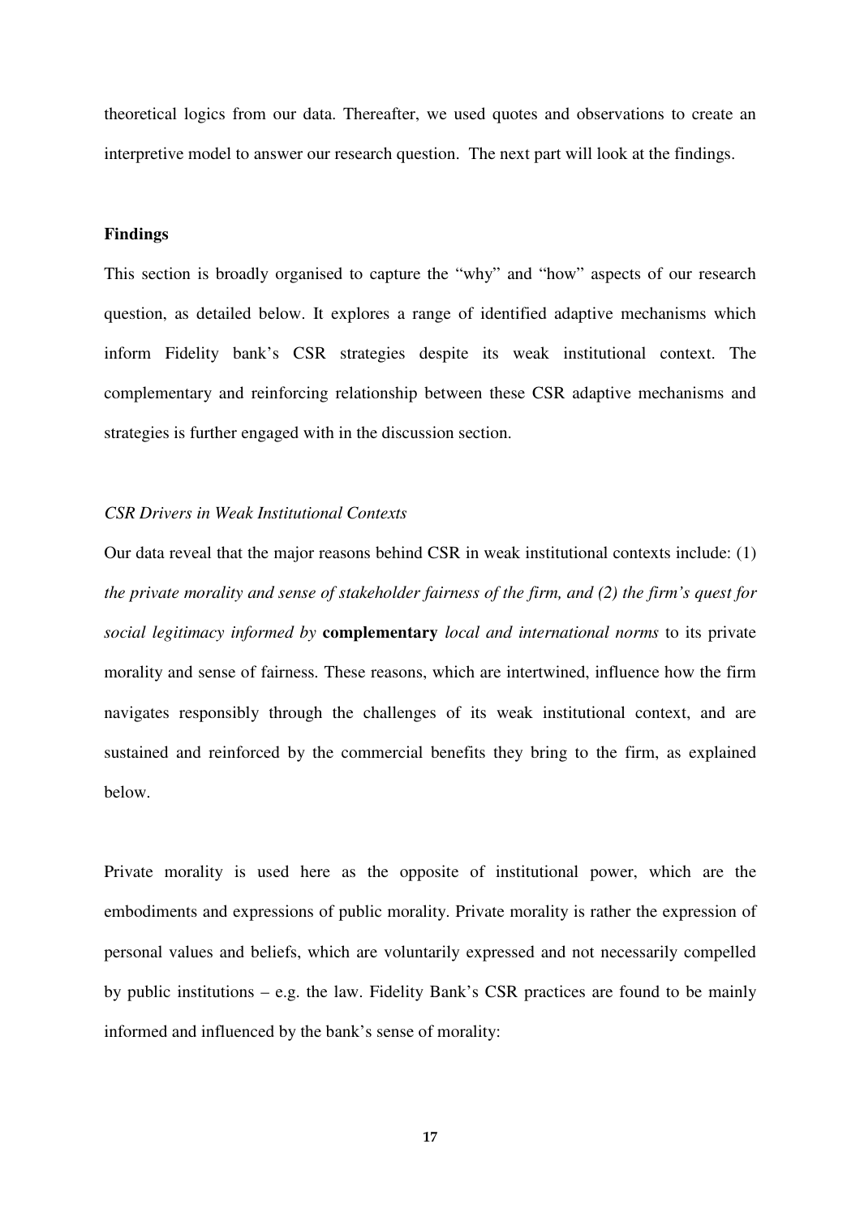theoretical logics from our data. Thereafter, we used quotes and observations to create an interpretive model to answer our research question. The next part will look at the findings.

## Findings

This section is broadly organised to capture the "why" and "how" aspects of our research question, as detailed below. It explores a range of identified adaptive mechanisms which inform Fidelity bank's CSR strategies despite its weak institutional context. The complementary and reinforcing relationship between these CSR adaptive mechanisms and strategies is further engaged with in the discussion section.

### *CSR Drivers in Weak Institutional Contexts*

Our data reveal that the major reasons behind CSR in weak institutional contexts include: (1) *the private morality and sense of stakeholder fairness of the firm, and (2) the firm's quest for social legitimacy informed by* **complementary** *local and international norms* to its private morality and sense of fairness. These reasons, which are intertwined, influence how the firm navigates responsibly through the challenges of its weak institutional context, and are sustained and reinforced by the commercial benefits they bring to the firm, as explained below.

Private morality is used here as the opposite of institutional power, which are the embodiments and expressions of public morality. Private morality is rather the expression of personal values and beliefs, which are voluntarily expressed and not necessarily compelled by public institutions – e.g. the law. Fidelity Bank's CSR practices are found to be mainly informed and influenced by the bank's sense of morality: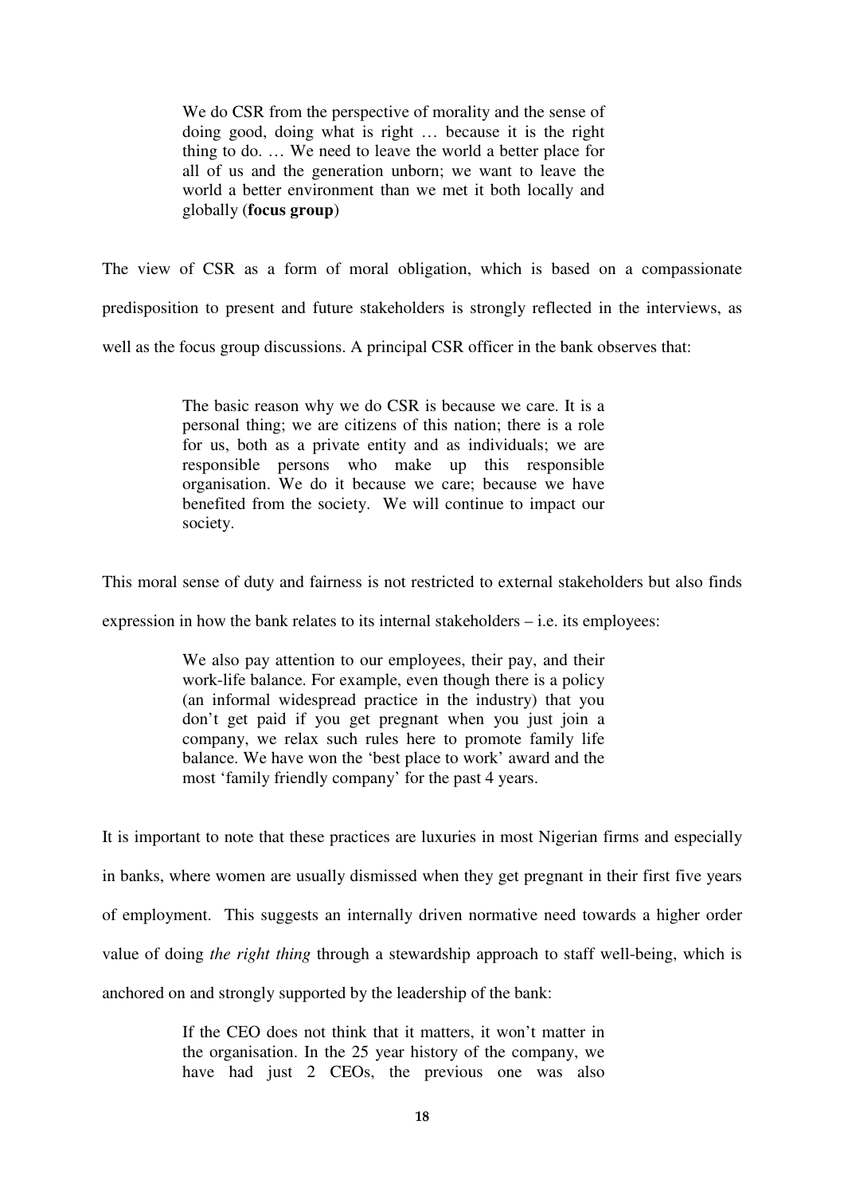> We do CSR from the perspective of morality and the sense of doing good, doing what is right … because it is the right thing to do. … We need to leave the world a better place for all of us and the generation unborn; we want to leave the world a better environment than we met it both locally and globally (**focus group**)

The view of CSR as a form of moral obligation, which is based on a compassionate predisposition to present and future stakeholders is strongly reflected in the interviews, as well as the focus group discussions. A principal CSR officer in the bank observes that:

> The basic reason why we do CSR is because we care. It is a personal thing; we are citizens of this nation; there is a role for us, both as a private entity and as individuals; we are responsible persons who make up this responsible organisation. We do it because we care; because we have benefited from the society. We will continue to impact our society.

This moral sense of duty and fairness is not restricted to external stakeholders but also finds expression in how the bank relates to its internal stakeholders – i.e. its employees:

> We also pay attention to our employees, their pay, and their work-life balance. For example, even though there is a policy (an informal widespread practice in the industry) that you don't get paid if you get pregnant when you just join a company, we relax such rules here to promote family life balance. We have won the 'best place to work' award and the most 'family friendly company' for the past 4 years.

It is important to note that these practices are luxuries in most Nigerian firms and especially in banks, where women are usually dismissed when they get pregnant in their first five years of employment. This suggests an internally driven normative need towards a higher order value of doing *the right thing* through a stewardship approach to staff well-being, which is anchored on and strongly supported by the leadership of the bank:

> If the CEO does not think that it matters, it won't matter in the organisation. In the 25 year history of the company, we have had just 2 CEOs, the previous one was also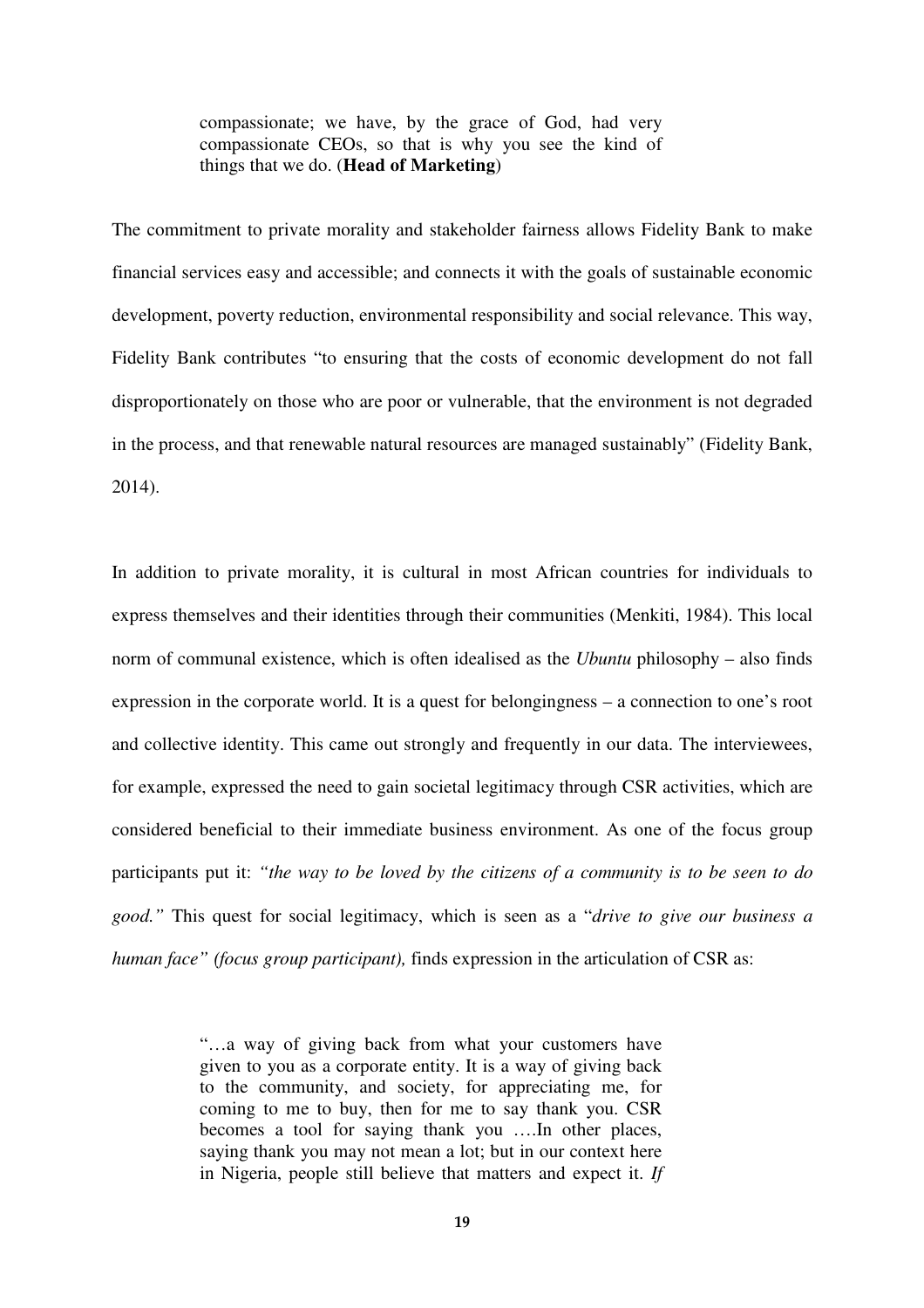> compassionate; we have, by the grace of God, had very compassionate CEOs, so that is why you see the kind of things that we do. (**Head of Marketing**)

The commitment to private morality and stakeholder fairness allows Fidelity Bank to make financial services easy and accessible; and connects it with the goals of sustainable economic development, poverty reduction, environmental responsibility and social relevance. This way, Fidelity Bank contributes "to ensuring that the costs of economic development do not fall disproportionately on those who are poor or vulnerable, that the environment is not degraded in the process, and that renewable natural resources are managed sustainably" (Fidelity Bank, 2014).

In addition to private morality, it is cultural in most African countries for individuals to express themselves and their identities through their communities (Menkiti, 1984). This local norm of communal existence, which is often idealised as the *Ubuntu* philosophy – also finds expression in the corporate world. It is a quest for belongingness – a connection to one's root and collective identity. This came out strongly and frequently in our data. The interviewees, for example, expressed the need to gain societal legitimacy through CSR activities, which are considered beneficial to their immediate business environment. As one of the focus group participants put it: *"the way to be loved by the citizens of a community is to be seen to do good."* This quest for social legitimacy, which is seen as a "*drive to give our business a human face" (focus group participant),* finds expression in the articulation of CSR as:

> "…a way of giving back from what your customers have given to you as a corporate entity. It is a way of giving back to the community, and society, for appreciating me, for coming to me to buy, then for me to say thank you. CSR becomes a tool for saying thank you ….In other places, saying thank you may not mean a lot; but in our context here in Nigeria, people still believe that matters and expect it. *If*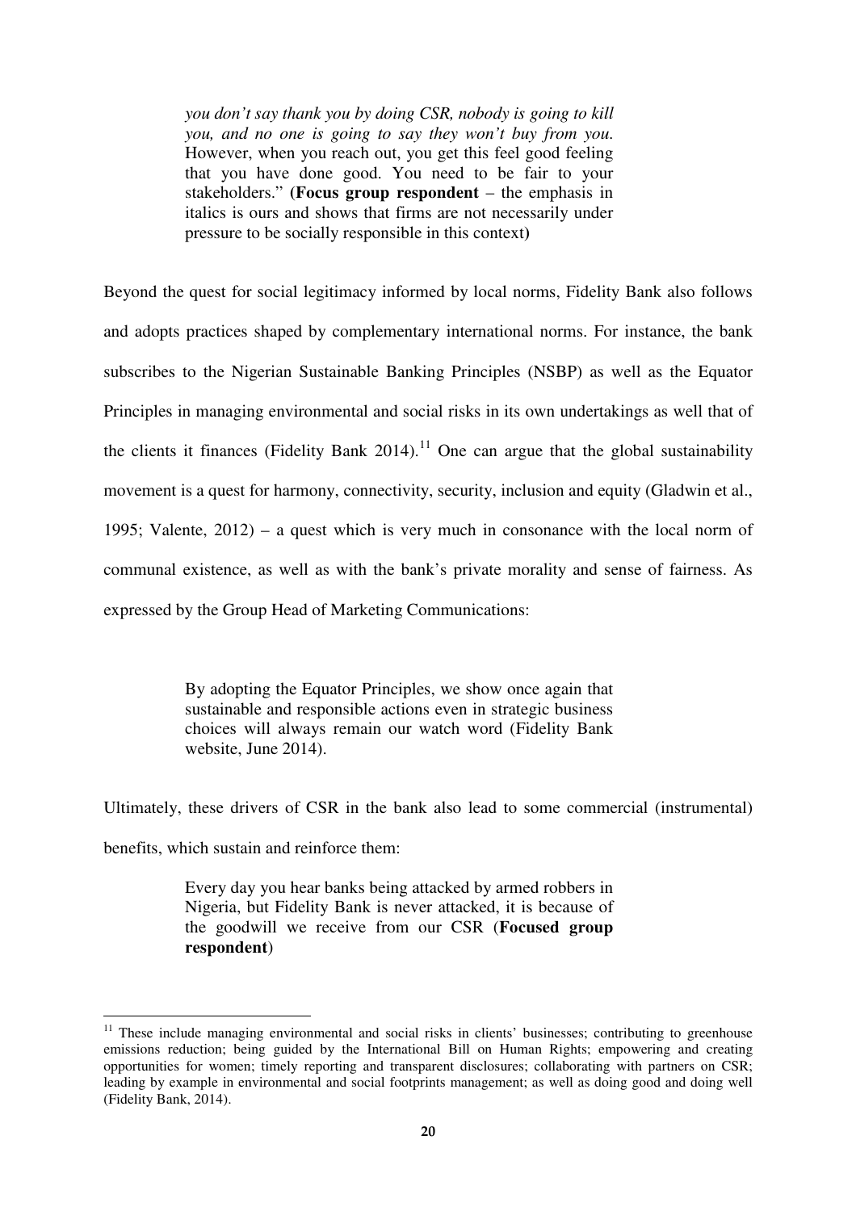> *you don't say thank you by doing CSR, nobody is going to kill you, and no one is going to say they won't buy from you.* However, when you reach out, you get this feel good feeling that you have done good. You need to be fair to your stakeholders." (**Focus group respondent** – the emphasis in italics is ours and shows that firms are not necessarily under pressure to be socially responsible in this context)

Beyond the quest for social legitimacy informed by local norms, Fidelity Bank also follows and adopts practices shaped by complementary international norms. For instance, the bank subscribes to the Nigerian Sustainable Banking Principles (NSBP) as well as the Equator Principles in managing environmental and social risks in its own undertakings as well that of the clients it finances (Fidelity Bank 2014).[11] One can argue that the global sustainability movement is a quest for harmony, connectivity, security, inclusion and equity (Gladwin et al., 1995; Valente, 2012) – a quest which is very much in consonance with the local norm of communal existence, as well as with the bank's private morality and sense of fairness. As expressed by the Group Head of Marketing Communications:

> By adopting the Equator Principles, we show once again that sustainable and responsible actions even in strategic business choices will always remain our watch word (Fidelity Bank website, June 2014).

Ultimately, these drivers of CSR in the bank also lead to some commercial (instrumental) benefits, which sustain and reinforce them:

> Every day you hear banks being attacked by armed robbers in Nigeria, but Fidelity Bank is never attacked, it is because of the goodwill we receive from our CSR (**Focused group respondent**)

---

[11] These include managing environmental and social risks in clients' businesses; contributing to greenhouse emissions reduction; being guided by the International Bill on Human Rights; empowering and creating opportunities for women; timely reporting and transparent disclosures; collaborating with partners on CSR; leading by example in environmental and social footprints management; as well as doing good and doing well (Fidelity Bank, 2014).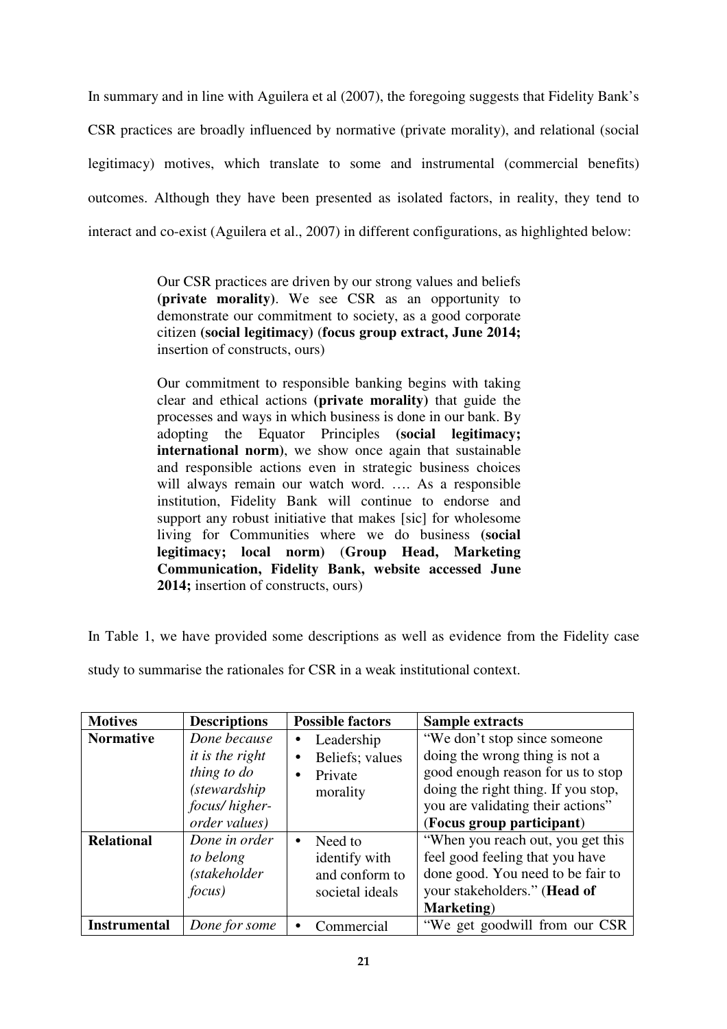In summary and in line with Aguilera et al (2007), the foregoing suggests that Fidelity Bank's CSR practices are broadly influenced by normative (private morality), and relational (social legitimacy) motives, which translate to some and instrumental (commercial benefits) outcomes. Although they have been presented as isolated factors, in reality, they tend to interact and co-exist (Aguilera et al., 2007) in different configurations, as highlighted below:

> Our CSR practices are driven by our strong values and beliefs **(private morality)**. We see CSR as an opportunity to demonstrate our commitment to society, as a good corporate citizen **(social legitimacy)** (**focus group extract, June 2014;** insertion of constructs, ours)
>
> Our commitment to responsible banking begins with taking clear and ethical actions **(private morality)** that guide the processes and ways in which business is done in our bank. By adopting the Equator Principles **(social legitimacy; international norm)**, we show once again that sustainable and responsible actions even in strategic business choices will always remain our watch word. …. As a responsible institution, Fidelity Bank will continue to endorse and support any robust initiative that makes [sic] for wholesome living for Communities where we do business **(social legitimacy; local norm)** (**Group Head, Marketing Communication, Fidelity Bank, website accessed June 2014;** insertion of constructs, ours)

In Table 1, we have provided some descriptions as well as evidence from the Fidelity case study to summarise the rationales for CSR in a weak institutional context.

| **Motives** | **Descriptions** | **Possible factors** | **Sample extracts** |
|---|---|---|---|
| **Normative** | *Done because it is the right thing to do (stewardship focus/ higher-order values)* | • Leadership<br>• Beliefs; values<br>• Private morality | "We don't stop since someone doing the wrong thing is not a good enough reason for us to stop doing the right thing. If you stop, you are validating their actions" (**Focus group participant**) |
| **Relational** | *Done in order to belong (stakeholder focus)* | • Need to identify with and conform to societal ideals | "When you reach out, you get this feel good feeling that you have done good. You need to be fair to your stakeholders." (**Head of Marketing**) |
| **Instrumental** | *Done for some* | • Commercial | "We get goodwill from our CSR |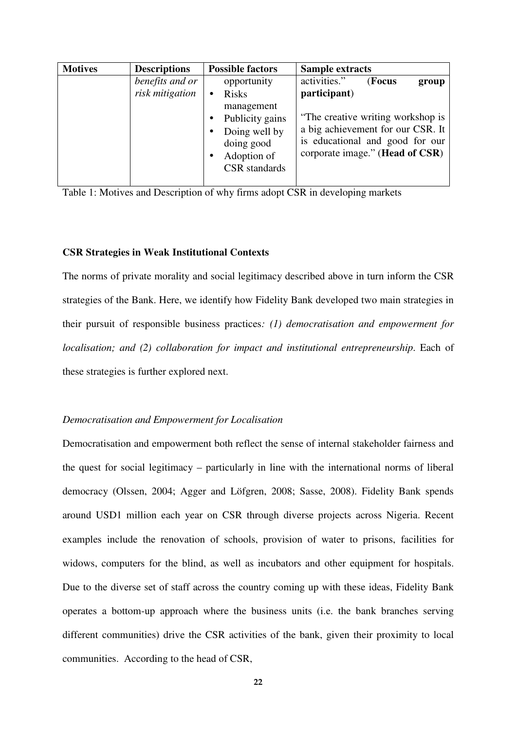| Motives | Descriptions | Possible factors | Sample extracts |
|---|---|---|---|
| | *benefits and or risk mitigation* | opportunity<br>• Risks management<br>• Publicity gains<br>• Doing well by doing good<br>• Adoption of CSR standards | activities." (**Focus group participant**)<br><br>"The creative writing workshop is a big achievement for our CSR. It is educational and good for our corporate image." (**Head of CSR**) |

Table 1: Motives and Description of why firms adopt CSR in developing markets

**CSR Strategies in Weak Institutional Contexts**

The norms of private morality and social legitimacy described above in turn inform the CSR strategies of the Bank. Here, we identify how Fidelity Bank developed two main strategies in their pursuit of responsible business practices*: (1) democratisation and empowerment for localisation; and (2) collaboration for impact and institutional entrepreneurship*. Each of these strategies is further explored next.

*Democratisation and Empowerment for Localisation*

Democratisation and empowerment both reflect the sense of internal stakeholder fairness and the quest for social legitimacy – particularly in line with the international norms of liberal democracy (Olssen, 2004; Agger and Löfgren, 2008; Sasse, 2008). Fidelity Bank spends around USD1 million each year on CSR through diverse projects across Nigeria. Recent examples include the renovation of schools, provision of water to prisons, facilities for widows, computers for the blind, as well as incubators and other equipment for hospitals. Due to the diverse set of staff across the country coming up with these ideas, Fidelity Bank operates a bottom-up approach where the business units (i.e. the bank branches serving different communities) drive the CSR activities of the bank, given their proximity to local communities. According to the head of CSR,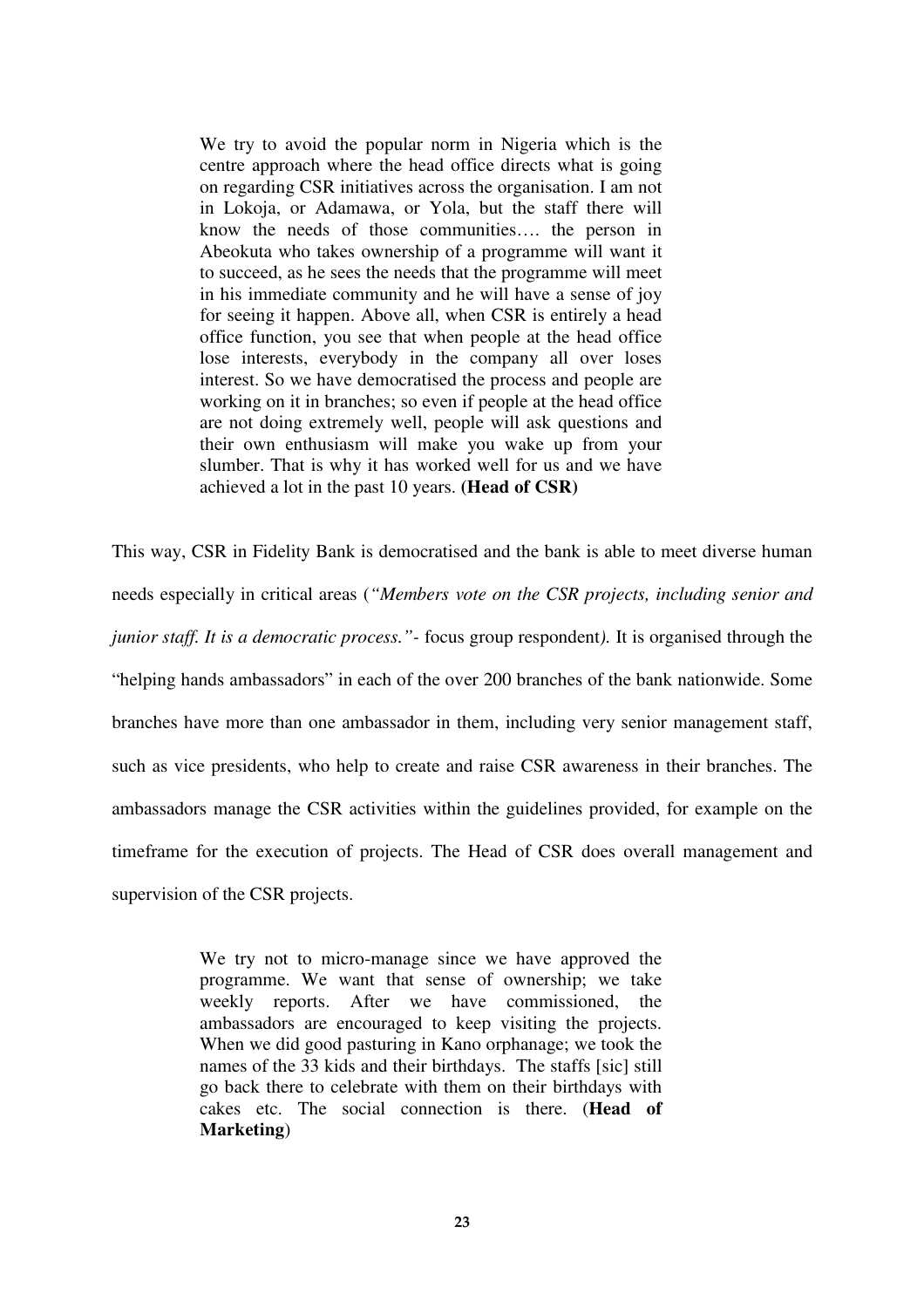> We try to avoid the popular norm in Nigeria which is the centre approach where the head office directs what is going on regarding CSR initiatives across the organisation. I am not in Lokoja, or Adamawa, or Yola, but the staff there will know the needs of those communities…. the person in Abeokuta who takes ownership of a programme will want it to succeed, as he sees the needs that the programme will meet in his immediate community and he will have a sense of joy for seeing it happen. Above all, when CSR is entirely a head office function, you see that when people at the head office lose interests, everybody in the company all over loses interest. So we have democratised the process and people are working on it in branches; so even if people at the head office are not doing extremely well, people will ask questions and their own enthusiasm will make you wake up from your slumber. That is why it has worked well for us and we have achieved a lot in the past 10 years. **(Head of CSR)**

This way, CSR in Fidelity Bank is democratised and the bank is able to meet diverse human needs especially in critical areas (*"Members vote on the CSR projects, including senior and junior staff. It is a democratic process."*- focus group respondent*).* It is organised through the "helping hands ambassadors" in each of the over 200 branches of the bank nationwide. Some branches have more than one ambassador in them, including very senior management staff, such as vice presidents, who help to create and raise CSR awareness in their branches. The ambassadors manage the CSR activities within the guidelines provided, for example on the timeframe for the execution of projects. The Head of CSR does overall management and supervision of the CSR projects.

> We try not to micro-manage since we have approved the programme. We want that sense of ownership; we take weekly reports. After we have commissioned, the ambassadors are encouraged to keep visiting the projects. When we did good pasturing in Kano orphanage; we took the names of the 33 kids and their birthdays. The staffs [sic] still go back there to celebrate with them on their birthdays with cakes etc. The social connection is there. (**Head of Marketing**)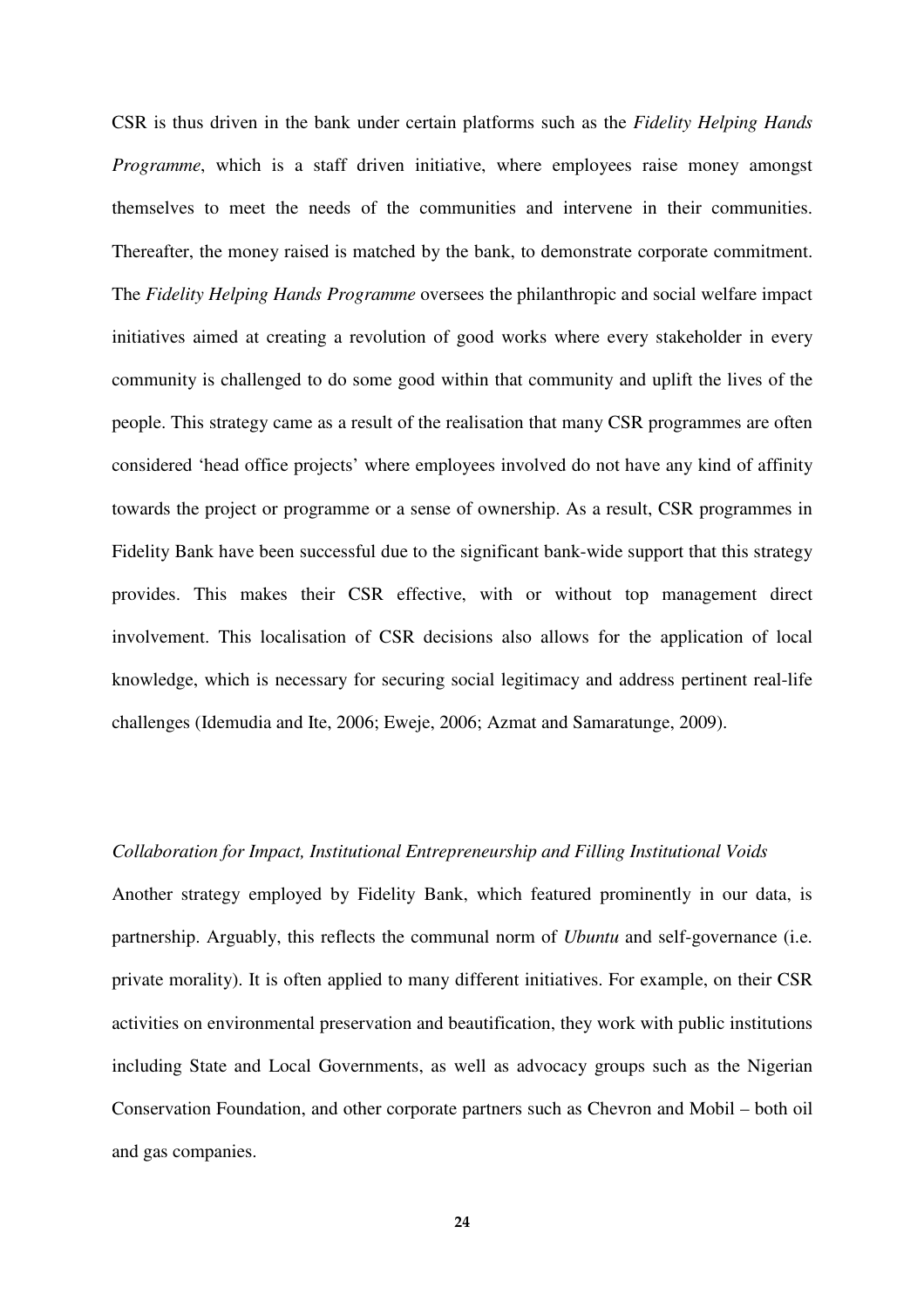CSR is thus driven in the bank under certain platforms such as the *Fidelity Helping Hands Programme*, which is a staff driven initiative, where employees raise money amongst themselves to meet the needs of the communities and intervene in their communities. Thereafter, the money raised is matched by the bank, to demonstrate corporate commitment. The *Fidelity Helping Hands Programme* oversees the philanthropic and social welfare impact initiatives aimed at creating a revolution of good works where every stakeholder in every community is challenged to do some good within that community and uplift the lives of the people. This strategy came as a result of the realisation that many CSR programmes are often considered 'head office projects' where employees involved do not have any kind of affinity towards the project or programme or a sense of ownership. As a result, CSR programmes in Fidelity Bank have been successful due to the significant bank-wide support that this strategy provides. This makes their CSR effective, with or without top management direct involvement. This localisation of CSR decisions also allows for the application of local knowledge, which is necessary for securing social legitimacy and address pertinent real-life challenges (Idemudia and Ite, 2006; Eweje, 2006; Azmat and Samaratunge, 2009).

*Collaboration for Impact, Institutional Entrepreneurship and Filling Institutional Voids*

Another strategy employed by Fidelity Bank, which featured prominently in our data, is partnership. Arguably, this reflects the communal norm of *Ubuntu* and self-governance (i.e. private morality). It is often applied to many different initiatives. For example, on their CSR activities on environmental preservation and beautification, they work with public institutions including State and Local Governments, as well as advocacy groups such as the Nigerian Conservation Foundation, and other corporate partners such as Chevron and Mobil – both oil and gas companies.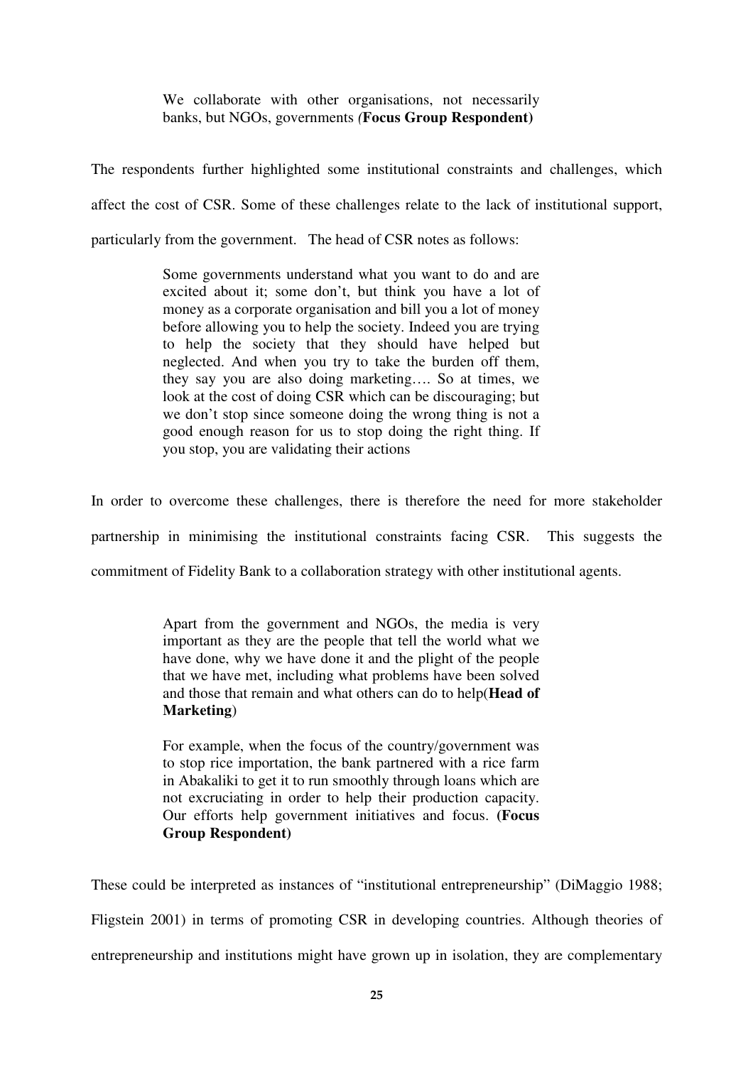> We collaborate with other organisations, not necessarily banks, but NGOs, governments *(***Focus Group Respondent)**

The respondents further highlighted some institutional constraints and challenges, which affect the cost of CSR. Some of these challenges relate to the lack of institutional support, particularly from the government. The head of CSR notes as follows:

> Some governments understand what you want to do and are excited about it; some don't, but think you have a lot of money as a corporate organisation and bill you a lot of money before allowing you to help the society. Indeed you are trying to help the society that they should have helped but neglected. And when you try to take the burden off them, they say you are also doing marketing…. So at times, we look at the cost of doing CSR which can be discouraging; but we don't stop since someone doing the wrong thing is not a good enough reason for us to stop doing the right thing. If you stop, you are validating their actions

In order to overcome these challenges, there is therefore the need for more stakeholder partnership in minimising the institutional constraints facing CSR. This suggests the commitment of Fidelity Bank to a collaboration strategy with other institutional agents.

> Apart from the government and NGOs, the media is very important as they are the people that tell the world what we have done, why we have done it and the plight of the people that we have met, including what problems have been solved and those that remain and what others can do to help(**Head of Marketing**)

> For example, when the focus of the country/government was to stop rice importation, the bank partnered with a rice farm in Abakaliki to get it to run smoothly through loans which are not excruciating in order to help their production capacity. Our efforts help government initiatives and focus. **(Focus Group Respondent)**

These could be interpreted as instances of "institutional entrepreneurship" (DiMaggio 1988; Fligstein 2001) in terms of promoting CSR in developing countries. Although theories of entrepreneurship and institutions might have grown up in isolation, they are complementary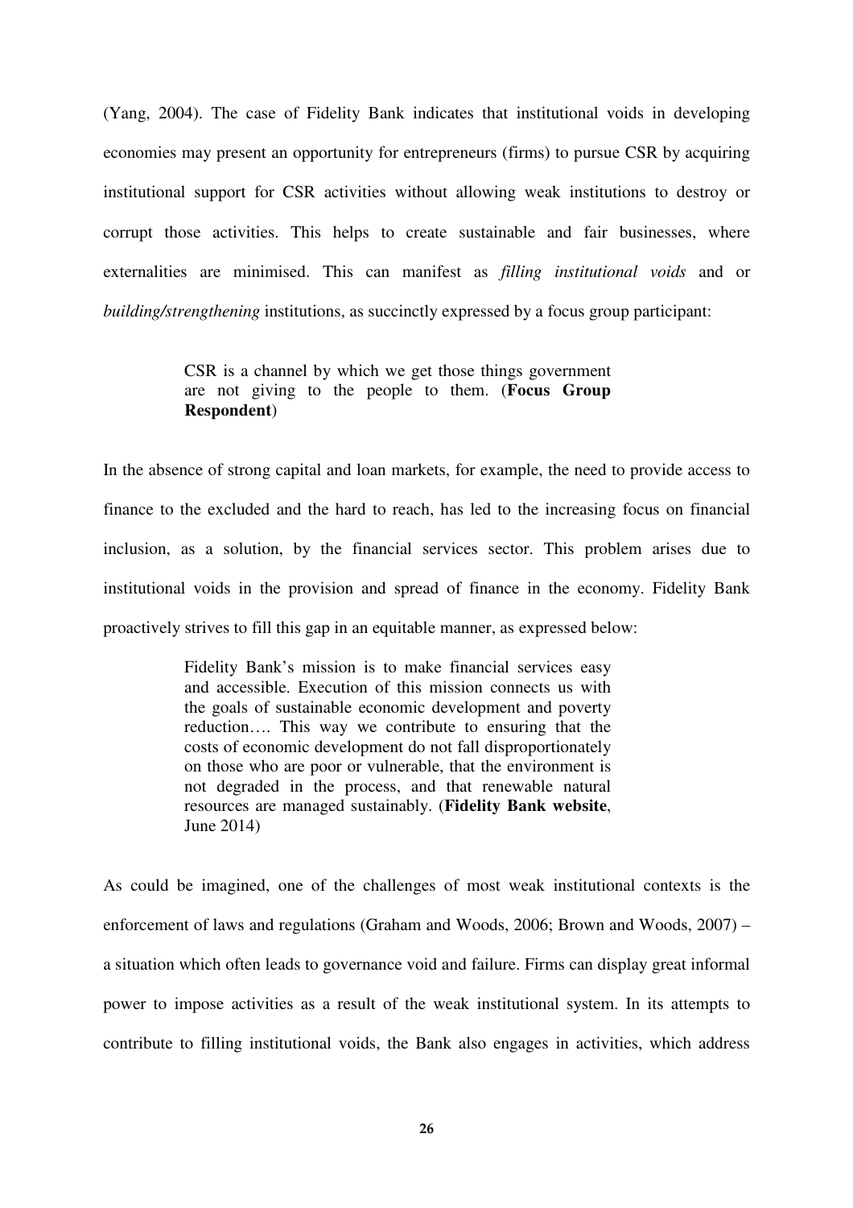(Yang, 2004). The case of Fidelity Bank indicates that institutional voids in developing economies may present an opportunity for entrepreneurs (firms) to pursue CSR by acquiring institutional support for CSR activities without allowing weak institutions to destroy or corrupt those activities. This helps to create sustainable and fair businesses, where externalities are minimised. This can manifest as *filling institutional voids* and or *building/strengthening* institutions, as succinctly expressed by a focus group participant:

> CSR is a channel by which we get those things government are not giving to the people to them. (**Focus Group Respondent**)

In the absence of strong capital and loan markets, for example, the need to provide access to finance to the excluded and the hard to reach, has led to the increasing focus on financial inclusion, as a solution, by the financial services sector. This problem arises due to institutional voids in the provision and spread of finance in the economy. Fidelity Bank proactively strives to fill this gap in an equitable manner, as expressed below:

> Fidelity Bank's mission is to make financial services easy and accessible. Execution of this mission connects us with the goals of sustainable economic development and poverty reduction…. This way we contribute to ensuring that the costs of economic development do not fall disproportionately on those who are poor or vulnerable, that the environment is not degraded in the process, and that renewable natural resources are managed sustainably. (**Fidelity Bank website**, June 2014)

As could be imagined, one of the challenges of most weak institutional contexts is the enforcement of laws and regulations (Graham and Woods, 2006; Brown and Woods, 2007) – a situation which often leads to governance void and failure. Firms can display great informal power to impose activities as a result of the weak institutional system. In its attempts to contribute to filling institutional voids, the Bank also engages in activities, which address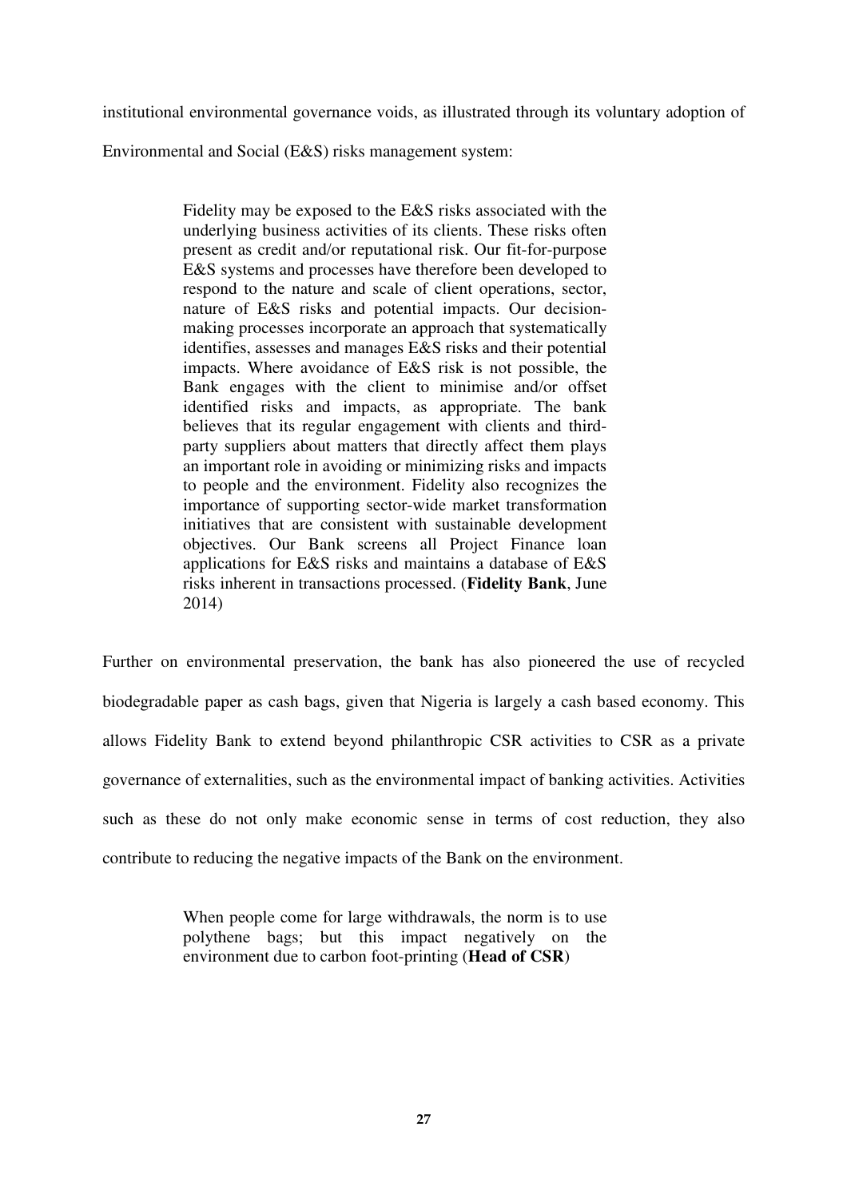institutional environmental governance voids, as illustrated through its voluntary adoption of Environmental and Social (E&S) risks management system:

> Fidelity may be exposed to the E&S risks associated with the underlying business activities of its clients. These risks often present as credit and/or reputational risk. Our fit-for-purpose E&S systems and processes have therefore been developed to respond to the nature and scale of client operations, sector, nature of E&S risks and potential impacts. Our decision-making processes incorporate an approach that systematically identifies, assesses and manages E&S risks and their potential impacts. Where avoidance of E&S risk is not possible, the Bank engages with the client to minimise and/or offset identified risks and impacts, as appropriate. The bank believes that its regular engagement with clients and third-party suppliers about matters that directly affect them plays an important role in avoiding or minimizing risks and impacts to people and the environment. Fidelity also recognizes the importance of supporting sector-wide market transformation initiatives that are consistent with sustainable development objectives. Our Bank screens all Project Finance loan applications for E&S risks and maintains a database of E&S risks inherent in transactions processed. (**Fidelity Bank**, June 2014)

Further on environmental preservation, the bank has also pioneered the use of recycled biodegradable paper as cash bags, given that Nigeria is largely a cash based economy. This allows Fidelity Bank to extend beyond philanthropic CSR activities to CSR as a private governance of externalities, such as the environmental impact of banking activities. Activities such as these do not only make economic sense in terms of cost reduction, they also contribute to reducing the negative impacts of the Bank on the environment.

> When people come for large withdrawals, the norm is to use polythene bags; but this impact negatively on the environment due to carbon foot-printing (**Head of CSR**)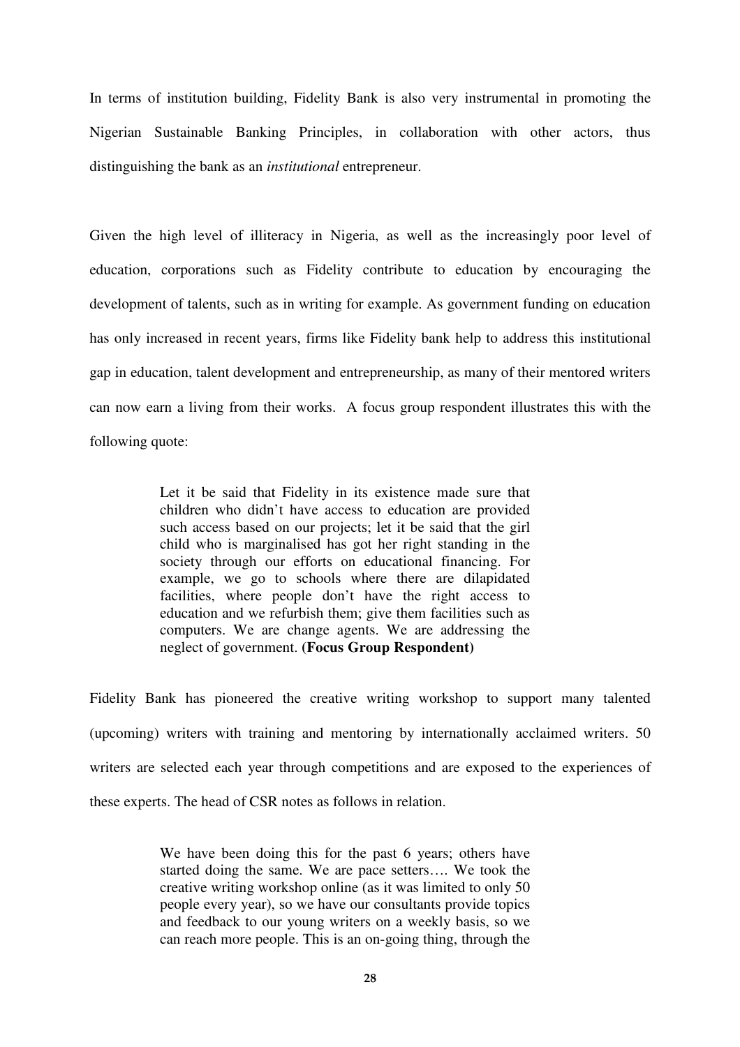In terms of institution building, Fidelity Bank is also very instrumental in promoting the Nigerian Sustainable Banking Principles, in collaboration with other actors, thus distinguishing the bank as an *institutional* entrepreneur.

Given the high level of illiteracy in Nigeria, as well as the increasingly poor level of education, corporations such as Fidelity contribute to education by encouraging the development of talents, such as in writing for example. As government funding on education has only increased in recent years, firms like Fidelity bank help to address this institutional gap in education, talent development and entrepreneurship, as many of their mentored writers can now earn a living from their works. A focus group respondent illustrates this with the following quote:

> Let it be said that Fidelity in its existence made sure that children who didn't have access to education are provided such access based on our projects; let it be said that the girl child who is marginalised has got her right standing in the society through our efforts on educational financing. For example, we go to schools where there are dilapidated facilities, where people don't have the right access to education and we refurbish them; give them facilities such as computers. We are change agents. We are addressing the neglect of government. **(Focus Group Respondent)**

Fidelity Bank has pioneered the creative writing workshop to support many talented (upcoming) writers with training and mentoring by internationally acclaimed writers. 50 writers are selected each year through competitions and are exposed to the experiences of these experts. The head of CSR notes as follows in relation.

> We have been doing this for the past 6 years; others have started doing the same. We are pace setters…. We took the creative writing workshop online (as it was limited to only 50 people every year), so we have our consultants provide topics and feedback to our young writers on a weekly basis, so we can reach more people. This is an on-going thing, through the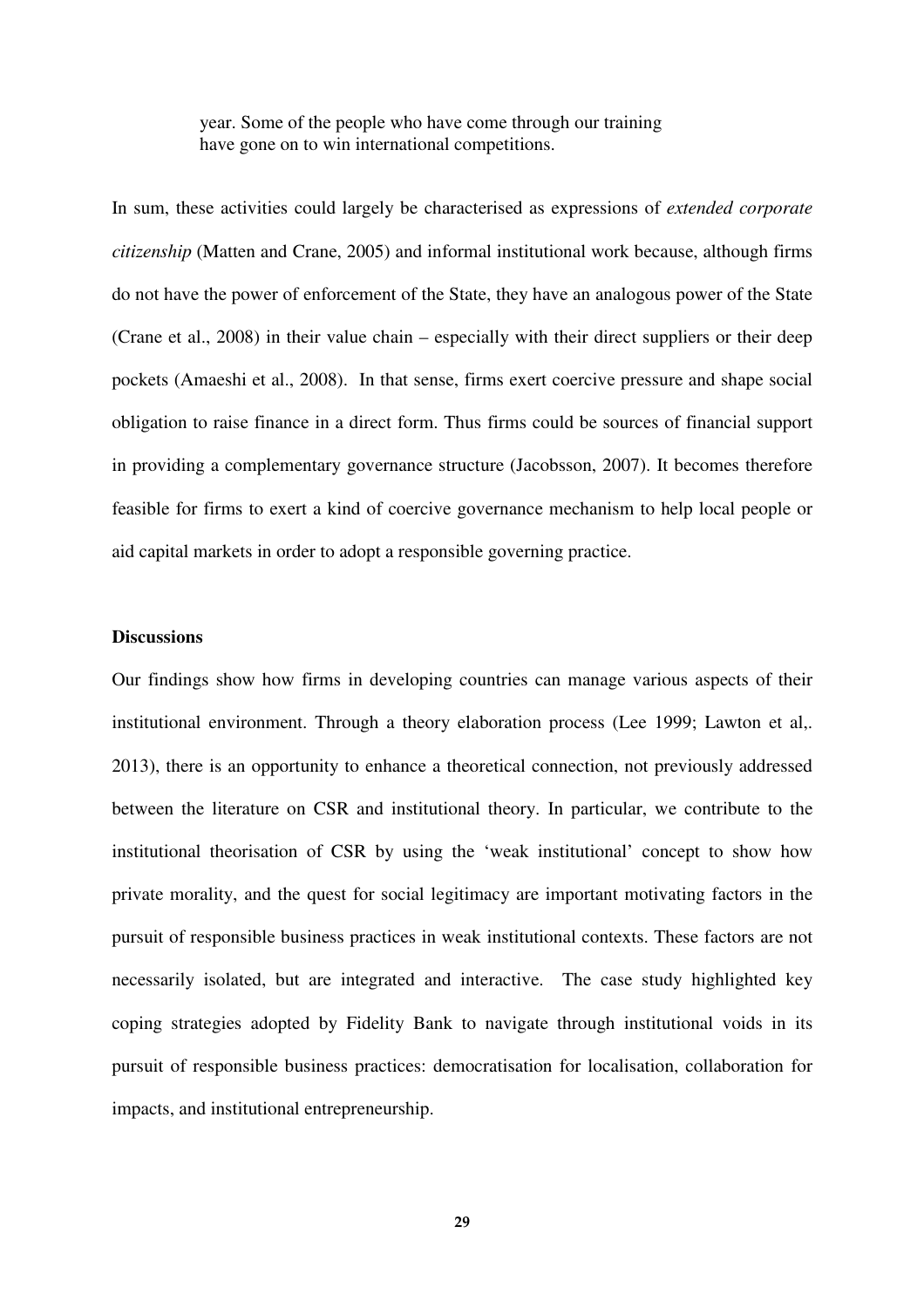> year. Some of the people who have come through our training have gone on to win international competitions.

In sum, these activities could largely be characterised as expressions of *extended corporate citizenship* (Matten and Crane, 2005) and informal institutional work because, although firms do not have the power of enforcement of the State, they have an analogous power of the State (Crane et al., 2008) in their value chain – especially with their direct suppliers or their deep pockets (Amaeshi et al., 2008). In that sense, firms exert coercive pressure and shape social obligation to raise finance in a direct form. Thus firms could be sources of financial support in providing a complementary governance structure (Jacobsson, 2007). It becomes therefore feasible for firms to exert a kind of coercive governance mechanism to help local people or aid capital markets in order to adopt a responsible governing practice.

**Discussions**

Our findings show how firms in developing countries can manage various aspects of their institutional environment. Through a theory elaboration process (Lee 1999; Lawton et al,. 2013), there is an opportunity to enhance a theoretical connection, not previously addressed between the literature on CSR and institutional theory. In particular, we contribute to the institutional theorisation of CSR by using the 'weak institutional' concept to show how private morality, and the quest for social legitimacy are important motivating factors in the pursuit of responsible business practices in weak institutional contexts. These factors are not necessarily isolated, but are integrated and interactive. The case study highlighted key coping strategies adopted by Fidelity Bank to navigate through institutional voids in its pursuit of responsible business practices: democratisation for localisation, collaboration for impacts, and institutional entrepreneurship.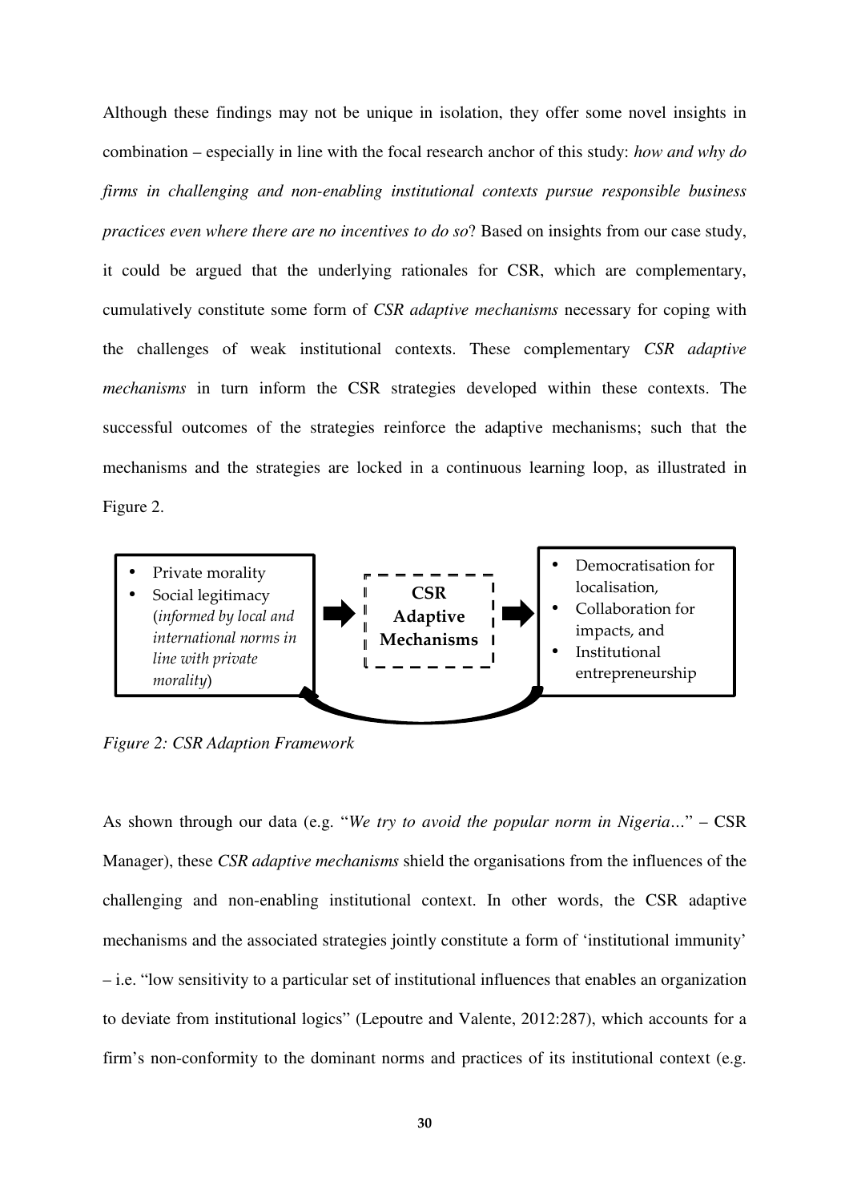Although these findings may not be unique in isolation, they offer some novel insights in combination – especially in line with the focal research anchor of this study: *how and why do firms in challenging and non-enabling institutional contexts pursue responsible business practices even where there are no incentives to do so*? Based on insights from our case study, it could be argued that the underlying rationales for CSR, which are complementary, cumulatively constitute some form of *CSR adaptive mechanisms* necessary for coping with the challenges of weak institutional contexts. These complementary *CSR adaptive mechanisms* in turn inform the CSR strategies developed within these contexts. The successful outcomes of the strategies reinforce the adaptive mechanisms; such that the mechanisms and the strategies are locked in a continuous learning loop, as illustrated in Figure 2.

- Private morality
- Social legitimacy (*informed by local and international norms in line with private morality*)

**CSR Adaptive Mechanisms**

- Democratisation for localisation,
- Collaboration for impacts, and
- Institutional entrepreneurship

*Figure 2: CSR Adaption Framework*

As shown through our data (e.g. "*We try to avoid the popular norm in Nigeria*..." – CSR Manager), these *CSR adaptive mechanisms* shield the organisations from the influences of the challenging and non-enabling institutional context. In other words, the CSR adaptive mechanisms and the associated strategies jointly constitute a form of 'institutional immunity' – i.e. "low sensitivity to a particular set of institutional influences that enables an organization to deviate from institutional logics" (Lepoutre and Valente, 2012:287), which accounts for a firm's non-conformity to the dominant norms and practices of its institutional context (e.g.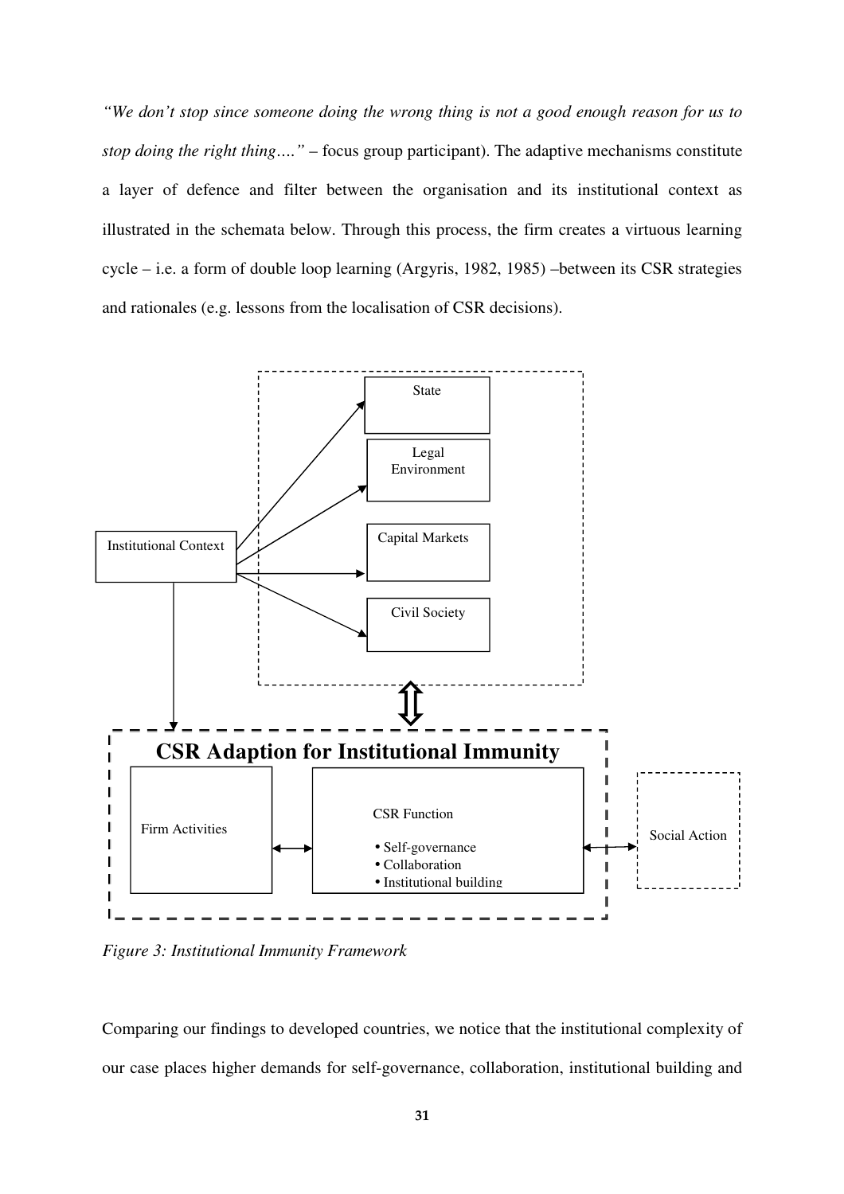*"We don't stop since someone doing the wrong thing is not a good enough reason for us to stop doing the right thing…."* – focus group participant). The adaptive mechanisms constitute a layer of defence and filter between the organisation and its institutional context as illustrated in the schemata below. Through this process, the firm creates a virtuous learning cycle – i.e. a form of double loop learning (Argyris, 1982, 1985) –between its CSR strategies and rationales (e.g. lessons from the localisation of CSR decisions).

State

Legal Environment

Institutional Context

Capital Markets

Civil Society

**CSR Adaption for Institutional Immunity**

Firm Activities

CSR Function

- Self-governance
- Collaboration
- Institutional building

Social Action

*Figure 3: Institutional Immunity Framework*

Comparing our findings to developed countries, we notice that the institutional complexity of our case places higher demands for self-governance, collaboration, institutional building and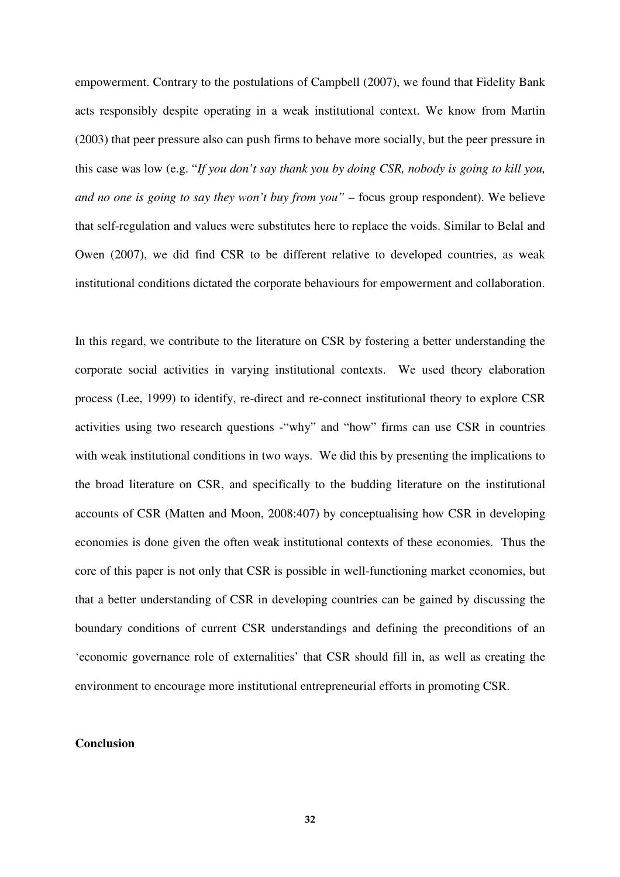empowerment. Contrary to the postulations of Campbell (2007), we found that Fidelity Bank acts responsibly despite operating in a weak institutional context. We know from Martin (2003) that peer pressure also can push firms to behave more socially, but the peer pressure in this case was low (e.g. "*If you don't say thank you by doing CSR, nobody is going to kill you, and no one is going to say they won't buy from you"* – focus group respondent). We believe that self-regulation and values were substitutes here to replace the voids. Similar to Belal and Owen (2007), we did find CSR to be different relative to developed countries, as weak institutional conditions dictated the corporate behaviours for empowerment and collaboration.

In this regard, we contribute to the literature on CSR by fostering a better understanding the corporate social activities in varying institutional contexts. We used theory elaboration process (Lee, 1999) to identify, re-direct and re-connect institutional theory to explore CSR activities using two research questions -"why" and "how" firms can use CSR in countries with weak institutional conditions in two ways. We did this by presenting the implications to the broad literature on CSR, and specifically to the budding literature on the institutional accounts of CSR (Matten and Moon, 2008:407) by conceptualising how CSR in developing economies is done given the often weak institutional contexts of these economies. Thus the core of this paper is not only that CSR is possible in well-functioning market economies, but that a better understanding of CSR in developing countries can be gained by discussing the boundary conditions of current CSR understandings and defining the preconditions of an 'economic governance role of externalities' that CSR should fill in, as well as creating the environment to encourage more institutional entrepreneurial efforts in promoting CSR.

**Conclusion**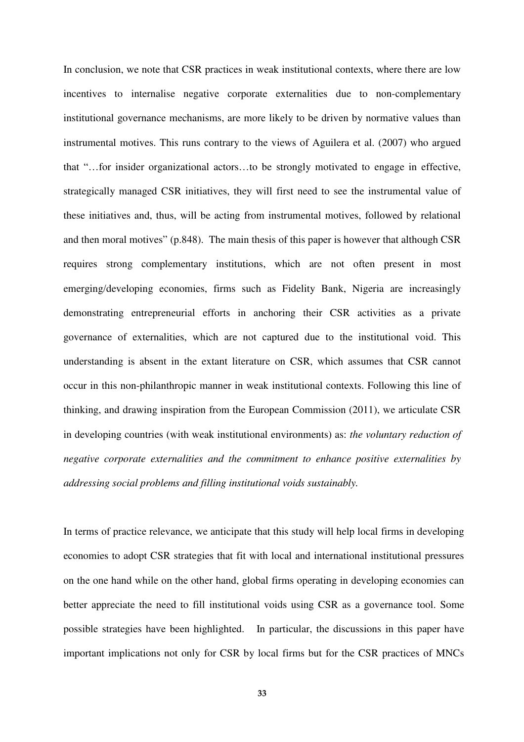In conclusion, we note that CSR practices in weak institutional contexts, where there are low incentives to internalise negative corporate externalities due to non-complementary institutional governance mechanisms, are more likely to be driven by normative values than instrumental motives. This runs contrary to the views of Aguilera et al. (2007) who argued that "…for insider organizational actors…to be strongly motivated to engage in effective, strategically managed CSR initiatives, they will first need to see the instrumental value of these initiatives and, thus, will be acting from instrumental motives, followed by relational and then moral motives" (p.848). The main thesis of this paper is however that although CSR requires strong complementary institutions, which are not often present in most emerging/developing economies, firms such as Fidelity Bank, Nigeria are increasingly demonstrating entrepreneurial efforts in anchoring their CSR activities as a private governance of externalities, which are not captured due to the institutional void. This understanding is absent in the extant literature on CSR, which assumes that CSR cannot occur in this non-philanthropic manner in weak institutional contexts. Following this line of thinking, and drawing inspiration from the European Commission (2011), we articulate CSR in developing countries (with weak institutional environments) as: *the voluntary reduction of negative corporate externalities and the commitment to enhance positive externalities by addressing social problems and filling institutional voids sustainably.*

In terms of practice relevance, we anticipate that this study will help local firms in developing economies to adopt CSR strategies that fit with local and international institutional pressures on the one hand while on the other hand, global firms operating in developing economies can better appreciate the need to fill institutional voids using CSR as a governance tool. Some possible strategies have been highlighted. In particular, the discussions in this paper have important implications not only for CSR by local firms but for the CSR practices of MNCs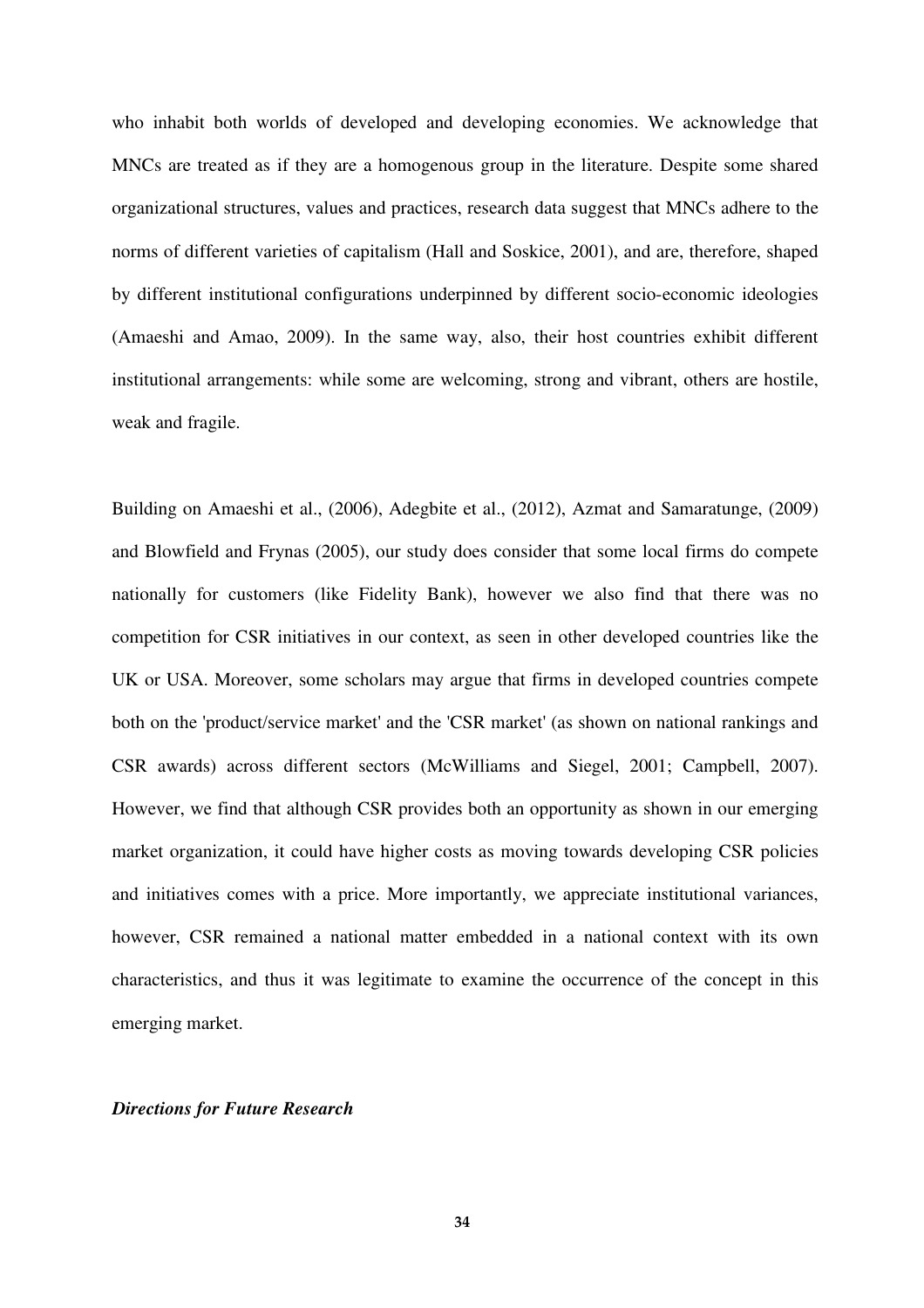who inhabit both worlds of developed and developing economies. We acknowledge that MNCs are treated as if they are a homogenous group in the literature. Despite some shared organizational structures, values and practices, research data suggest that MNCs adhere to the norms of different varieties of capitalism (Hall and Soskice, 2001), and are, therefore, shaped by different institutional configurations underpinned by different socio-economic ideologies (Amaeshi and Amao, 2009). In the same way, also, their host countries exhibit different institutional arrangements: while some are welcoming, strong and vibrant, others are hostile, weak and fragile.

Building on Amaeshi et al., (2006), Adegbite et al., (2012), Azmat and Samaratunge, (2009) and Blowfield and Frynas (2005), our study does consider that some local firms do compete nationally for customers (like Fidelity Bank), however we also find that there was no competition for CSR initiatives in our context, as seen in other developed countries like the UK or USA. Moreover, some scholars may argue that firms in developed countries compete both on the 'product/service market' and the 'CSR market' (as shown on national rankings and CSR awards) across different sectors (McWilliams and Siegel, 2001; Campbell, 2007). However, we find that although CSR provides both an opportunity as shown in our emerging market organization, it could have higher costs as moving towards developing CSR policies and initiatives comes with a price. More importantly, we appreciate institutional variances, however, CSR remained a national matter embedded in a national context with its own characteristics, and thus it was legitimate to examine the occurrence of the concept in this emerging market.

***Directions for Future Research***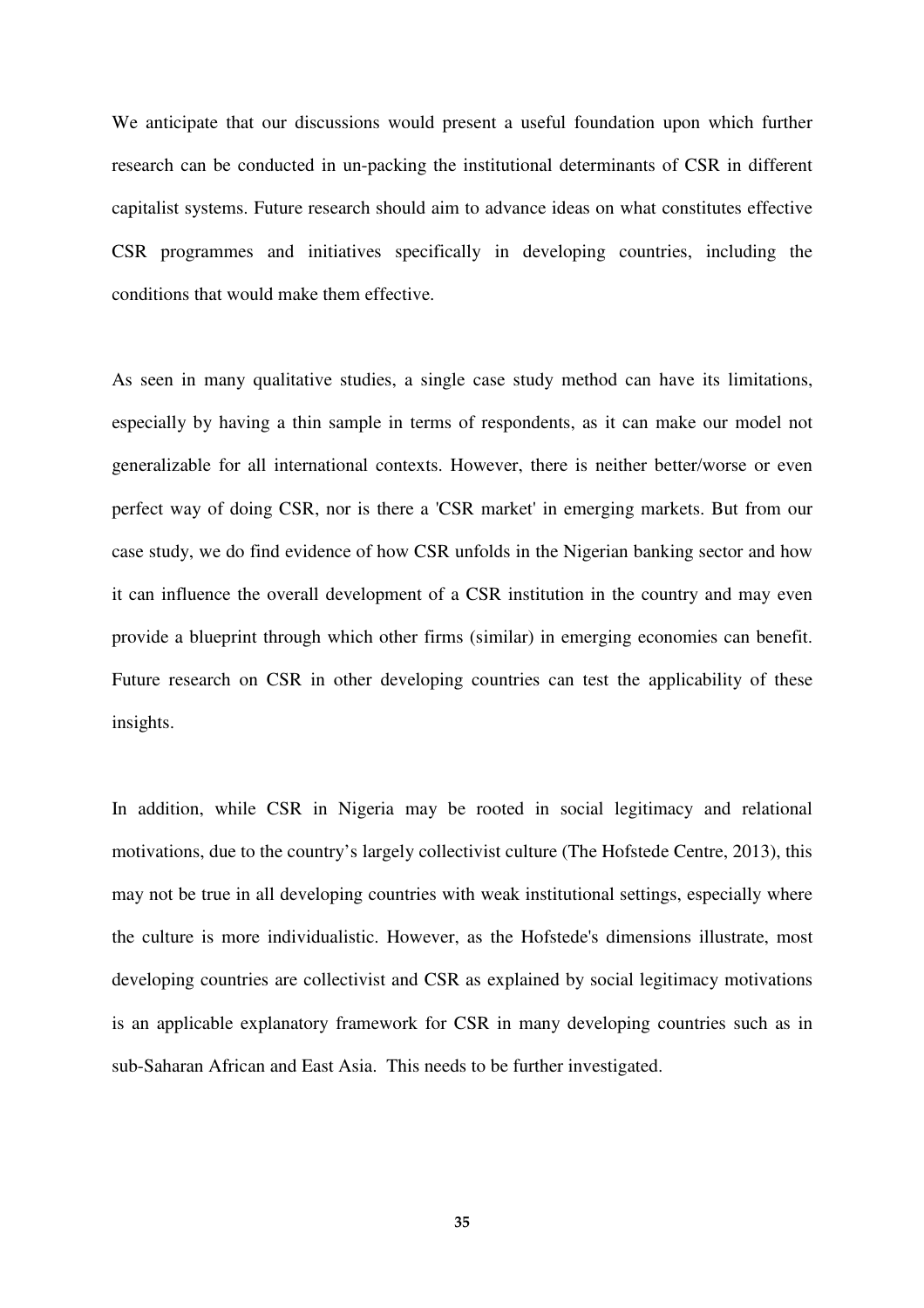We anticipate that our discussions would present a useful foundation upon which further research can be conducted in un-packing the institutional determinants of CSR in different capitalist systems. Future research should aim to advance ideas on what constitutes effective CSR programmes and initiatives specifically in developing countries, including the conditions that would make them effective.

As seen in many qualitative studies, a single case study method can have its limitations, especially by having a thin sample in terms of respondents, as it can make our model not generalizable for all international contexts. However, there is neither better/worse or even perfect way of doing CSR, nor is there a 'CSR market' in emerging markets. But from our case study, we do find evidence of how CSR unfolds in the Nigerian banking sector and how it can influence the overall development of a CSR institution in the country and may even provide a blueprint through which other firms (similar) in emerging economies can benefit. Future research on CSR in other developing countries can test the applicability of these insights.

In addition, while CSR in Nigeria may be rooted in social legitimacy and relational motivations, due to the country's largely collectivist culture (The Hofstede Centre, 2013), this may not be true in all developing countries with weak institutional settings, especially where the culture is more individualistic. However, as the Hofstede's dimensions illustrate, most developing countries are collectivist and CSR as explained by social legitimacy motivations is an applicable explanatory framework for CSR in many developing countries such as in sub-Saharan African and East Asia. This needs to be further investigated.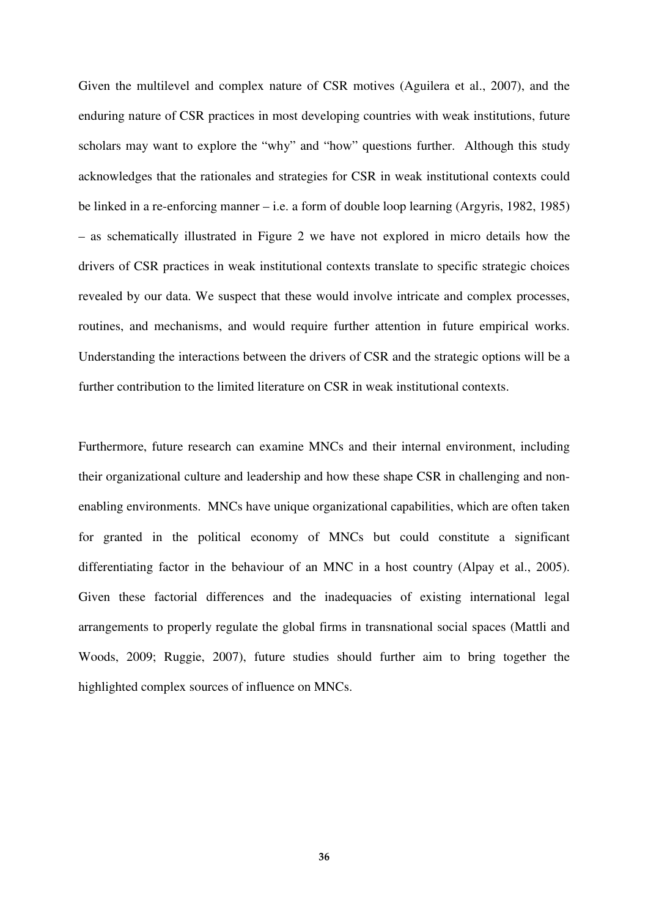Given the multilevel and complex nature of CSR motives (Aguilera et al., 2007), and the enduring nature of CSR practices in most developing countries with weak institutions, future scholars may want to explore the "why" and "how" questions further. Although this study acknowledges that the rationales and strategies for CSR in weak institutional contexts could be linked in a re-enforcing manner – i.e. a form of double loop learning (Argyris, 1982, 1985) – as schematically illustrated in Figure 2 we have not explored in micro details how the drivers of CSR practices in weak institutional contexts translate to specific strategic choices revealed by our data. We suspect that these would involve intricate and complex processes, routines, and mechanisms, and would require further attention in future empirical works. Understanding the interactions between the drivers of CSR and the strategic options will be a further contribution to the limited literature on CSR in weak institutional contexts.

Furthermore, future research can examine MNCs and their internal environment, including their organizational culture and leadership and how these shape CSR in challenging and non-enabling environments. MNCs have unique organizational capabilities, which are often taken for granted in the political economy of MNCs but could constitute a significant differentiating factor in the behaviour of an MNC in a host country (Alpay et al., 2005). Given these factorial differences and the inadequacies of existing international legal arrangements to properly regulate the global firms in transnational social spaces (Mattli and Woods, 2009; Ruggie, 2007), future studies should further aim to bring together the highlighted complex sources of influence on MNCs.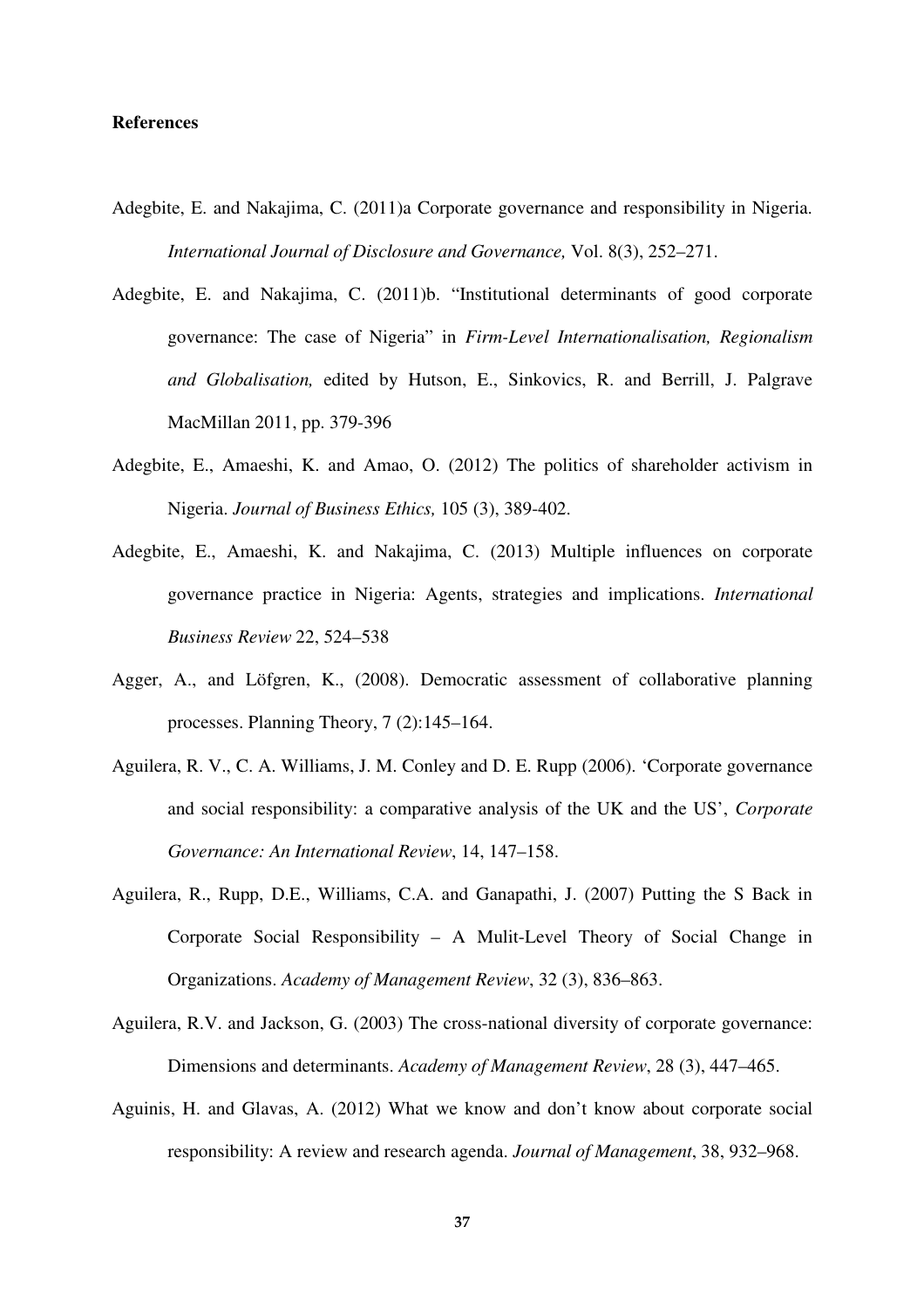**References**

Adegbite, E. and Nakajima, C. (2011)a Corporate governance and responsibility in Nigeria. *International Journal of Disclosure and Governance,* Vol. 8(3), 252–271.

Adegbite, E. and Nakajima, C. (2011)b. "Institutional determinants of good corporate governance: The case of Nigeria" in *Firm-Level Internationalisation, Regionalism and Globalisation,* edited by Hutson, E., Sinkovics, R. and Berrill, J. Palgrave MacMillan 2011, pp. 379-396

Adegbite, E., Amaeshi, K. and Amao, O. (2012) The politics of shareholder activism in Nigeria. *Journal of Business Ethics,* 105 (3), 389-402.

Adegbite, E., Amaeshi, K. and Nakajima, C. (2013) Multiple influences on corporate governance practice in Nigeria: Agents, strategies and implications. *International Business Review* 22, 524–538

Agger, A., and Löfgren, K., (2008). Democratic assessment of collaborative planning processes. Planning Theory, 7 (2):145–164.

Aguilera, R. V., C. A. Williams, J. M. Conley and D. E. Rupp (2006). 'Corporate governance and social responsibility: a comparative analysis of the UK and the US', *Corporate Governance: An International Review*, 14, 147–158.

Aguilera, R., Rupp, D.E., Williams, C.A. and Ganapathi, J. (2007) Putting the S Back in Corporate Social Responsibility – A Mulit-Level Theory of Social Change in Organizations. *Academy of Management Review*, 32 (3), 836–863.

Aguilera, R.V. and Jackson, G. (2003) The cross-national diversity of corporate governance: Dimensions and determinants. *Academy of Management Review*, 28 (3), 447–465.

Aguinis, H. and Glavas, A. (2012) What we know and don't know about corporate social responsibility: A review and research agenda. *Journal of Management*, 38, 932–968.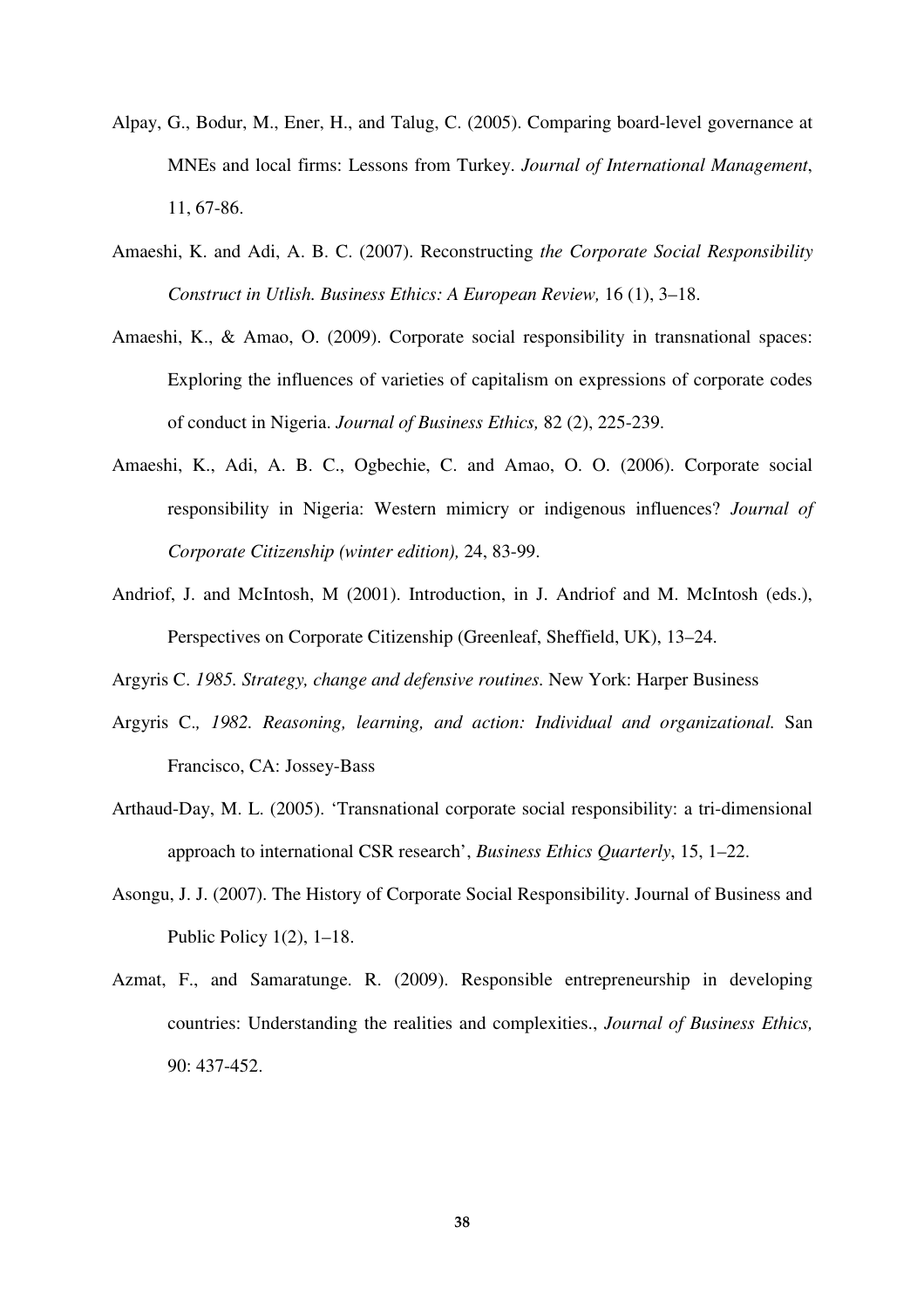Alpay, G., Bodur, M., Ener, H., and Talug, C. (2005). Comparing board-level governance at MNEs and local firms: Lessons from Turkey. *Journal of International Management*, 11, 67-86.

Amaeshi, K. and Adi, A. B. C. (2007). Reconstructing *the Corporate Social Responsibility Construct in Utlish. Business Ethics: A European Review,* 16 (1), 3–18.

Amaeshi, K., & Amao, O. (2009). Corporate social responsibility in transnational spaces: Exploring the influences of varieties of capitalism on expressions of corporate codes of conduct in Nigeria. *Journal of Business Ethics,* 82 (2), 225-239.

Amaeshi, K., Adi, A. B. C., Ogbechie, C. and Amao, O. O. (2006). Corporate social responsibility in Nigeria: Western mimicry or indigenous influences? *Journal of Corporate Citizenship (winter edition),* 24, 83-99.

Andriof, J. and McIntosh, M (2001). Introduction, in J. Andriof and M. McIntosh (eds.), Perspectives on Corporate Citizenship (Greenleaf, Sheffield, UK), 13–24.

Argyris C. *1985. Strategy, change and defensive routines.* New York: Harper Business

Argyris C.*, 1982. Reasoning, learning, and action: Individual and organizational.* San Francisco, CA: Jossey-Bass

Arthaud-Day, M. L. (2005). 'Transnational corporate social responsibility: a tri-dimensional approach to international CSR research', *Business Ethics Quarterly*, 15, 1–22.

Asongu, J. J. (2007). The History of Corporate Social Responsibility. Journal of Business and Public Policy 1(2), 1–18.

Azmat, F., and Samaratunge. R. (2009). Responsible entrepreneurship in developing countries: Understanding the realities and complexities., *Journal of Business Ethics,* 90: 437-452.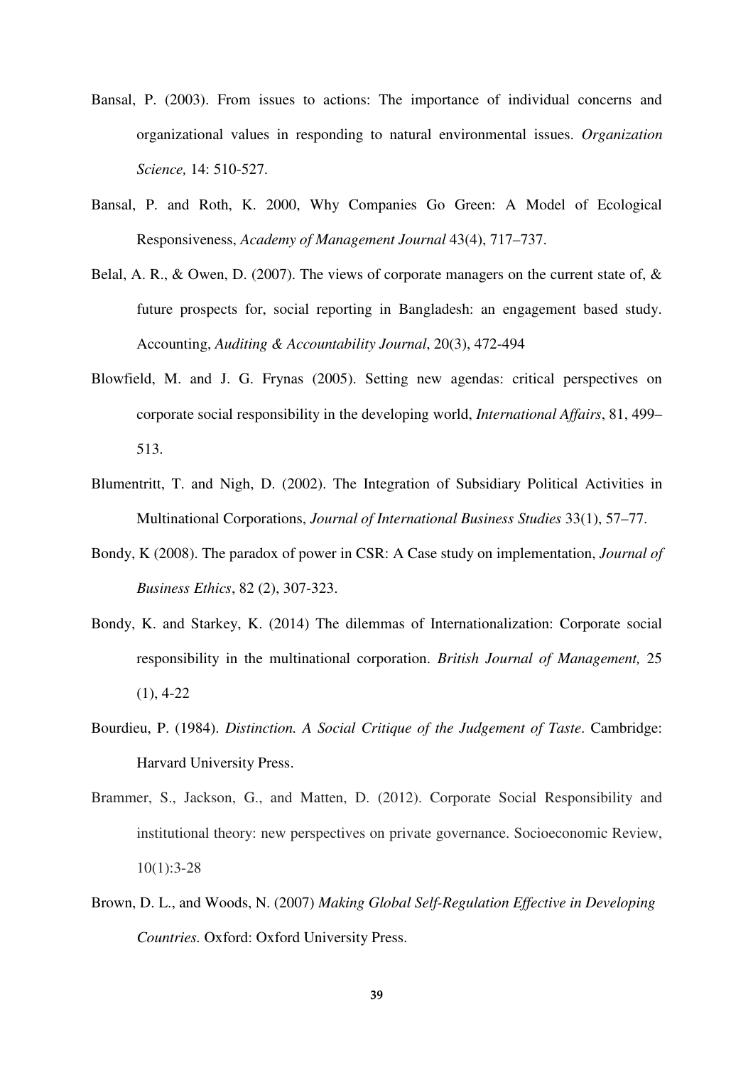Bansal, P. (2003). From issues to actions: The importance of individual concerns and organizational values in responding to natural environmental issues. *Organization Science,* 14: 510-527.

Bansal, P. and Roth, K. 2000, Why Companies Go Green: A Model of Ecological Responsiveness, *Academy of Management Journal* 43(4), 717–737.

Belal, A. R., & Owen, D. (2007). The views of corporate managers on the current state of, & future prospects for, social reporting in Bangladesh: an engagement based study. Accounting, *Auditing & Accountability Journal*, 20(3), 472-494

Blowfield, M. and J. G. Frynas (2005). Setting new agendas: critical perspectives on corporate social responsibility in the developing world, *International Affairs*, 81, 499–513.

Blumentritt, T. and Nigh, D. (2002). The Integration of Subsidiary Political Activities in Multinational Corporations, *Journal of International Business Studies* 33(1), 57–77.

Bondy, K (2008). The paradox of power in CSR: A Case study on implementation, *Journal of Business Ethics*, 82 (2), 307-323.

Bondy, K. and Starkey, K. (2014) The dilemmas of Internationalization: Corporate social responsibility in the multinational corporation. *British Journal of Management,* 25 (1), 4-22

Bourdieu, P. (1984). *Distinction. A Social Critique of the Judgement of Taste*. Cambridge: Harvard University Press.

Brammer, S., Jackson, G., and Matten, D. (2012). Corporate Social Responsibility and institutional theory: new perspectives on private governance. Socioeconomic Review, 10(1):3-28

Brown, D. L., and Woods, N. (2007) *Making Global Self-Regulation Effective in Developing Countries.* Oxford: Oxford University Press.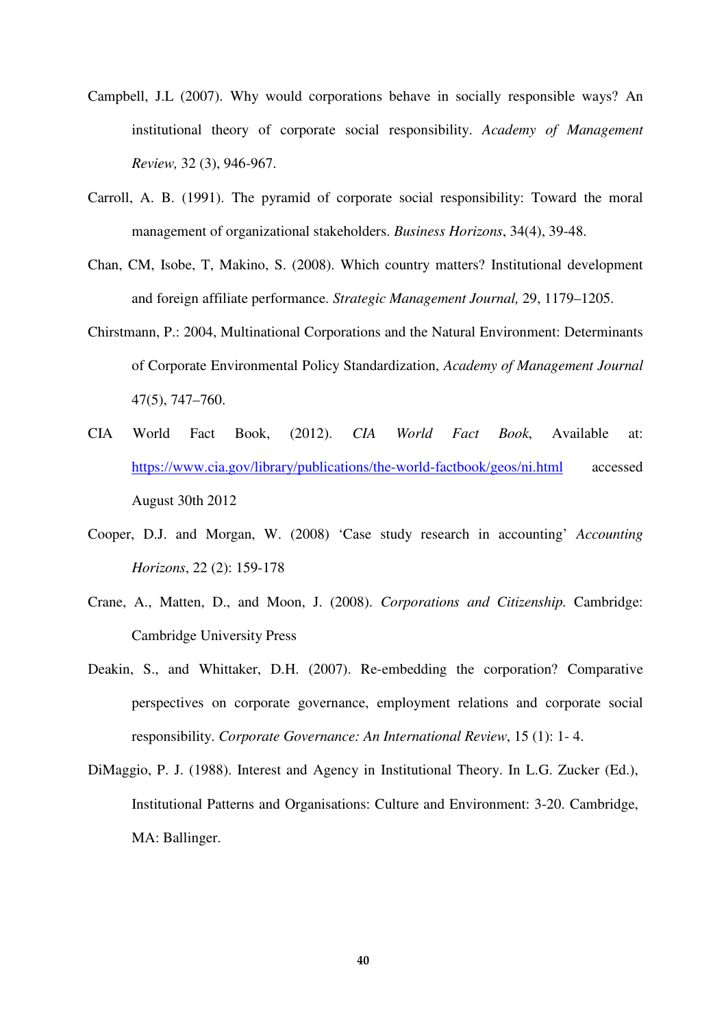Campbell, J.L (2007). Why would corporations behave in socially responsible ways? An institutional theory of corporate social responsibility. *Academy of Management Review,* 32 (3), 946-967.

Carroll, A. B. (1991). The pyramid of corporate social responsibility: Toward the moral management of organizational stakeholders. *Business Horizons*, 34(4), 39-48.

Chan, CM, Isobe, T, Makino, S. (2008). Which country matters? Institutional development and foreign affiliate performance. *Strategic Management Journal,* 29, 1179–1205.

Chirstmann, P.: 2004, Multinational Corporations and the Natural Environment: Determinants of Corporate Environmental Policy Standardization, *Academy of Management Journal* 47(5), 747–760.

CIA World Fact Book, (2012). *CIA World Fact Book*, Available at: https://www.cia.gov/library/publications/the-world-factbook/geos/ni.html accessed August 30th 2012

Cooper, D.J. and Morgan, W. (2008) 'Case study research in accounting' *Accounting Horizons*, 22 (2): 159-178

Crane, A., Matten, D., and Moon, J. (2008). *Corporations and Citizenship.* Cambridge: Cambridge University Press

Deakin, S., and Whittaker, D.H. (2007). Re-embedding the corporation? Comparative perspectives on corporate governance, employment relations and corporate social responsibility. *Corporate Governance: An International Review*, 15 (1): 1- 4.

DiMaggio, P. J. (1988). Interest and Agency in Institutional Theory. In L.G. Zucker (Ed.), Institutional Patterns and Organisations: Culture and Environment: 3-20. Cambridge, MA: Ballinger.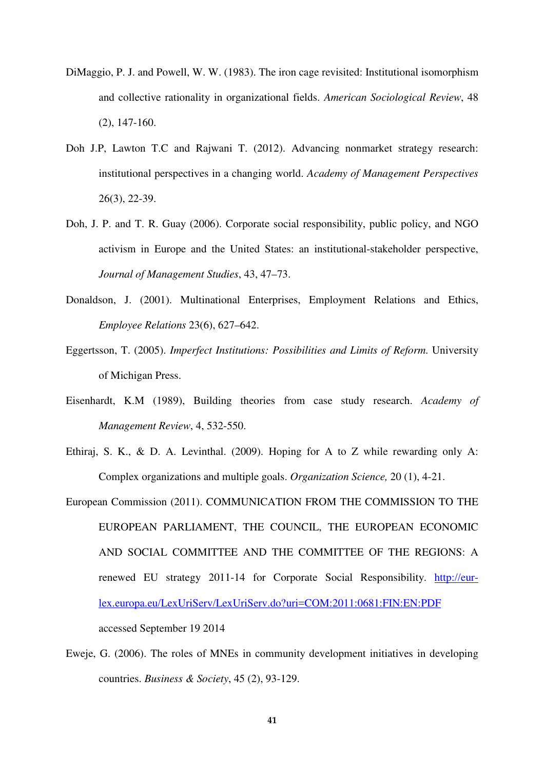DiMaggio, P. J. and Powell, W. W. (1983). The iron cage revisited: Institutional isomorphism and collective rationality in organizational fields. *American Sociological Review*, 48 (2), 147-160.

Doh J.P, Lawton T.C and Rajwani T. (2012). Advancing nonmarket strategy research: institutional perspectives in a changing world. *Academy of Management Perspectives* 26(3), 22-39.

Doh, J. P. and T. R. Guay (2006). Corporate social responsibility, public policy, and NGO activism in Europe and the United States: an institutional-stakeholder perspective, *Journal of Management Studies*, 43, 47–73.

Donaldson, J. (2001). Multinational Enterprises, Employment Relations and Ethics, *Employee Relations* 23(6), 627–642.

Eggertsson, T. (2005). *Imperfect Institutions: Possibilities and Limits of Reform.* University of Michigan Press.

Eisenhardt, K.M (1989), Building theories from case study research. *Academy of Management Review*, 4, 532-550.

Ethiraj, S. K., & D. A. Levinthal. (2009). Hoping for A to Z while rewarding only A: Complex organizations and multiple goals. *Organization Science,* 20 (1), 4-21.

European Commission (2011). COMMUNICATION FROM THE COMMISSION TO THE EUROPEAN PARLIAMENT, THE COUNCIL, THE EUROPEAN ECONOMIC AND SOCIAL COMMITTEE AND THE COMMITTEE OF THE REGIONS: A renewed EU strategy 2011-14 for Corporate Social Responsibility. http://eur-lex.europa.eu/LexUriServ/LexUriServ.do?uri=COM:2011:0681:FIN:EN:PDF accessed September 19 2014

Eweje, G. (2006). The roles of MNEs in community development initiatives in developing countries. *Business & Society*, 45 (2), 93-129.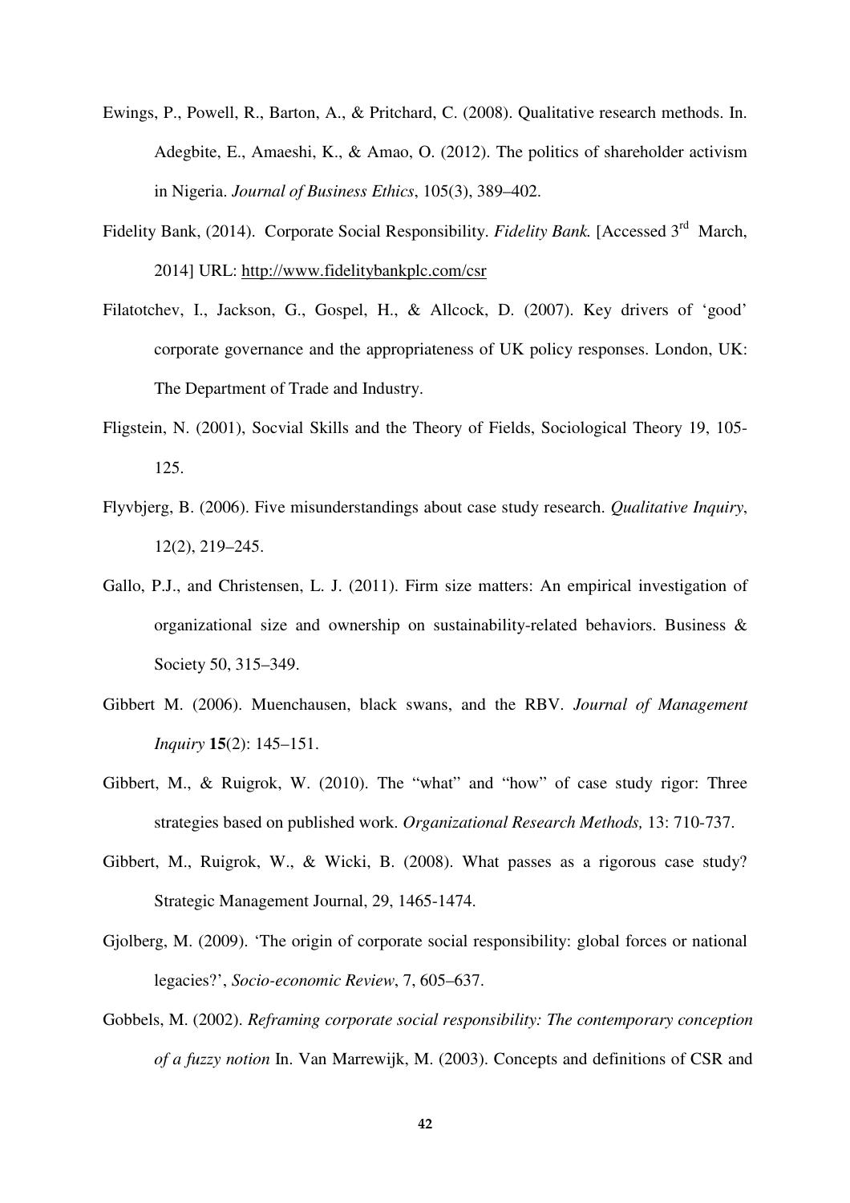Ewings, P., Powell, R., Barton, A., & Pritchard, C. (2008). Qualitative research methods. In. Adegbite, E., Amaeshi, K., & Amao, O. (2012). The politics of shareholder activism in Nigeria. *Journal of Business Ethics*, 105(3), 389–402.

Fidelity Bank, (2014). Corporate Social Responsibility. *Fidelity Bank.* [Accessed 3rd March, 2014] URL: http://www.fidelitybankplc.com/csr

Filatotchev, I., Jackson, G., Gospel, H., & Allcock, D. (2007). Key drivers of 'good' corporate governance and the appropriateness of UK policy responses. London, UK: The Department of Trade and Industry.

Fligstein, N. (2001), Socvial Skills and the Theory of Fields, Sociological Theory 19, 105-125.

Flyvbjerg, B. (2006). Five misunderstandings about case study research. *Qualitative Inquiry*, 12(2), 219–245.

Gallo, P.J., and Christensen, L. J. (2011). Firm size matters: An empirical investigation of organizational size and ownership on sustainability-related behaviors. Business & Society 50, 315–349.

Gibbert M. (2006). Muenchausen, black swans, and the RBV. *Journal of Management Inquiry* **15**(2): 145–151.

Gibbert, M., & Ruigrok, W. (2010). The "what" and "how" of case study rigor: Three strategies based on published work. *Organizational Research Methods,* 13: 710-737.

Gibbert, M., Ruigrok, W., & Wicki, B. (2008). What passes as a rigorous case study? Strategic Management Journal, 29, 1465-1474.

Gjolberg, M. (2009). 'The origin of corporate social responsibility: global forces or national legacies?', *Socio-economic Review*, 7, 605–637.

Gobbels, M. (2002). *Reframing corporate social responsibility: The contemporary conception of a fuzzy notion* In. Van Marrewijk, M. (2003). Concepts and definitions of CSR and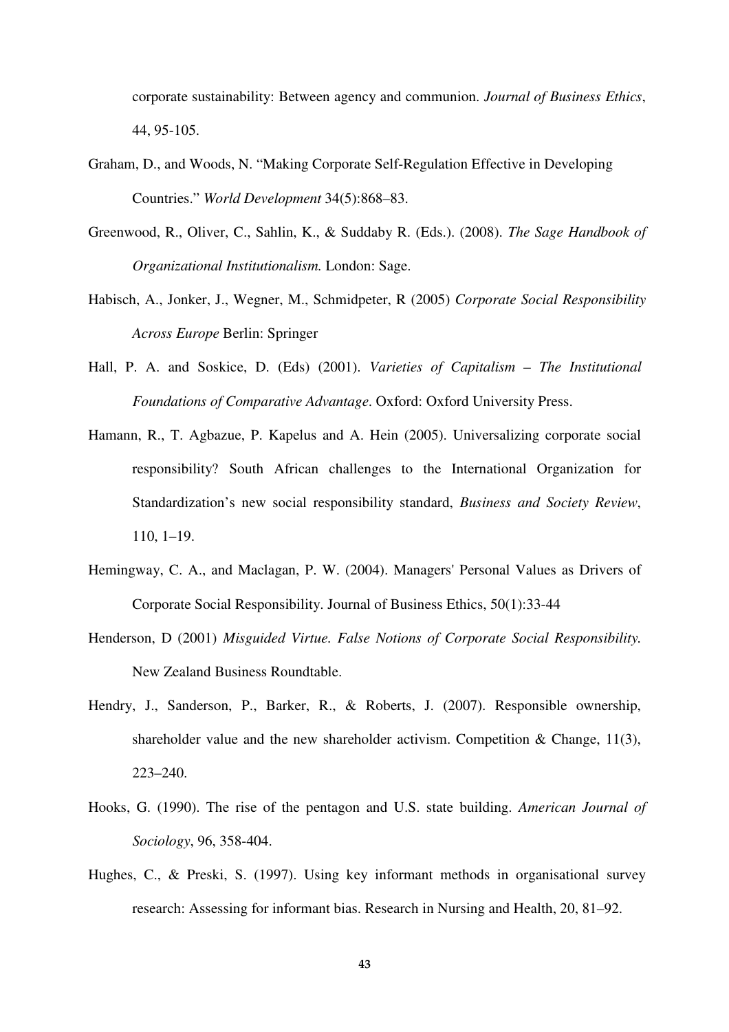corporate sustainability: Between agency and communion. *Journal of Business Ethics*, 44, 95-105.

Graham, D., and Woods, N. "Making Corporate Self-Regulation Effective in Developing Countries." *World Development* 34(5):868–83.

Greenwood, R., Oliver, C., Sahlin, K., & Suddaby R. (Eds.). (2008). *The Sage Handbook of Organizational Institutionalism.* London: Sage.

Habisch, A., Jonker, J., Wegner, M., Schmidpeter, R (2005) *Corporate Social Responsibility Across Europe* Berlin: Springer

Hall, P. A. and Soskice, D. (Eds) (2001). *Varieties of Capitalism – The Institutional Foundations of Comparative Advantage*. Oxford: Oxford University Press.

Hamann, R., T. Agbazue, P. Kapelus and A. Hein (2005). Universalizing corporate social responsibility? South African challenges to the International Organization for Standardization's new social responsibility standard, *Business and Society Review*, 110, 1–19.

Hemingway, C. A., and Maclagan, P. W. (2004). Managers' Personal Values as Drivers of Corporate Social Responsibility. Journal of Business Ethics, 50(1):33-44

Henderson, D (2001) *Misguided Virtue. False Notions of Corporate Social Responsibility.* New Zealand Business Roundtable.

Hendry, J., Sanderson, P., Barker, R., & Roberts, J. (2007). Responsible ownership, shareholder value and the new shareholder activism. Competition & Change, 11(3), 223–240.

Hooks, G. (1990). The rise of the pentagon and U.S. state building. *American Journal of Sociology*, 96, 358-404.

Hughes, C., & Preski, S. (1997). Using key informant methods in organisational survey research: Assessing for informant bias. Research in Nursing and Health, 20, 81–92.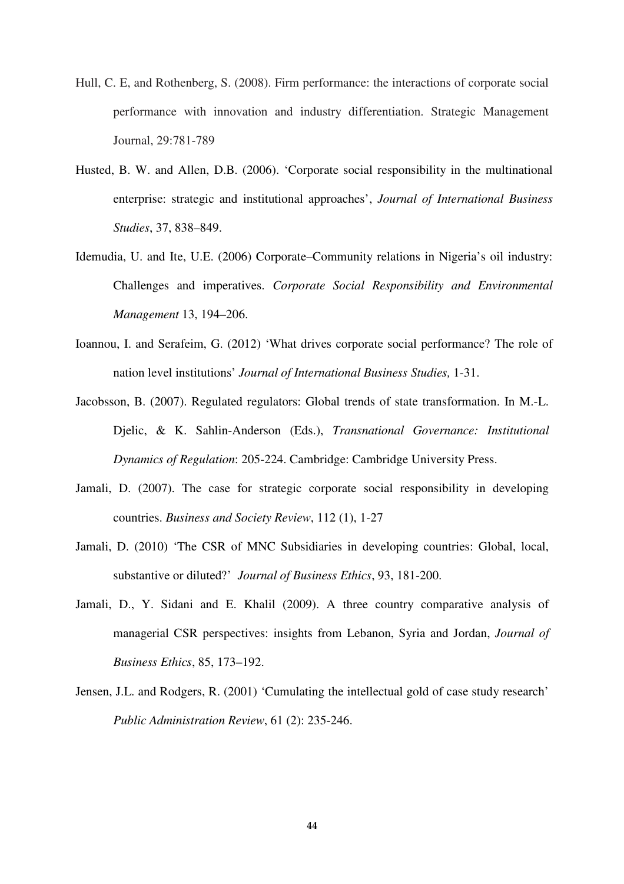Hull, C. E, and Rothenberg, S. (2008). Firm performance: the interactions of corporate social performance with innovation and industry differentiation. Strategic Management Journal, 29:781-789

Husted, B. W. and Allen, D.B. (2006). 'Corporate social responsibility in the multinational enterprise: strategic and institutional approaches', *Journal of International Business Studies*, 37, 838–849.

Idemudia, U. and Ite, U.E. (2006) Corporate–Community relations in Nigeria's oil industry: Challenges and imperatives. *Corporate Social Responsibility and Environmental Management* 13, 194–206.

Ioannou, I. and Serafeim, G. (2012) 'What drives corporate social performance? The role of nation level institutions' *Journal of International Business Studies,* 1-31.

Jacobsson, B. (2007). Regulated regulators: Global trends of state transformation. In M.-L. Djelic, & K. Sahlin-Anderson (Eds.), *Transnational Governance: Institutional Dynamics of Regulation*: 205-224. Cambridge: Cambridge University Press.

Jamali, D. (2007). The case for strategic corporate social responsibility in developing countries. *Business and Society Review*, 112 (1), 1-27

Jamali, D. (2010) 'The CSR of MNC Subsidiaries in developing countries: Global, local, substantive or diluted?' *Journal of Business Ethics*, 93, 181-200.

Jamali, D., Y. Sidani and E. Khalil (2009). A three country comparative analysis of managerial CSR perspectives: insights from Lebanon, Syria and Jordan, *Journal of Business Ethics*, 85, 173–192.

Jensen, J.L. and Rodgers, R. (2001) 'Cumulating the intellectual gold of case study research' *Public Administration Review*, 61 (2): 235-246.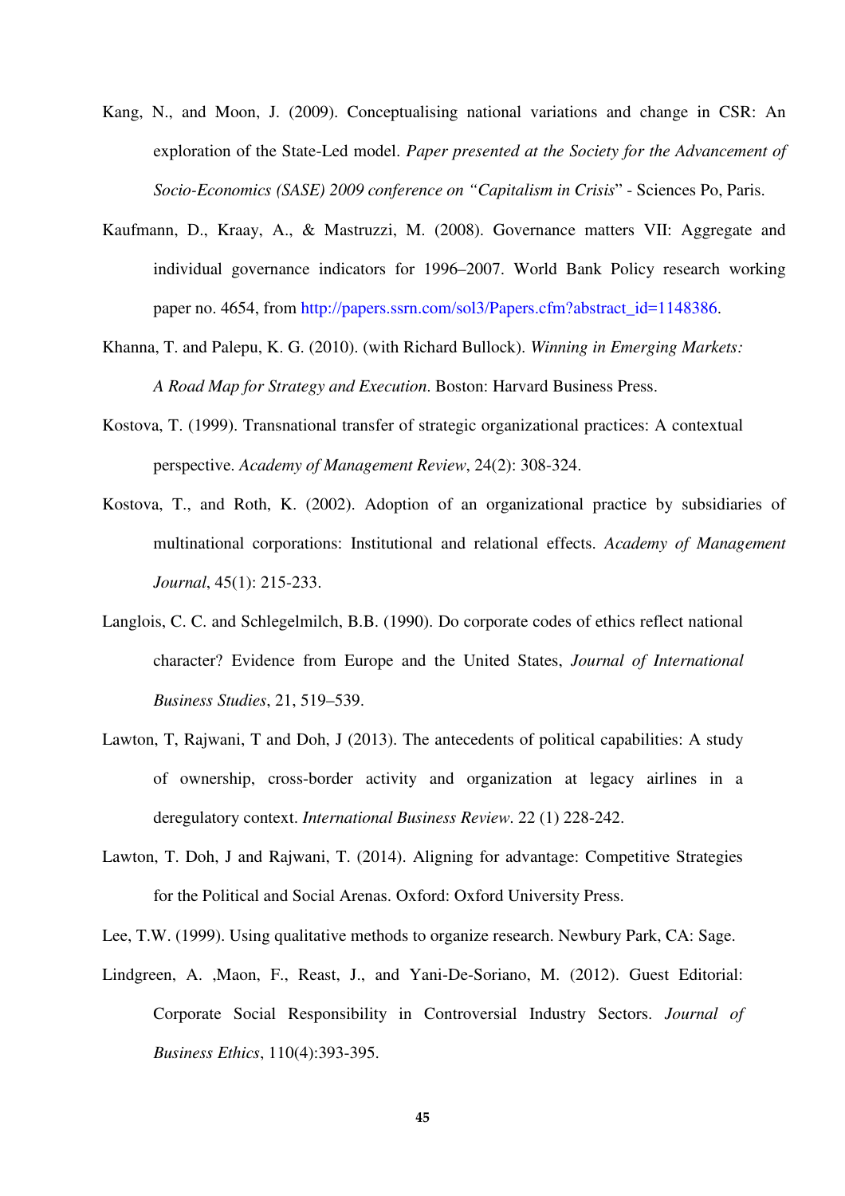Kang, N., and Moon, J. (2009). Conceptualising national variations and change in CSR: An exploration of the State-Led model. *Paper presented at the Society for the Advancement of Socio-Economics (SASE) 2009 conference on "Capitalism in Crisis*" - Sciences Po, Paris.

Kaufmann, D., Kraay, A., & Mastruzzi, M. (2008). Governance matters VII: Aggregate and individual governance indicators for 1996–2007. World Bank Policy research working paper no. 4654, from http://papers.ssrn.com/sol3/Papers.cfm?abstract_id=1148386.

Khanna, T. and Palepu, K. G. (2010). (with Richard Bullock). *Winning in Emerging Markets: A Road Map for Strategy and Execution*. Boston: Harvard Business Press.

Kostova, T. (1999). Transnational transfer of strategic organizational practices: A contextual perspective. *Academy of Management Review*, 24(2): 308-324.

Kostova, T., and Roth, K. (2002). Adoption of an organizational practice by subsidiaries of multinational corporations: Institutional and relational effects. *Academy of Management Journal*, 45(1): 215-233.

Langlois, C. C. and Schlegelmilch, B.B. (1990). Do corporate codes of ethics reflect national character? Evidence from Europe and the United States, *Journal of International Business Studies*, 21, 519–539.

Lawton, T, Rajwani, T and Doh, J (2013). The antecedents of political capabilities: A study of ownership, cross-border activity and organization at legacy airlines in a deregulatory context. *International Business Review*. 22 (1) 228-242.

Lawton, T. Doh, J and Rajwani, T. (2014). Aligning for advantage: Competitive Strategies for the Political and Social Arenas. Oxford: Oxford University Press.

Lee, T.W. (1999). Using qualitative methods to organize research. Newbury Park, CA: Sage.

Lindgreen, A. ,Maon, F., Reast, J., and Yani-De-Soriano, M. (2012). Guest Editorial: Corporate Social Responsibility in Controversial Industry Sectors. *Journal of Business Ethics*, 110(4):393-395.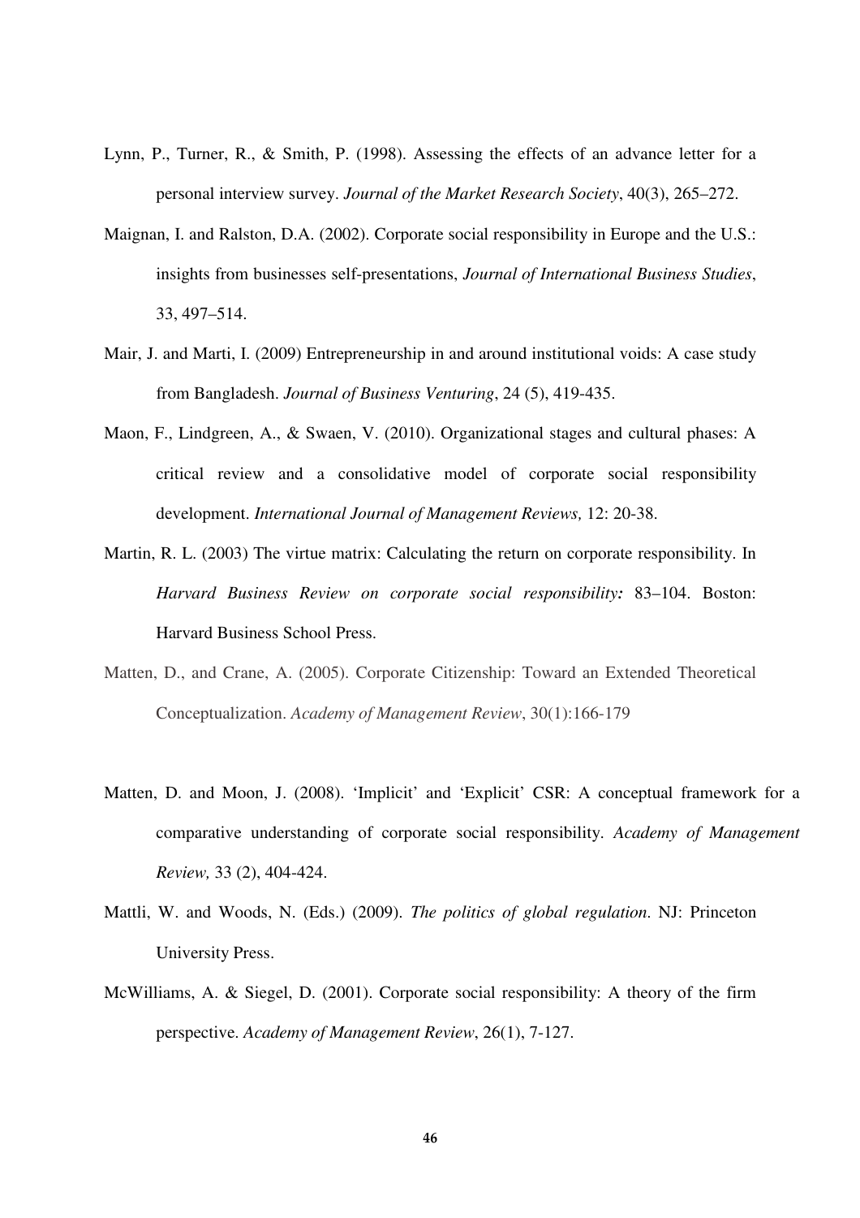Lynn, P., Turner, R., & Smith, P. (1998). Assessing the effects of an advance letter for a personal interview survey. *Journal of the Market Research Society*, 40(3), 265–272.

Maignan, I. and Ralston, D.A. (2002). Corporate social responsibility in Europe and the U.S.: insights from businesses self-presentations, *Journal of International Business Studies*, 33, 497–514.

Mair, J. and Marti, I. (2009) Entrepreneurship in and around institutional voids: A case study from Bangladesh. *Journal of Business Venturing*, 24 (5), 419-435.

Maon, F., Lindgreen, A., & Swaen, V. (2010). Organizational stages and cultural phases: A critical review and a consolidative model of corporate social responsibility development. *International Journal of Management Reviews,* 12: 20-38.

Martin, R. L. (2003) The virtue matrix: Calculating the return on corporate responsibility. In *Harvard Business Review on corporate social responsibility:* 83–104. Boston: Harvard Business School Press.

Matten, D., and Crane, A. (2005). Corporate Citizenship: Toward an Extended Theoretical Conceptualization. *Academy of Management Review*, 30(1):166-179

Matten, D. and Moon, J. (2008). 'Implicit' and 'Explicit' CSR: A conceptual framework for a comparative understanding of corporate social responsibility. *Academy of Management Review,* 33 (2), 404-424.

Mattli, W. and Woods, N. (Eds.) (2009). *The politics of global regulation*. NJ: Princeton University Press.

McWilliams, A. & Siegel, D. (2001). Corporate social responsibility: A theory of the firm perspective. *Academy of Management Review*, 26(1), 7-127.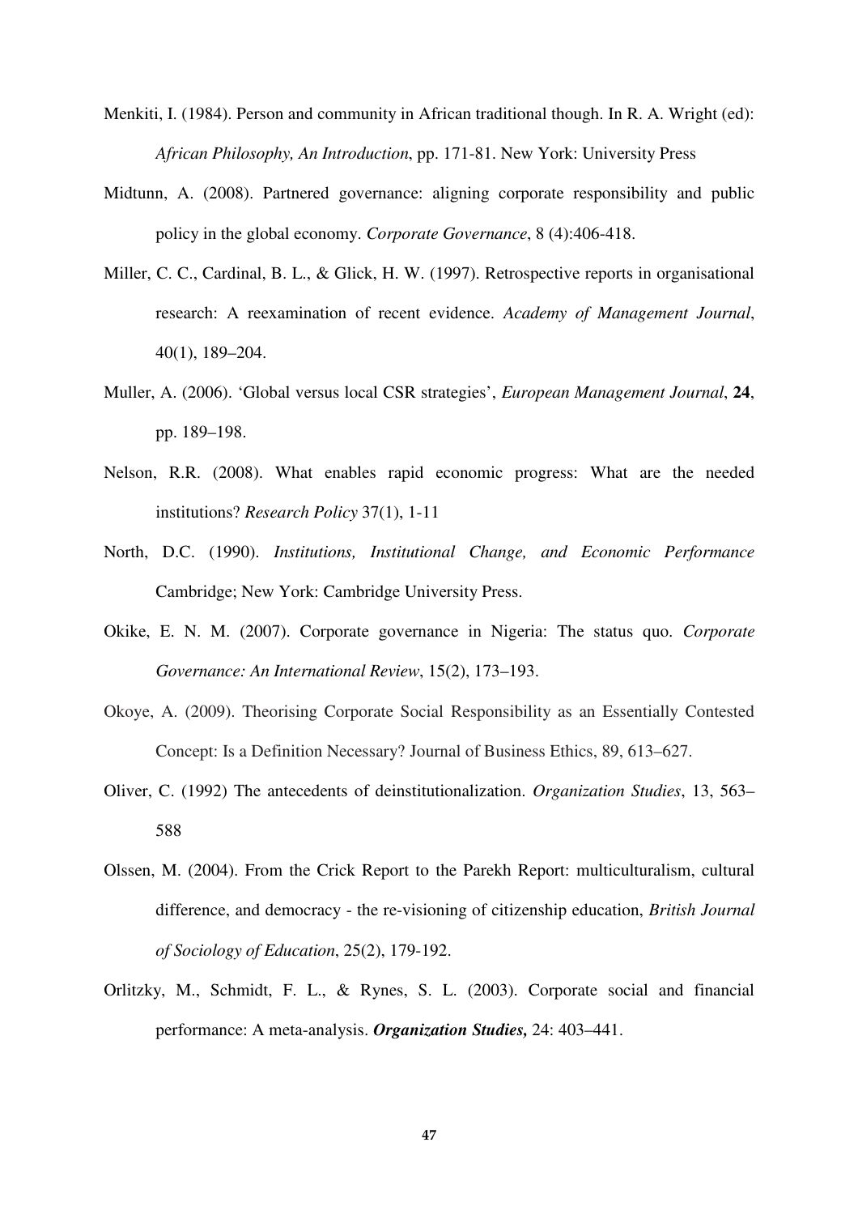Menkiti, I. (1984). Person and community in African traditional though. In R. A. Wright (ed): *African Philosophy, An Introduction*, pp. 171-81. New York: University Press

Midtunn, A. (2008). Partnered governance: aligning corporate responsibility and public policy in the global economy. *Corporate Governance*, 8 (4):406-418.

Miller, C. C., Cardinal, B. L., & Glick, H. W. (1997). Retrospective reports in organisational research: A reexamination of recent evidence. *Academy of Management Journal*, 40(1), 189–204.

Muller, A. (2006). 'Global versus local CSR strategies', *European Management Journal*, **24**, pp. 189–198.

Nelson, R.R. (2008). What enables rapid economic progress: What are the needed institutions? *Research Policy* 37(1), 1-11

North, D.C. (1990). *Institutions, Institutional Change, and Economic Performance* Cambridge; New York: Cambridge University Press.

Okike, E. N. M. (2007). Corporate governance in Nigeria: The status quo. *Corporate Governance: An International Review*, 15(2), 173–193.

Okoye, A. (2009). Theorising Corporate Social Responsibility as an Essentially Contested Concept: Is a Definition Necessary? Journal of Business Ethics, 89, 613–627.

Oliver, C. (1992) The antecedents of deinstitutionalization. *Organization Studies*, 13, 563–588

Olssen, M. (2004). From the Crick Report to the Parekh Report: multiculturalism, cultural difference, and democracy - the re-visioning of citizenship education, *British Journal of Sociology of Education*, 25(2), 179-192.

Orlitzky, M., Schmidt, F. L., & Rynes, S. L. (2003). Corporate social and financial performance: A meta-analysis. ***Organization Studies,*** 24: 403–441.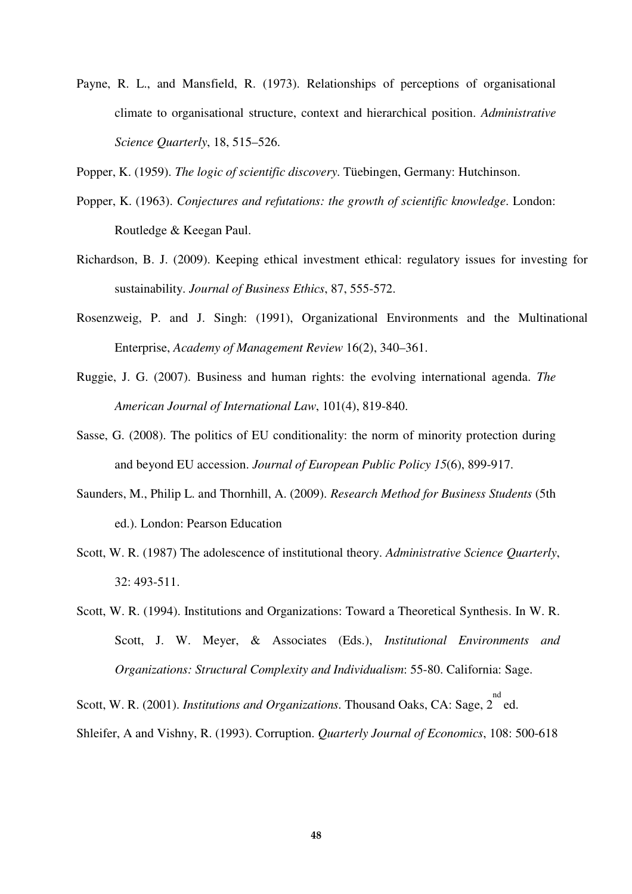Payne, R. L., and Mansfield, R. (1973). Relationships of perceptions of organisational climate to organisational structure, context and hierarchical position. *Administrative Science Quarterly*, 18, 515–526.

Popper, K. (1959). *The logic of scientific discovery*. Tüebingen, Germany: Hutchinson.

Popper, K. (1963). *Conjectures and refutations: the growth of scientific knowledge*. London: Routledge & Keegan Paul.

Richardson, B. J. (2009). Keeping ethical investment ethical: regulatory issues for investing for sustainability. *Journal of Business Ethics*, 87, 555-572.

Rosenzweig, P. and J. Singh: (1991), Organizational Environments and the Multinational Enterprise, *Academy of Management Review* 16(2), 340–361.

Ruggie, J. G. (2007). Business and human rights: the evolving international agenda. *The American Journal of International Law*, 101(4), 819-840.

Sasse, G. (2008). The politics of EU conditionality: the norm of minority protection during and beyond EU accession. *Journal of European Public Policy 15*(6), 899-917.

Saunders, M., Philip L. and Thornhill, A. (2009). *Research Method for Business Students* (5th ed.). London: Pearson Education

Scott, W. R. (1987) The adolescence of institutional theory. *Administrative Science Quarterly*, 32: 493-511.

Scott, W. R. (1994). Institutions and Organizations: Toward a Theoretical Synthesis. In W. R. Scott, J. W. Meyer, & Associates (Eds.), *Institutional Environments and Organizations: Structural Complexity and Individualism*: 55-80. California: Sage.

Scott, W. R. (2001). *Institutions and Organizations*. Thousand Oaks, CA: Sage, 2nd ed.

Shleifer, A and Vishny, R. (1993). Corruption. *Quarterly Journal of Economics*, 108: 500-618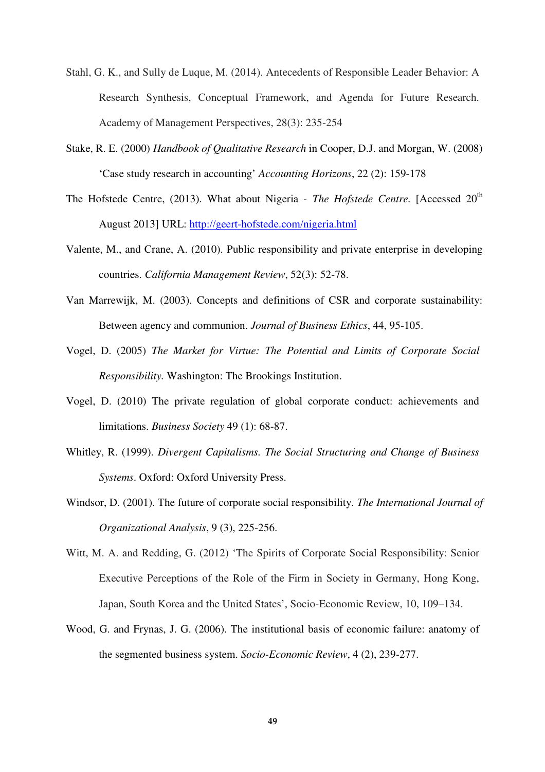Stahl, G. K., and Sully de Luque, M. (2014). Antecedents of Responsible Leader Behavior: A Research Synthesis, Conceptual Framework, and Agenda for Future Research. Academy of Management Perspectives, 28(3): 235-254

Stake, R. E. (2000) *Handbook of Qualitative Research* in Cooper, D.J. and Morgan, W. (2008) 'Case study research in accounting' *Accounting Horizons*, 22 (2): 159-178

The Hofstede Centre, (2013). What about Nigeria - *The Hofstede Centre.* [Accessed 20th August 2013] URL: http://geert-hofstede.com/nigeria.html

Valente, M., and Crane, A. (2010). Public responsibility and private enterprise in developing countries. *California Management Review*, 52(3): 52-78.

Van Marrewijk, M. (2003). Concepts and definitions of CSR and corporate sustainability: Between agency and communion. *Journal of Business Ethics*, 44, 95-105.

Vogel, D. (2005) *The Market for Virtue: The Potential and Limits of Corporate Social Responsibility.* Washington: The Brookings Institution.

Vogel, D. (2010) The private regulation of global corporate conduct: achievements and limitations. *Business Society* 49 (1): 68-87.

Whitley, R. (1999). *Divergent Capitalisms. The Social Structuring and Change of Business Systems*. Oxford: Oxford University Press.

Windsor, D. (2001). The future of corporate social responsibility. *The International Journal of Organizational Analysis*, 9 (3), 225-256.

Witt, M. A. and Redding, G. (2012) 'The Spirits of Corporate Social Responsibility: Senior Executive Perceptions of the Role of the Firm in Society in Germany, Hong Kong, Japan, South Korea and the United States', Socio-Economic Review, 10, 109–134.

Wood, G. and Frynas, J. G. (2006). The institutional basis of economic failure: anatomy of the segmented business system. *Socio-Economic Review*, 4 (2), 239-277.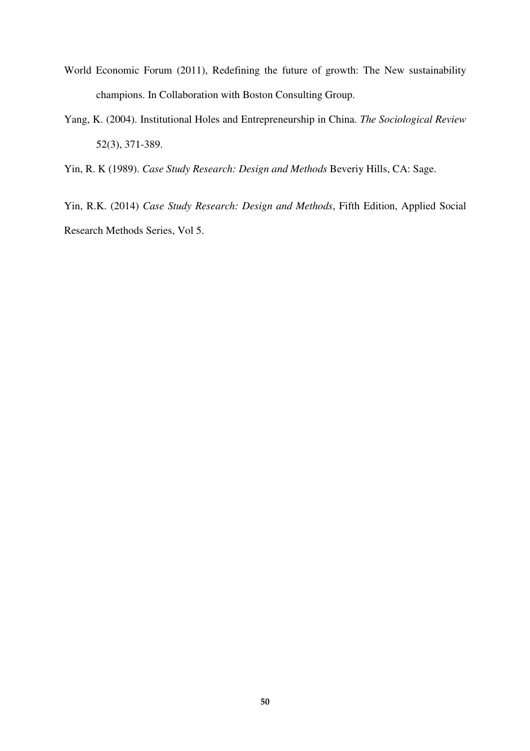World Economic Forum (2011), Redefining the future of growth: The New sustainability champions. In Collaboration with Boston Consulting Group.

Yang, K. (2004). Institutional Holes and Entrepreneurship in China. *The Sociological Review* 52(3), 371-389.

Yin, R. K (1989). *Case Study Research: Design and Methods* Beveriy Hills, CA: Sage.

Yin, R.K. (2014) *Case Study Research: Design and Methods*, Fifth Edition, Applied Social Research Methods Series, Vol 5.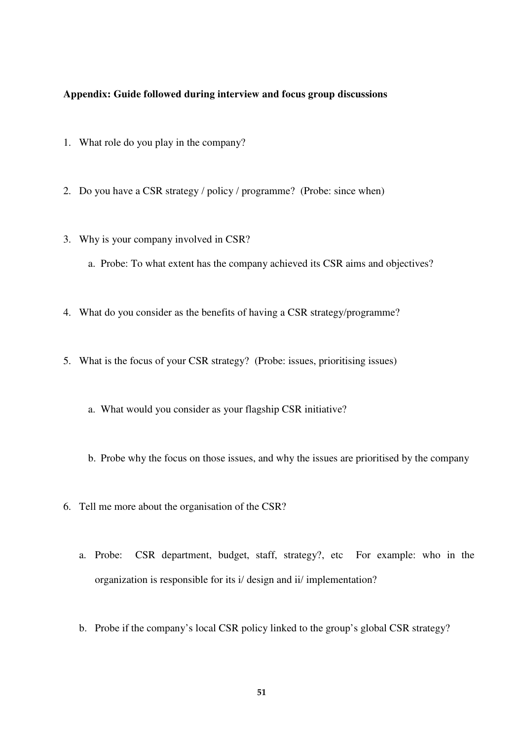**Appendix: Guide followed during interview and focus group discussions**

1. What role do you play in the company?

2. Do you have a CSR strategy / policy / programme? (Probe: since when)

3. Why is your company involved in CSR?
   a. Probe: To what extent has the company achieved its CSR aims and objectives?

4. What do you consider as the benefits of having a CSR strategy/programme?

5. What is the focus of your CSR strategy? (Probe: issues, prioritising issues)
   a. What would you consider as your flagship CSR initiative?
   b. Probe why the focus on those issues, and why the issues are prioritised by the company

6. Tell me more about the organisation of the CSR?
   a. Probe: CSR department, budget, staff, strategy?, etc For example: who in the organization is responsible for its i/ design and ii/ implementation?
   b. Probe if the company's local CSR policy linked to the group's global CSR strategy?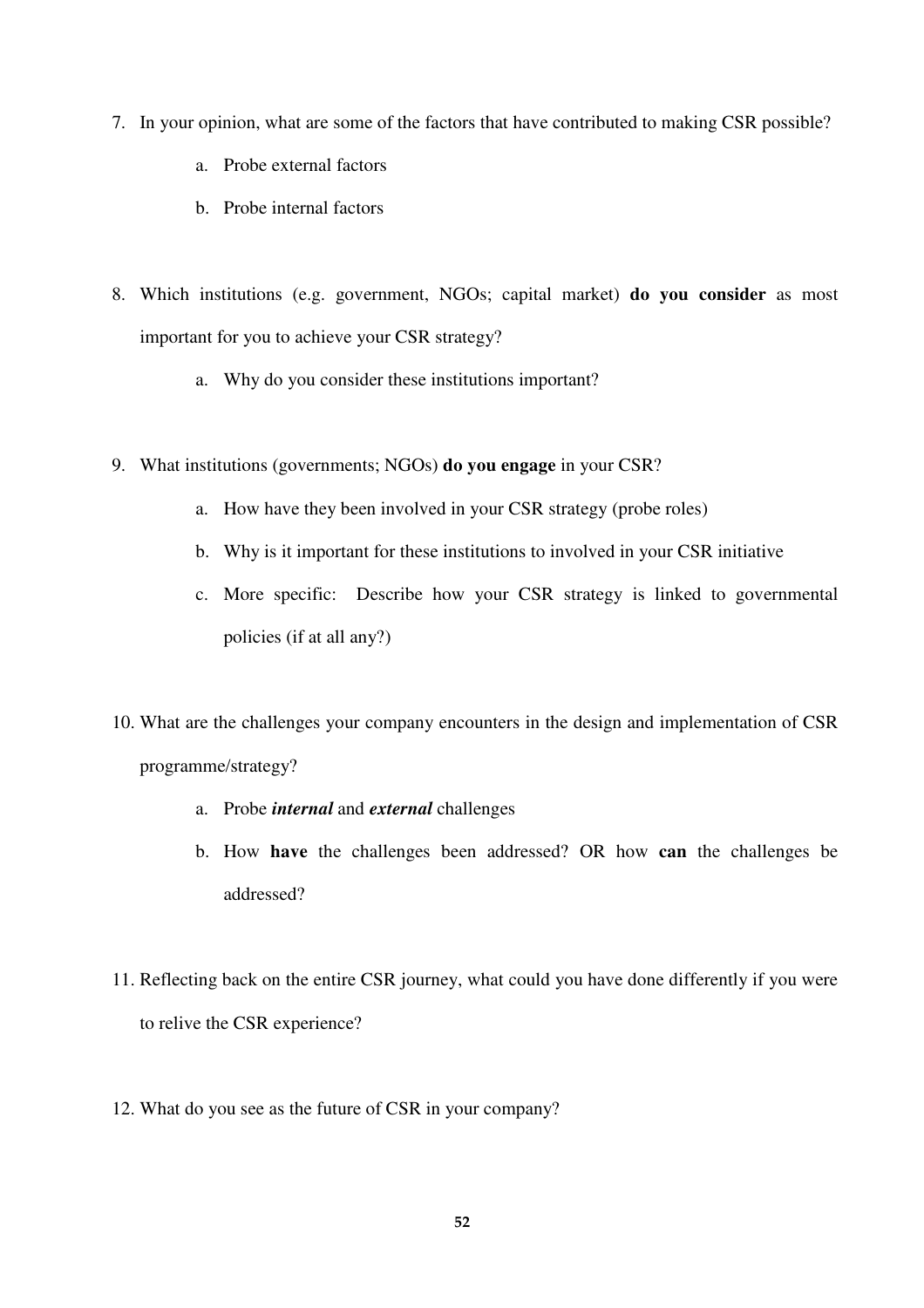7. In your opinion, what are some of the factors that have contributed to making CSR possible?
    a. Probe external factors
    b. Probe internal factors

8. Which institutions (e.g. government, NGOs; capital market) **do you consider** as most important for you to achieve your CSR strategy?
    a. Why do you consider these institutions important?

9. What institutions (governments; NGOs) **do you engage** in your CSR?
    a. How have they been involved in your CSR strategy (probe roles)
    b. Why is it important for these institutions to involved in your CSR initiative
    c. More specific: Describe how your CSR strategy is linked to governmental policies (if at all any?)

10. What are the challenges your company encounters in the design and implementation of CSR programme/strategy?
    a. Probe ***internal*** and ***external*** challenges
    b. How **have** the challenges been addressed? OR how **can** the challenges be addressed?

11. Reflecting back on the entire CSR journey, what could you have done differently if you were to relive the CSR experience?

12. What do you see as the future of CSR in your company?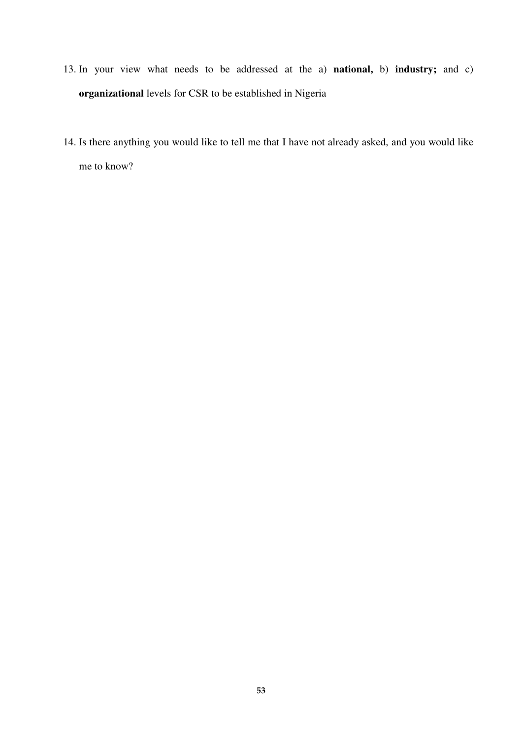13. In your view what needs to be addressed at the a) **national,** b) **industry;** and c) **organizational** levels for CSR to be established in Nigeria

14. Is there anything you would like to tell me that I have not already asked, and you would like me to know?